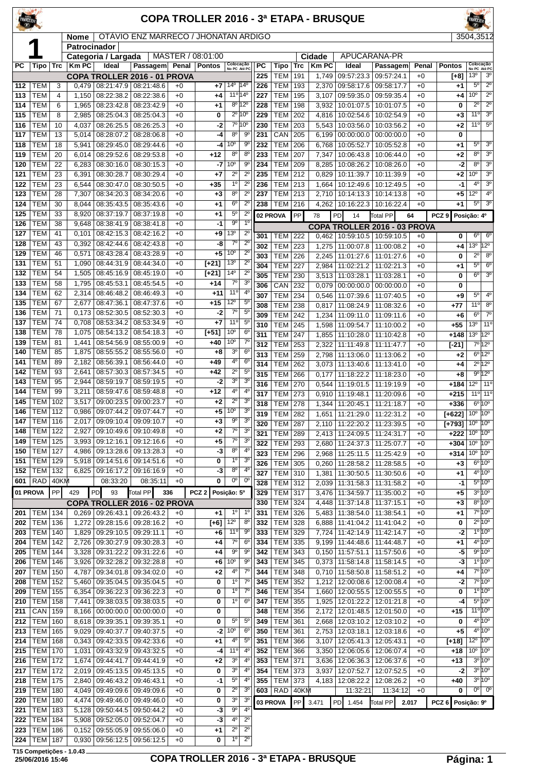# COPA TROLLER 2016 - 3ª ETAPA - BRUSQUE

**1**

| | |
|---|---|
| Nome | OTÁVIO ENZ MARRECO / JHONATAN ARDIGO |
| Patrocinador | |
| Categoria / Largada | MASTER / 08:01:00 |
| Cidade | APUCARANA-PR |

3504,3512

## COPA TROLLER 2016 - 01 PROVA

| PC | Tipo | Trc | Km PC | Ideal | Passagem | Penal | Pontos | Colocação No PC | Colocação Até PC |
|---|---|---|---|---|---|---|---|---|---|
| 112 | TEM | 3 | 0,479 | 08:21:47.9 | 08:21:48.6 | +0 | +7 | 14º | 14º |
| 113 | TEM | 4 | 1,150 | 08:22:38.2 | 08:22:38.6 | +0 | +4 | 11º | 14º |
| 114 | TEM | 6 | 1,965 | 08:23:42.8 | 08:23:42.9 | +0 | +1 | 8º | 12º |
| 115 | TEM | 8 | 2,985 | 08:25:04.3 | 08:25:04.3 | +0 | 0 | 2º | 10º |
| 116 | TEM | 10 | 4,037 | 08:26:25.5 | 08:26:25.3 | +0 | -2 | 7º | 10º |
| 117 | TEM | 13 | 5,014 | 08:28:07.2 | 08:28:06.8 | +0 | -4 | 8º | 9º |
| 118 | TEM | 18 | 5,941 | 08:29:45.0 | 08:29:44.6 | +0 | -4 | 10º | 9º |
| 119 | TEM | 20 | 6,014 | 08:29:52.6 | 08:29:53.8 | +0 | +12 | 8º | 8º |
| 120 | TEM | 22 | 6,283 | 08:30:16.0 | 08:30:15.3 | +0 | -7 | 10º | 9º |
| 121 | TEM | 23 | 6,391 | 08:30:28.7 | 08:30:29.4 | +0 | +7 | 2º | 2º |
| 122 | TEM | 23 | 6,544 | 08:30:47.0 | 08:30:50.5 | +0 | +35 | 1º | 2º |
| 123 | TEM | 28 | 7,307 | 08:34:20.3 | 08:34:20.6 | +0 | +3 | 8º | 2º |
| 124 | TEM | 30 | 8,044 | 08:35:43.5 | 08:35:43.6 | +0 | +1 | 6º | 2º |
| 125 | TEM | 33 | 8,920 | 08:37:19.7 | 08:37:19.8 | +0 | +1 | 5º | 2º |
| 126 | TEM | 38 | 9,648 | 08:38:41.9 | 08:38:41.8 | +0 | -1 | 9º | 1º |
| 127 | TEM | 41 | 0,101 | 08:42:15.3 | 08:42:16.2 | +0 | +9 | 13º | 2º |
| 128 | TEM | 43 | 0,392 | 08:42:44.6 | 08:42:43.8 | +0 | -8 | 7º | 2º |
| 129 | TEM | 46 | 0,571 | 08:43:28.4 | 08:43:28.9 | +0 | +5 | 10º | 2º |
| 131 | TEM | 51 | 1,090 | 08:44:31.9 | 08:44:34.0 | +0 | [+21] | 13º | 2º |
| 132 | TEM | 54 | 1,505 | 08:45:16.9 | 08:45:19.0 | +0 | [+21] | 14º | 2º |
| 133 | TEM | 58 | 1,795 | 08:45:53.1 | 08:45:54.5 | +0 | +14 | 7º | 3º |
| 134 | TEM | 62 | 2,314 | 08:46:48.2 | 08:46:49.3 | +0 | +11 | 11º | 4º |
| 135 | TEM | 67 | 2,677 | 08:47:36.1 | 08:47:37.6 | +0 | +15 | 12º | 5º |
| 136 | TEM | 71 | 0,173 | 08:52:30.5 | 08:52:30.3 | +0 | -2 | 7º | 5º |
| 137 | TEM | 74 | 0,708 | 08:53:34.2 | 08:53:34.9 | +0 | +7 | 11º | 5º |
| 138 | TEM | 78 | 1,075 | 08:54:13.2 | 08:54:18.3 | +0 | [+51] | 10º | 6º |
| 139 | TEM | 81 | 1,441 | 08:54:56.9 | 08:55:00.9 | +0 | +40 | 10º | 7º |
| 140 | TEM | 85 | 1,875 | 08:55:55.2 | 08:55:56.0 | +0 | +8 | 3º | 6º |
| 141 | TEM | 89 | 2,182 | 08:56:39.1 | 08:56:44.0 | +0 | +49 | 4º | 6º |
| 142 | TEM | 93 | 2,641 | 08:57:30.3 | 08:57:34.5 | +0 | +42 | 2º | 5º |
| 143 | TEM | 95 | 2,944 | 08:59:19.7 | 08:59:19.5 | +0 | -2 | 3º | 3º |
| 144 | TEM | 99 | 3,211 | 08:59:47.6 | 08:59:48.8 | +0 | +12 | 4º | 4º |
| 145 | TEM | 102 | 3,517 | 09:00:23.5 | 09:00:23.7 | +0 | +2 | 2º | 3º |
| 146 | TEM | 112 | 0,986 | 09:07:44.2 | 09:07:44.7 | +0 | +5 | 10º | 3º |
| 147 | TEM | 116 | 2,017 | 09:09:10.4 | 09:09:10.7 | +0 | +3 | 9º | 3º |
| 148 | TEM | 122 | 2,927 | 09:10:49.6 | 09:10:49.8 | +0 | +2 | 7º | 3º |
| 149 | TEM | 125 | 3,993 | 09:12:16.1 | 09:12:16.6 | +0 | +5 | 7º | 3º |
| 150 | TEM | 127 | 4,986 | 09:13:28.6 | 09:13:28.3 | +0 | -3 | 8º | 4º |
| 151 | TEM | 129 | 5,918 | 09:14:51.6 | 09:14:51.6 | +0 | 0 | 1º | 3º |
| 152 | TEM | 132 | 6,825 | 09:16:17.2 | 09:16:16.9 | +0 | -3 | 8º | 4º |
| 601 | RAD | 40KM | | 08:33:20 | 08:35:11 | +0 | 0 | 0º | 0º |

01 PROVA | PP 429 | PD 93 | Total PP 336 | PCZ 2 | Posição: 5º

## COPA TROLLER 2016 - 02 PROVA

| PC | Tipo | Trc | Km PC | Ideal | Passagem | Penal | Pontos | Colocação No PC | Colocação Até PC |
|---|---|---|---|---|---|---|---|---|---|
| 201 | TEM | 134 | 0,269 | 09:26:43.1 | 09:26:43.2 | +0 | +1 | 1º | 1º |
| 202 | TEM | 136 | 1,272 | 09:28:15.6 | 09:28:16.2 | +0 | [+6] | 12º | 8º |
| 203 | TEM | 140 | 1,829 | 09:29:10.5 | 09:29:11.1 | +0 | +6 | 11º | 9º |
| 204 | TEM | 142 | 2,726 | 09:30:27.9 | 09:30:28.3 | +0 | +4 | 7º | 6º |
| 205 | TEM | 144 | 3,328 | 09:31:22.2 | 09:31:22.6 | +0 | +4 | 9º | 9º |
| 206 | TEM | 146 | 3,926 | 09:32:28.2 | 09:32:28.8 | +0 | +6 | 10º | 9º |
| 207 | TEM | 150 | 4,787 | 09:34:01.8 | 09:34:02.0 | +0 | +2 | 4º | 7º |
| 208 | TEM | 152 | 5,460 | 09:35:04.5 | 09:35:04.5 | +0 | 0 | 1º | 7º |
| 209 | TEM | 155 | 6,354 | 09:36:22.3 | 09:36:22.3 | +0 | 0 | 1º | 7º |
| 210 | TEM | 158 | 7,441 | 09:38:03.5 | 09:38:03.5 | +0 | 0 | 1º | 6º |
| 211 | CAN | 159 | 8,166 | 00:00:00.0 | 00:00:00.0 | +0 | 0 | | |
| 212 | TEM | 160 | 8,618 | 09:39:35.1 | 09:39:35.1 | +0 | 0 | 5º | 5º |
| 213 | TEM | 165 | 9,029 | 09:40:37.7 | 09:40:37.5 | +0 | -2 | 10º | 6º |
| 214 | TEM | 168 | 0,343 | 09:42:33.5 | 09:42:33.6 | +0 | +1 | 4º | 5º |
| 215 | TEM | 170 | 1,031 | 09:43:32.9 | 09:43:32.5 | +0 | -4 | 11º | 4º |
| 216 | TEM | 172 | 1,674 | 09:44:41.7 | 09:44:41.9 | +0 | +2 | 3º | 4º |
| 217 | TEM | 172 | 2,019 | 09:45:13.5 | 09:45:13.5 | +0 | 0 | 3º | 4º |
| 218 | TEM | 175 | 2,840 | 09:46:43.2 | 09:46:43.1 | +0 | -1 | 5º | 4º |
| 219 | TEM | 180 | 4,049 | 09:49:09.6 | 09:49:09.6 | +0 | 0 | 2º | 3º |
| 220 | TEM | 180 | 4,474 | 09:49:46.0 | 09:49:46.0 | +0 | 0 | 3º | 3º |
| 221 | TEM | 183 | 5,128 | 09:50:44.5 | 09:50:44.2 | +0 | -3 | 9º | 4º |
| 222 | TEM | 184 | 5,908 | 09:52:05.0 | 09:52:04.7 | +0 | -3 | 4º | 2º |
| 223 | TEM | 186 | 0,152 | 09:55:05.9 | 09:55:06.0 | +0 | +1 | 2º | 2º |
| 224 | TEM | 187 | 0,930 | 09:56:12.5 | 09:56:12.5 | +0 | 0 | 1º | 2º |
| 225 | TEM | 191 | 1,749 | 09:57:23.3 | 09:57:24.1 | +0 | [+8] | 13º | 3º |
| 226 | TEM | 193 | 2,370 | 09:58:17.6 | 09:58:17.7 | +0 | +1 | 5º | 2º |
| 227 | TEM | 195 | 3,107 | 09:59:35.0 | 09:59:35.4 | +0 | +4 | 10º | 2º |
| 228 | TEM | 198 | 3,932 | 10:01:07.5 | 10:01:07.5 | +0 | 0 | 2º | 2º |
| 229 | TEM | 202 | 4,816 | 10:02:54.6 | 10:02:54.9 | +0 | +3 | 11º | 3º |
| 230 | TEM | 203 | 5,543 | 10:03:56.0 | 10:03:56.2 | +0 | +2 | 11º | 5º |
| 231 | CAN | 205 | 6,199 | 00:00:00.0 | 00:00:00.0 | +0 | 0 | | |
| 232 | TEM | 206 | 6,768 | 10:05:52.7 | 10:05:52.8 | +0 | +1 | 5º | 3º |
| 233 | TEM | 207 | 7,347 | 10:06:43.8 | 10:06:44.0 | +0 | +2 | 8º | 3º |
| 234 | TEM | 209 | 8,285 | 10:08:26.2 | 10:08:26.0 | +0 | -2 | 8º | 3º |
| 235 | TEM | 212 | 0,829 | 10:11:39.7 | 10:11:39.9 | +0 | +2 | 10º | 3º |
| 236 | TEM | 213 | 1,664 | 10:12:49.6 | 10:12:49.5 | +0 | -1 | 4º | 3º |
| 237 | TEM | 213 | 2,710 | 10:14:13.3 | 10:14:13.8 | +0 | +5 | 12º | 4º |
| 238 | TEM | 216 | 4,262 | 10:16:22.3 | 10:16:22.4 | +0 | +1 | 5º | 3º |

02 PROVA | PP 78 | PD 14 | Total PP 64 | PCZ 9 | Posição: 4º

## COPA TROLLER 2016 - 03 PROVA

| PC | Tipo | Trc | Km PC | Ideal | Passagem | Penal | Pontos | Colocação No PC | Colocação Até PC |
|---|---|---|---|---|---|---|---|---|---|
| 301 | TEM | 222 | 0,462 | 10:59:10.5 | 10:59:10.5 | +0 | 0 | 6º | 6º |
| 302 | TEM | 223 | 1,275 | 11:00:07.8 | 11:00:08.2 | +0 | +4 | 13º | 12º |
| 303 | TEM | 226 | 2,245 | 11:01:27.6 | 11:01:27.6 | +0 | 0 | 2º | 8º |
| 304 | TEM | 227 | 2,984 | 11:02:21.2 | 11:02:21.3 | +0 | +1 | 5º | 6º |
| 305 | TEM | 230 | 3,513 | 11:03:28.1 | 11:03:28.1 | +0 | 0 | 6º | 3º |
| 306 | CAN | 232 | 0,079 | 00:00:00.0 | 00:00:00.0 | +0 | 0 | | |
| 307 | TEM | 234 | 0,546 | 11:07:39.6 | 11:07:40.5 | +0 | +9 | 5º | 4º |
| 308 | TEM | 238 | 0,817 | 11:08:24.9 | 11:08:32.6 | +0 | +77 | 11º | 8º |
| 309 | TEM | 242 | 1,234 | 11:09:11.0 | 11:09:11.6 | +0 | +6 | 6º | 7º |
| 310 | TEM | 245 | 1,598 | 11:09:54.7 | 11:10:00.2 | +0 | +55 | 13º | 11º |
| 311 | TEM | 247 | 1,855 | 11:10:28.0 | 11:10:42.8 | +0 | +148 | 13º | 12º |
| 312 | TEM | 253 | 2,322 | 11:11:49.8 | 11:11:47.7 | +0 | [-21] | 7º | 12º |
| 313 | TEM | 259 | 2,798 | 11:13:06.0 | 11:13:06.2 | +0 | +2 | 6º | 12º |
| 314 | TEM | 262 | 3,073 | 11:13:40.6 | 11:13:41.0 | +0 | +4 | 2º | 12º |
| 315 | TEM | 266 | 0,177 | 11:18:22.2 | 11:18:23.0 | +0 | +8 | 9º | 12º |
| 316 | TEM | 270 | 0,544 | 11:19:01.5 | 11:19:19.9 | +0 | +184 | 12º | 11º |
| 317 | TEM | 273 | 0,910 | 11:19:48.1 | 11:20:09.6 | +0 | +215 | 11º | 11º |
| 318 | TEM | 278 | 1,344 | 11:20:45.1 | 11:21:18.7 | +0 | +336 | 6º | 10º |
| 319 | TEM | 282 | 1,651 | 11:21:29.0 | 11:22:31.2 | +0 | [+622] | 10º | 10º |
| 320 | TEM | 287 | 2,110 | 11:22:20.2 | 11:23:39.5 | +0 | [+793] | 10º | 10º |
| 321 | TEM | 289 | 2,413 | 11:24:09.5 | 11:24:31.7 | +0 | +222 | 10º | 10º |
| 322 | TEM | 293 | 2,680 | 11:24:37.3 | 11:25:07.7 | +0 | +304 | 10º | 10º |
| 323 | TEM | 296 | 2,968 | 11:25:11.5 | 11:25:42.9 | +0 | +314 | 10º | 10º |
| 326 | TEM | 305 | 0,260 | 11:28:58.2 | 11:28:58.5 | +0 | +3 | 6º | 10º |
| 327 | TEM | 310 | 1,381 | 11:30:50.5 | 11:30:50.6 | +0 | +1 | 4º | 10º |
| 328 | TEM | 312 | 2,039 | 11:31:58.3 | 11:31:58.2 | +0 | -1 | 5º | 10º |
| 329 | TEM | 317 | 3,476 | 11:34:59.7 | 11:35:00.2 | +0 | +5 | 3º | 10º |
| 330 | TEM | 324 | 4,448 | 11:37:14.8 | 11:37:15.1 | +0 | +3 | 8º | 10º |
| 331 | TEM | 326 | 5,483 | 11:38:54.0 | 11:38:54.1 | +0 | +1 | 7º | 10º |
| 332 | TEM | 328 | 6,888 | 11:41:04.2 | 11:41:04.2 | +0 | 0 | 2º | 10º |
| 333 | TEM | 329 | 7,724 | 11:42:14.9 | 11:42:14.7 | +0 | -2 | 1º | 10º |
| 334 | TEM | 335 | 9,199 | 11:44:48.6 | 11:44:48.7 | +0 | +1 | 4º | 10º |
| 342 | TEM | 343 | 0,150 | 11:57:51.1 | 11:57:50.6 | +0 | -5 | 9º | 10º |
| 343 | TEM | 345 | 0,373 | 11:58:14.8 | 11:58:14.5 | +0 | -3 | 1º | 10º |
| 344 | TEM | 348 | 0,710 | 11:58:50.8 | 11:58:51.2 | +0 | +4 | 7º | 10º |
| 345 | TEM | 352 | 1,212 | 12:00:08.6 | 12:00:08.4 | +0 | -2 | 7º | 10º |
| 346 | TEM | 354 | 1,660 | 12:00:55.5 | 12:00:55.5 | +0 | 0 | 1º | 10º |
| 347 | TEM | 355 | 1,925 | 12:01:22.2 | 12:01:21.8 | +0 | -4 | 5º | 10º |
| 348 | TEM | 356 | 2,172 | 12:01:48.5 | 12:01:50.0 | +0 | +15 | 11º | 10º |
| 349 | TEM | 361 | 2,668 | 12:03:10.2 | 12:03:10.2 | +0 | 0 | 4º | 10º |
| 350 | TEM | 361 | 2,753 | 12:03:18.1 | 12:03:18.6 | +0 | +5 | 4º | 10º |
| 351 | TEM | 366 | 3,107 | 12:05:41.3 | 12:05:43.1 | +0 | [+18] | 12º | 10º |
| 352 | TEM | 366 | 3,350 | 12:06:05.6 | 12:06:07.4 | +0 | +18 | 10º | 10º |
| 353 | TEM | 371 | 3,636 | 12:06:36.3 | 12:06:37.6 | +0 | +13 | 3º | 10º |
| 354 | TEM | 373 | 3,937 | 12:07:52.7 | 12:07:52.5 | +0 | -2 | 3º | 10º |
| 355 | TEM | 373 | 4,183 | 12:08:22.2 | 12:08:26.2 | +0 | +40 | 3º | 10º |
| 603 | RAD | 40KM | | 11:32:21 | 11:34:12 | +0 | 0 | 0º | 0º |

03 PROVA | PP 3.471 | PD 1.454 | Total PP 2.017 | PCZ 6 | Posição: 9º

T15 Competições - 1.0.43
25/06/2016 15:46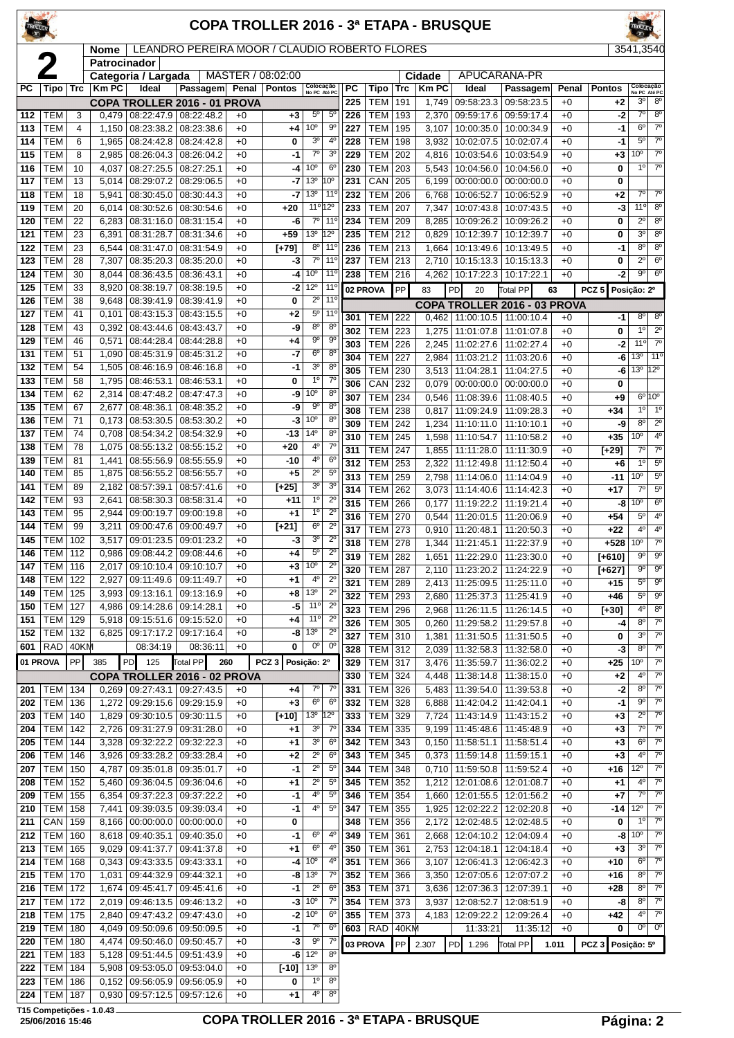# COPA TROLLER 2016 - 3ª ETAPA - BRUSQUE

**2**

| Nome | LEANDRO PEREIRA MOOR / CLAUDIO ROBERTO FLORES | 3541,3540 |
|---|---|---|
| Patrocinador | | |
| Categoria / Largada | MASTER / 08:02:00 | Cidade: APUCARANA-PR |

## COPA TROLLER 2016 - 01 PROVA

| PC | Tipo | Trc | Km PC | Ideal | Passagem | Penal | Pontos | Colocação No PC | Colocação Até PC |
|---|---|---|---|---|---|---|---|---|---|
| 112 | TEM | 3 | 0,479 | 08:22:47.9 | 08:22:48.2 | +0 | +3 | 5º | 5º |
| 113 | TEM | 4 | 1,150 | 08:23:38.2 | 08:23:38.6 | +0 | +4 | 10º | 9º |
| 114 | TEM | 6 | 1,965 | 08:24:42.8 | 08:24:42.8 | +0 | 0 | 3º | 4º |
| 115 | TEM | 8 | 2,985 | 08:26:04.3 | 08:26:04.2 | +0 | -1 | 7º | 3º |
| 116 | TEM | 10 | 4,037 | 08:27:25.5 | 08:27:25.1 | +0 | -4 | 10º | 6º |
| 117 | TEM | 13 | 5,014 | 08:29:07.2 | 08:29:06.5 | +0 | -7 | 13º | 10º |
| 118 | TEM | 18 | 5,941 | 08:30:45.0 | 08:30:44.3 | +0 | -7 | 13º | 11º |
| 119 | TEM | 20 | 6,014 | 08:30:52.6 | 08:30:54.6 | +0 | +20 | 11º | 12º |
| 120 | TEM | 22 | 6,283 | 08:31:16.0 | 08:31:15.4 | +0 | -6 | 7º | 11º |
| 121 | TEM | 23 | 6,391 | 08:31:28.7 | 08:31:34.6 | +0 | +59 | 13º | 12º |
| 122 | TEM | 23 | 6,544 | 08:31:47.0 | 08:31:54.9 | +0 | [+79] | 8º | 11º |
| 123 | TEM | 28 | 7,307 | 08:35:20.3 | 08:35:20.0 | +0 | -3 | 7º | 11º |
| 124 | TEM | 30 | 8,004 | 08:36:43.5 | 08:36:43.1 | +0 | -4 | 10º | 11º |
| 125 | TEM | 33 | 8,920 | 08:38:19.7 | 08:38:19.5 | +0 | -2 | 12º | 11º |
| 126 | TEM | 38 | 9,648 | 08:39:41.9 | 08:39:41.9 | +0 | 0 | 2º | 11º |
| 127 | TEM | 41 | 0,101 | 08:43:15.3 | 08:43:15.5 | +0 | +2 | 5º | 11º |
| 128 | TEM | 43 | 0,392 | 08:43:44.6 | 08:43:43.7 | +0 | -9 | 8º | 8º |
| 129 | TEM | 46 | 0,571 | 08:44:28.4 | 08:44:28.8 | +0 | +4 | 9º | 9º |
| 131 | TEM | 51 | 1,090 | 08:45:31.9 | 08:45:31.2 | +0 | -7 | 6º | 8º |
| 132 | TEM | 54 | 1,505 | 08:46:16.9 | 08:46:16.8 | +0 | -1 | 3º | 8º |
| 133 | TEM | 58 | 1,795 | 08:46:53.1 | 08:46:53.1 | +0 | 0 | 1º | 7º |
| 134 | TEM | 62 | 2,314 | 08:47:48.2 | 08:47:47.3 | +0 | -9 | 10º | 8º |
| 135 | TEM | 67 | 2,677 | 08:48:36.1 | 08:48:35.2 | +0 | -9 | 9º | 8º |
| 136 | TEM | 71 | 0,173 | 08:53:30.5 | 08:53:30.2 | +0 | -3 | 10º | 8º |
| 137 | TEM | 74 | 0,708 | 08:54:34.2 | 08:54:32.9 | +0 | -13 | 14º | 8º |
| 138 | TEM | 78 | 1,075 | 08:55:13.2 | 08:55:15.2 | +0 | +20 | 4º | 7º |
| 139 | TEM | 81 | 1,441 | 08:55:56.9 | 08:55:55.9 | +0 | -10 | 4º | 6º |
| 140 | TEM | 85 | 1,875 | 08:56:55.2 | 08:56:55.7 | +0 | +5 | 2º | 5º |
| 141 | TEM | 89 | 2,182 | 08:57:39.1 | 08:57:41.6 | +0 | [+25] | 3º | 3º |
| 142 | TEM | 93 | 2,641 | 08:58:30.3 | 08:58:31.4 | +0 | +11 | 1º | 2º |
| 143 | TEM | 95 | 2,944 | 09:00:19.7 | 09:00:19.8 | +0 | +1 | 1º | 2º |
| 144 | TEM | 99 | 3,211 | 09:00:47.6 | 09:00:49.7 | +0 | [+21] | 6º | 2º |
| 145 | TEM | 102 | 3,517 | 09:01:23.5 | 09:01:23.2 | +0 | -3 | 3º | 2º |
| 146 | TEM | 112 | 0,986 | 09:08:44.2 | 09:08:44.6 | +0 | +4 | 5º | 2º |
| 147 | TEM | 116 | 2,017 | 09:10:10.4 | 09:10:10.7 | +0 | +3 | 10º | 2º |
| 148 | TEM | 122 | 2,927 | 09:11:49.6 | 09:11:49.7 | +0 | +1 | 4º | 2º |
| 149 | TEM | 125 | 3,993 | 09:13:16.1 | 09:13:16.9 | +0 | +8 | 13º | 2º |
| 150 | TEM | 127 | 4,986 | 09:14:28.6 | 09:14:28.1 | +0 | -5 | 11º | 2º |
| 151 | TEM | 129 | 5,918 | 09:15:51.6 | 09:15:52.0 | +0 | +4 | 11º | 2º |
| 152 | TEM | 132 | 6,825 | 09:17:17.2 | 09:17:16.4 | +0 | -8 | 13º | 2º |
| 601 | RAD | 40KM | | 08:34:19 | 08:36:11 | +0 | 0 | 0º | 0º |

01 PROVA | PP 385 | PD 125 | Total PP 260 | PCZ 3 | Posição: 2º

## COPA TROLLER 2016 - 02 PROVA

| PC | Tipo | Trc | Km PC | Ideal | Passagem | Penal | Pontos | Colocação No PC | Colocação Até PC |
|---|---|---|---|---|---|---|---|---|---|
| 201 | TEM | 134 | 0,269 | 09:27:43.1 | 09:27:43.5 | +0 | +4 | 7º | 7º |
| 202 | TEM | 136 | 1,272 | 09:29:15.6 | 09:29:15.9 | +0 | +3 | 6º | 6º |
| 203 | TEM | 140 | 1,829 | 09:30:10.5 | 09:30:11.5 | +0 | [+10] | 13º | 12º |
| 204 | TEM | 142 | 2,726 | 09:31:27.9 | 09:31:28.0 | +0 | +1 | 3º | 7º |
| 205 | TEM | 144 | 3,328 | 09:32:22.2 | 09:32:22.3 | +0 | +1 | 3º | 6º |
| 206 | TEM | 146 | 3,926 | 09:33:28.2 | 09:33:28.4 | +0 | +2 | 2º | 6º |
| 207 | TEM | 150 | 4,787 | 09:35:01.8 | 09:35:01.7 | +0 | -1 | 2º | 5º |
| 208 | TEM | 152 | 5,460 | 09:36:04.5 | 09:36:04.6 | +0 | +1 | 2º | 5º |
| 209 | TEM | 155 | 6,354 | 09:37:22.3 | 09:37:22.2 | +0 | -1 | 4º | 5º |
| 210 | TEM | 158 | 7,441 | 09:39:03.5 | 09:39:03.4 | +0 | -1 | 4º | 5º |
| 211 | CAN | 159 | 8,166 | 00:00:00.0 | 00:00:00.0 | +0 | 0 | | |
| 212 | TEM | 160 | 8,618 | 09:40:35.1 | 09:40:35.0 | +0 | -1 | 6º | 4º |
| 213 | TEM | 165 | 9,029 | 09:41:37.7 | 09:41:37.8 | +0 | +1 | 6º | 4º |
| 214 | TEM | 168 | 0,343 | 09:43:33.5 | 09:43:33.1 | +0 | -4 | 10º | 4º |
| 215 | TEM | 170 | 1,031 | 09:44:32.9 | 09:44:32.1 | +0 | -8 | 13º | 7º |
| 216 | TEM | 172 | 1,674 | 09:45:41.7 | 09:45:41.6 | +0 | -1 | 2º | 6º |
| 217 | TEM | 172 | 2,019 | 09:46:13.5 | 09:46:13.2 | +0 | -3 | 10º | 7º |
| 218 | TEM | 175 | 2,840 | 09:47:43.2 | 09:47:43.0 | +0 | -2 | 10º | 6º |
| 219 | TEM | 180 | 4,049 | 09:50:09.6 | 09:50:09.5 | +0 | -1 | 7º | 6º |
| 220 | TEM | 180 | 4,474 | 09:50:46.0 | 09:50:45.7 | +0 | -3 | 9º | 7º |
| 221 | TEM | 183 | 5,128 | 09:51:44.5 | 09:51:43.9 | +0 | -6 | 12º | 8º |
| 222 | TEM | 184 | 5,908 | 09:53:05.0 | 09:53:04.0 | +0 | [-10] | 13º | 8º |
| 223 | TEM | 186 | 0,152 | 09:56:05.9 | 09:56:05.9 | +0 | 0 | 1º | 8º |
| 224 | TEM | 187 | 0,930 | 09:57:12.5 | 09:57:12.6 | +0 | +1 | 4º | 8º |
| 225 | TEM | 191 | 1,749 | 09:58:23.3 | 09:58:23.5 | +0 | +2 | 3º | 8º |
| 226 | TEM | 193 | 2,370 | 09:59:17.6 | 09:59:17.4 | +0 | -2 | 7º | 8º |
| 227 | TEM | 195 | 3,107 | 10:00:35.0 | 10:00:34.9 | +0 | -1 | 6º | 7º |
| 228 | TEM | 198 | 3,932 | 10:02:07.5 | 10:02:07.4 | +0 | -1 | 5º | 7º |
| 229 | TEM | 202 | 4,816 | 10:03:54.6 | 10:03:54.9 | +0 | +3 | 10º | 7º |
| 230 | TEM | 203 | 5,543 | 10:04:56.0 | 10:04:56.0 | +0 | 0 | 1º | 7º |
| 231 | CAN | 205 | 6,259 | 00:00:00.0 | 00:00:00.0 | +0 | 0 | | |
| 232 | TEM | 206 | 6,768 | 10:06:52.7 | 10:06:52.9 | +0 | +2 | 7º | 7º |
| 233 | TEM | 207 | 7,347 | 10:07:43.8 | 10:07:43.5 | +0 | -3 | 11º | 8º |
| 234 | TEM | 209 | 8,285 | 10:09:26.2 | 10:09:26.2 | +0 | 0 | 2º | 8º |
| 235 | TEM | 212 | 0,829 | 10:12:39.7 | 10:12:39.7 | +0 | 0 | 3º | 8º |
| 236 | TEM | 213 | 1,664 | 10:13:49.6 | 10:13:49.5 | +0 | -1 | 8º | 8º |
| 237 | TEM | 213 | 2,710 | 10:15:13.3 | 10:15:13.3 | +0 | 0 | 2º | 6º |
| 238 | TEM | 216 | 4,262 | 10:17:22.3 | 10:17:22.1 | +0 | -2 | 9º | 6º |

02 PROVA | PP 83 | PD 20 | Total PP 63 | PCZ 5 | Posição: 2º

## COPA TROLLER 2016 - 03 PROVA

| PC | Tipo | Trc | Km PC | Ideal | Passagem | Penal | Pontos | Colocação No PC | Colocação Até PC |
|---|---|---|---|---|---|---|---|---|---|
| 301 | TEM | 222 | 0,462 | 11:00:10.5 | 11:00:10.4 | +0 | -1 | 8º | 8º |
| 302 | TEM | 223 | 1,275 | 11:01:07.8 | 11:01:07.8 | +0 | 0 | 1º | 2º |
| 303 | TEM | 226 | 2,245 | 11:02:27.6 | 11:02:27.4 | +0 | -2 | 11º | 7º |
| 304 | TEM | 227 | 2,984 | 11:03:21.2 | 11:03:20.6 | +0 | -6 | 13º | 11º |
| 305 | TEM | 230 | 3,513 | 11:04:28.1 | 11:04:27.5 | +0 | -6 | 13º | 12º |
| 306 | CAN | 232 | 0,079 | 00:00:00.0 | 00:00:00.0 | +0 | 0 | | |
| 307 | TEM | 234 | 0,546 | 11:08:39.6 | 11:08:40.5 | +0 | +9 | 6º | 10º |
| 308 | TEM | 238 | 0,817 | 11:09:24.9 | 11:09:28.3 | +0 | +34 | 1º | 1º |
| 309 | TEM | 242 | 1,234 | 11:10:11.0 | 11:10:10.1 | +0 | -9 | 8º | 2º |
| 310 | TEM | 245 | 1,598 | 11:10:54.7 | 11:10:58.2 | +0 | +35 | 10º | 4º |
| 311 | TEM | 247 | 1,855 | 11:11:28.0 | 11:11:30.9 | +0 | [+29] | 7º | 5º |
| 312 | TEM | 253 | 2,322 | 11:12:49.8 | 11:12:50.4 | +0 | +6 | 1º | 5º |
| 313 | TEM | 259 | 2,798 | 11:14:06.0 | 11:14:04.9 | +0 | -11 | 10º | 5º |
| 314 | TEM | 262 | 3,073 | 11:14:40.6 | 11:14:42.3 | +0 | +17 | 7º | 5º |
| 315 | TEM | 266 | 0,177 | 11:19:22.2 | 11:19:21.4 | +0 | -8 | 10º | 6º |
| 316 | TEM | 270 | 0,544 | 11:20:01.5 | 11:20:06.9 | +0 | +54 | 5º | 4º |
| 317 | TEM | 273 | 0,910 | 11:20:48.1 | 11:20:50.3 | +0 | +22 | 4º | 4º |
| 318 | TEM | 278 | 1,344 | 11:21:45.1 | 11:22:37.9 | +0 | +528 | 10º | 7º |
| 319 | TEM | 282 | 1,651 | 11:22:29.0 | 11:23:30.0 | +0 | [+610] | 9º | 9º |
| 320 | TEM | 287 | 2,110 | 11:23:20.2 | 11:24:22.9 | +0 | [+627] | 9º | 9º |
| 321 | TEM | 289 | 2,413 | 11:25:09.5 | 11:25:11.0 | +0 | +15 | 5º | 9º |
| 322 | TEM | 293 | 2,680 | 11:25:37.3 | 11:25:41.9 | +0 | +46 | 5º | 9º |
| 323 | TEM | 296 | 2,968 | 11:26:11.5 | 11:26:14.5 | +0 | [+30] | 4º | 8º |
| 326 | TEM | 305 | 0,260 | 11:29:58.2 | 11:29:57.8 | +0 | -4 | 8º | 7º |
| 327 | TEM | 310 | 1,381 | 11:31:50.5 | 11:31:50.5 | +0 | 0 | 3º | 7º |
| 328 | TEM | 312 | 2,039 | 11:32:58.3 | 11:32:58.0 | +0 | -3 | 8º | 7º |
| 329 | TEM | 317 | 3,476 | 11:35:59.7 | 11:36:02.2 | +0 | +25 | 10º | 7º |
| 330 | TEM | 324 | 4,448 | 11:38:14.8 | 11:38:15.0 | +0 | +2 | 4º | 7º |
| 331 | TEM | 326 | 5,483 | 11:39:54.0 | 11:39:53.8 | +0 | -2 | 8º | 7º |
| 332 | TEM | 328 | 6,888 | 11:42:04.2 | 11:42:04.1 | +0 | -1 | 9º | 7º |
| 333 | TEM | 329 | 7,724 | 11:43:14.9 | 11:43:15.2 | +0 | +3 | 2º | 7º |
| 334 | TEM | 335 | 9,199 | 11:45:48.6 | 11:45:48.9 | +0 | +3 | 7º | 7º |
| 342 | TEM | 343 | 0,150 | 11:58:51.1 | 11:58:51.4 | +0 | +3 | 6º | 7º |
| 343 | TEM | 345 | 0,373 | 11:59:14.8 | 11:59:15.1 | +0 | +3 | 4º | 7º |
| 344 | TEM | 348 | 0,710 | 11:59:50.8 | 11:59:52.4 | +0 | +16 | 12º | 7º |
| 345 | TEM | 352 | 1,212 | 12:01:08.6 | 12:01:08.7 | +0 | +1 | 4º | 7º |
| 346 | TEM | 354 | 1,660 | 12:01:55.5 | 12:01:56.2 | +0 | +7 | 7º | 7º |
| 347 | TEM | 355 | 1,925 | 12:02:22.2 | 12:02:20.8 | +0 | -14 | 12º | 7º |
| 348 | TEM | 356 | 2,172 | 12:02:48.5 | 12:02:48.5 | +0 | 0 | 1º | 7º |
| 349 | TEM | 361 | 2,668 | 12:04:10.2 | 12:04:09.4 | +0 | -8 | 10º | 7º |
| 350 | TEM | 361 | 2,753 | 12:04:18.1 | 12:04:18.4 | +0 | +3 | 3º | 7º |
| 351 | TEM | 366 | 3,107 | 12:06:41.3 | 12:06:42.3 | +0 | +10 | 6º | 7º |
| 352 | TEM | 366 | 3,350 | 12:07:05.6 | 12:07:07.2 | +0 | +16 | 8º | 7º |
| 353 | TEM | 371 | 3,636 | 12:07:36.3 | 12:07:39.1 | +0 | +28 | 8º | 7º |
| 354 | TEM | 373 | 3,937 | 12:08:52.7 | 12:08:51.9 | +0 | -8 | 8º | 7º |
| 355 | TEM | 373 | 4,183 | 12:09:22.2 | 12:09:26.4 | +0 | +42 | 4º | 7º |
| 603 | RAD | 40KM | | 11:33:21 | 11:35:12 | +0 | 0 | 0º | 0º |

03 PROVA | PP 2.307 | PD 1.296 | Total PP 1.011 | PCZ 3 | Posição: 5º

T15 Competições - 1.0.43
25/06/2016 15:46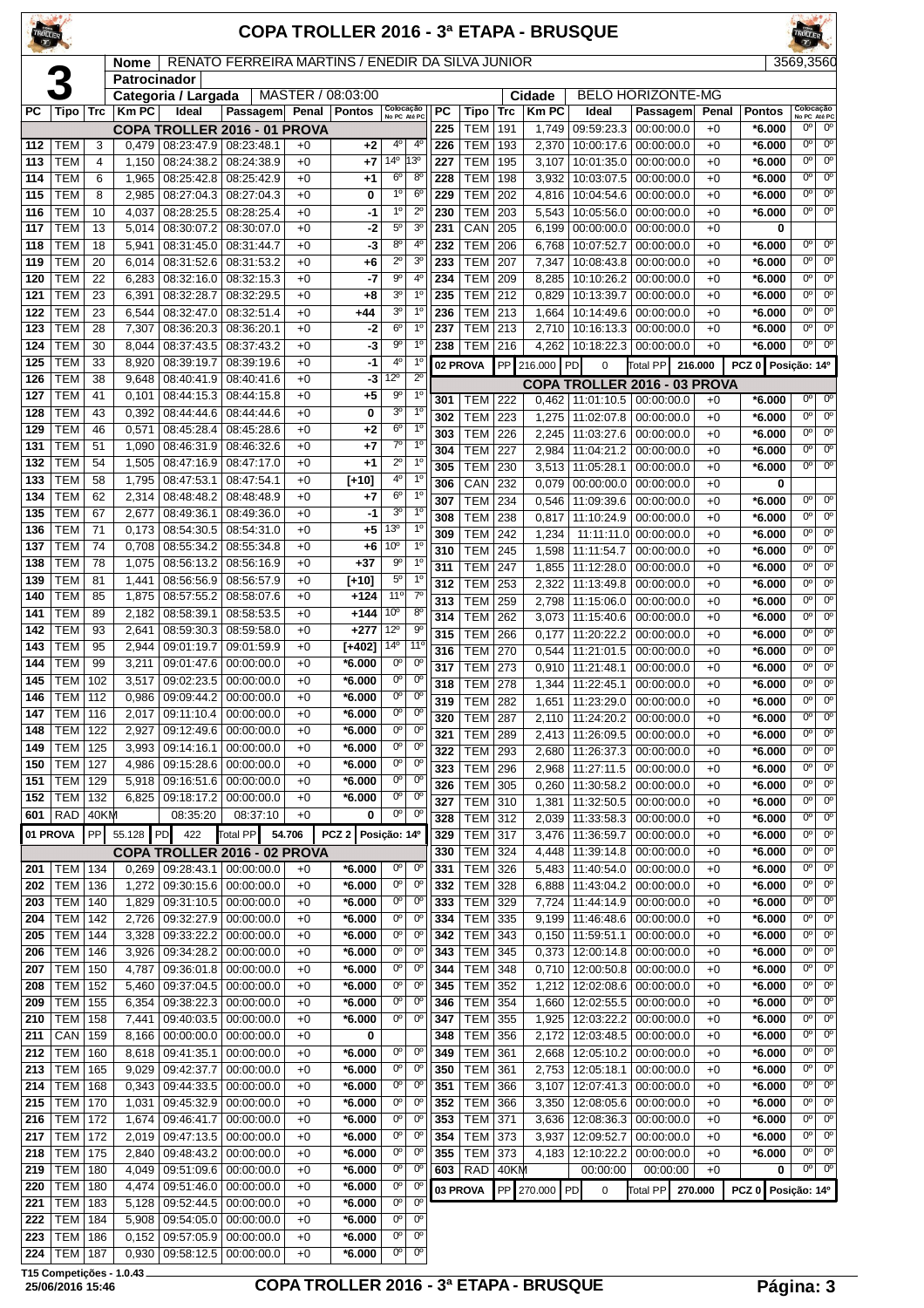# COPA TROLLER 2016 - 3ª ETAPA - BRUSQUE

**3** | **Nome**: RENATO FERREIRA MARTINS / ENEDIR DA SILVA JUNIOR | 3569,3560

**Patrocinador**:

**Categoria / Largada**: MASTER / 08:03:00 | **Cidade**: BELO HORIZONTE-MG

## COPA TROLLER 2016 - 01 PROVA

| PC | Tipo | Trc | Km PC | Ideal | Passagem | Penal | Pontos | Colocação No PC | Colocação Até PC |
|---|---|---|---|---|---|---|---|---|---|
| 112 | TEM | 3 | 0,479 | 08:23:47.9 | 08:23:48.1 | +0 | +2 | 4º | 4º |
| 113 | TEM | 4 | 1,150 | 08:24:38.2 | 08:24:38.9 | +0 | +7 | 14º | 13º |
| 114 | TEM | 6 | 1,965 | 08:25:42.8 | 08:25:42.9 | +0 | +1 | 6º | 8º |
| 115 | TEM | 8 | 2,985 | 08:27:04.3 | 08:27:04.3 | +0 | 0 | 1º | 6º |
| 116 | TEM | 10 | 4,037 | 08:28:25.5 | 08:28:25.4 | +0 | -1 | 1º | 2º |
| 117 | TEM | 13 | 5,014 | 08:30:07.2 | 08:30:07.0 | +0 | -2 | 5º | 3º |
| 118 | TEM | 18 | 5,941 | 08:31:45.0 | 08:31:44.7 | +0 | -3 | 8º | 4º |
| 119 | TEM | 20 | 6,014 | 08:31:52.6 | 08:31:53.2 | +0 | +6 | 2º | 3º |
| 120 | TEM | 22 | 6,283 | 08:32:16.0 | 08:32:15.3 | +0 | -7 | 9º | 4º |
| 121 | TEM | 23 | 6,391 | 08:32:28.7 | 08:32:29.5 | +0 | +8 | 3º | 1º |
| 122 | TEM | 23 | 6,544 | 08:32:47.0 | 08:32:51.4 | +0 | +44 | 3º | 1º |
| 123 | TEM | 28 | 7,307 | 08:36:20.3 | 08:36:20.1 | +0 | -2 | 6º | 1º |
| 124 | TEM | 30 | 8,044 | 08:37:43.5 | 08:37:43.2 | +0 | -3 | 9º | 1º |
| 125 | TEM | 33 | 8,920 | 08:39:19.7 | 08:39:19.6 | +0 | -1 | 4º | 1º |
| 126 | TEM | 38 | 9,648 | 08:40:41.9 | 08:40:41.6 | +0 | -3 | 12º | 2º |
| 127 | TEM | 41 | 0,101 | 08:44:15.3 | 08:44:15.8 | +0 | +5 | 9º | 1º |
| 128 | TEM | 43 | 0,392 | 08:44:44.6 | 08:44:44.6 | +0 | 0 | 3º | 1º |
| 129 | TEM | 46 | 0,571 | 08:45:28.4 | 08:45:28.6 | +0 | +2 | 6º | 1º |
| 131 | TEM | 51 | 1,090 | 08:46:31.9 | 08:46:32.6 | +0 | +7 | 7º | 1º |
| 132 | TEM | 54 | 1,505 | 08:47:16.9 | 08:47:17.0 | +0 | +1 | 2º | 1º |
| 133 | TEM | 58 | 1,795 | 08:47:53.1 | 08:47:54.1 | +0 | [+10] | 4º | 1º |
| 134 | TEM | 62 | 2,314 | 08:48:48.2 | 08:48:48.9 | +0 | +7 | 6º | 1º |
| 135 | TEM | 67 | 2,677 | 08:49:36.1 | 08:49:36.0 | +0 | -1 | 3º | 1º |
| 136 | TEM | 71 | 0,173 | 08:54:30.5 | 08:54:31.0 | +0 | +5 | 13º | 1º |
| 137 | TEM | 74 | 0,708 | 08:55:34.2 | 08:55:34.8 | +0 | +6 | 10º | 1º |
| 138 | TEM | 78 | 1,075 | 08:56:13.2 | 08:56:16.9 | +0 | +37 | 9º | 1º |
| 139 | TEM | 81 | 1,441 | 08:56:56.9 | 08:56:57.9 | +0 | [+10] | 5º | 1º |
| 140 | TEM | 85 | 1,875 | 08:57:55.2 | 08:58:07.6 | +0 | +124 | 11º | 7º |
| 141 | TEM | 89 | 2,182 | 08:58:39.1 | 08:58:53.5 | +0 | +144 | 10º | 8º |
| 142 | TEM | 93 | 2,641 | 08:59:30.3 | 08:59:58.0 | +0 | +277 | 12º | 9º |
| 143 | TEM | 95 | 2,944 | 09:01:19.7 | 09:01:59.9 | +0 | [+402] | 14º | 11º |
| 144 | TEM | 99 | 3,211 | 09:01:47.6 | 00:00:00.0 | +0 | *6.000 | 0º | 0º |
| 145 | TEM | 102 | 3,517 | 09:02:23.5 | 00:00:00.0 | +0 | *6.000 | 0º | 0º |
| 146 | TEM | 112 | 0,986 | 09:09:44.2 | 00:00:00.0 | +0 | *6.000 | 0º | 0º |
| 147 | TEM | 116 | 2,017 | 09:11:10.4 | 00:00:00.0 | +0 | *6.000 | 0º | 0º |
| 148 | TEM | 122 | 2,927 | 09:12:49.6 | 00:00:00.0 | +0 | *6.000 | 0º | 0º |
| 149 | TEM | 125 | 3,993 | 09:14:16.1 | 00:00:00.0 | +0 | *6.000 | 0º | 0º |
| 150 | TEM | 127 | 4,986 | 09:15:28.6 | 00:00:00.0 | +0 | *6.000 | 0º | 0º |
| 151 | TEM | 129 | 5,918 | 09:16:51.6 | 00:00:00.0 | +0 | *6.000 | 0º | 0º |
| 152 | TEM | 132 | 6,825 | 09:18:17.2 | 00:00:00.0 | +0 | *6.000 | 0º | 0º |
| 601 | RAD | 40KM | | 08:35:20 | 08:37:10 | +0 | 0 | 0º | 0º |

**01 PROVA** | PP 55.128 | PD 422 | Total PP 54.706 | PCZ 2 | Posição: 14º

## COPA TROLLER 2016 - 02 PROVA

| PC | Tipo | Trc | Km PC | Ideal | Passagem | Penal | Pontos | Colocação No PC | Colocação Até PC |
|---|---|---|---|---|---|---|---|---|---|
| 201 | TEM | 134 | 0,269 | 09:28:43.1 | 00:00:00.0 | +0 | *6.000 | 0º | 0º |
| 202 | TEM | 136 | 1,272 | 09:30:15.6 | 00:00:00.0 | +0 | *6.000 | 0º | 0º |
| 203 | TEM | 140 | 1,829 | 09:31:10.5 | 00:00:00.0 | +0 | *6.000 | 0º | 0º |
| 204 | TEM | 142 | 2,726 | 09:32:27.9 | 00:00:00.0 | +0 | *6.000 | 0º | 0º |
| 205 | TEM | 144 | 3,328 | 09:33:22.2 | 00:00:00.0 | +0 | *6.000 | 0º | 0º |
| 206 | TEM | 146 | 3,926 | 09:34:28.2 | 00:00:00.0 | +0 | *6.000 | 0º | 0º |
| 207 | TEM | 150 | 4,787 | 09:36:01.8 | 00:00:00.0 | +0 | *6.000 | 0º | 0º |
| 208 | TEM | 152 | 5,460 | 09:37:04.5 | 00:00:00.0 | +0 | *6.000 | 0º | 0º |
| 209 | TEM | 155 | 6,354 | 09:38:22.3 | 00:00:00.0 | +0 | *6.000 | 0º | 0º |
| 210 | TEM | 158 | 7,441 | 09:40:03.5 | 00:00:00.0 | +0 | *6.000 | 0º | 0º |
| 211 | CAN | 159 | 8,166 | 00:00:00.0 | 00:00:00.0 | +0 | 0 | | |
| 212 | TEM | 160 | 8,618 | 09:41:35.1 | 00:00:00.0 | +0 | *6.000 | 0º | 0º |
| 213 | TEM | 165 | 9,029 | 09:42:37.7 | 00:00:00.0 | +0 | *6.000 | 0º | 0º |
| 214 | TEM | 168 | 0,343 | 09:44:33.5 | 00:00:00.0 | +0 | *6.000 | 0º | 0º |
| 215 | TEM | 170 | 1,031 | 09:45:32.9 | 00:00:00.0 | +0 | *6.000 | 0º | 0º |
| 216 | TEM | 172 | 1,674 | 09:46:41.7 | 00:00:00.0 | +0 | *6.000 | 0º | 0º |
| 217 | TEM | 172 | 2,019 | 09:47:13.5 | 00:00:00.0 | +0 | *6.000 | 0º | 0º |
| 218 | TEM | 175 | 2,840 | 09:48:43.2 | 00:00:00.0 | +0 | *6.000 | 0º | 0º |
| 219 | TEM | 180 | 4,049 | 09:51:09.6 | 00:00:00.0 | +0 | *6.000 | 0º | 0º |
| 220 | TEM | 180 | 4,474 | 09:51:46.0 | 00:00:00.0 | +0 | *6.000 | 0º | 0º |
| 221 | TEM | 183 | 5,128 | 09:52:44.5 | 00:00:00.0 | +0 | *6.000 | 0º | 0º |
| 222 | TEM | 184 | 5,908 | 09:54:05.0 | 00:00:00.0 | +0 | *6.000 | 0º | 0º |
| 223 | TEM | 186 | 0,152 | 09:57:05.9 | 00:00:00.0 | +0 | *6.000 | 0º | 0º |
| 224 | TEM | 187 | 0,930 | 09:58:12.5 | 00:00:00.0 | +0 | *6.000 | 0º | 0º |
| 225 | TEM | 191 | 1,749 | 09:59:23.3 | 00:00:00.0 | +0 | *6.000 | 0º | 0º |
| 226 | TEM | 193 | 2,370 | 10:00:17.6 | 00:00:00.0 | +0 | *6.000 | 0º | 0º |
| 227 | TEM | 195 | 3,107 | 10:01:35.0 | 00:00:00.0 | +0 | *6.000 | 0º | 0º |
| 228 | TEM | 198 | 3,932 | 10:03:07.5 | 00:00:00.0 | +0 | *6.000 | 0º | 0º |
| 229 | TEM | 202 | 4,816 | 10:04:54.6 | 00:00:00.0 | +0 | *6.000 | 0º | 0º |
| 230 | TEM | 203 | 5,543 | 10:05:56.0 | 00:00:00.0 | +0 | *6.000 | 0º | 0º |
| 231 | CAN | 205 | 6,199 | 00:00:00.0 | 00:00:00.0 | +0 | 0 | | |
| 232 | TEM | 206 | 6,768 | 10:07:52.7 | 00:00:00.0 | +0 | *6.000 | 0º | 0º |
| 233 | TEM | 207 | 7,347 | 10:08:43.8 | 00:00:00.0 | +0 | *6.000 | 0º | 0º |
| 234 | TEM | 209 | 8,285 | 10:10:26.2 | 00:00:00.0 | +0 | *6.000 | 0º | 0º |
| 235 | TEM | 212 | 0,829 | 10:13:39.7 | 00:00:00.0 | +0 | *6.000 | 0º | 0º |
| 236 | TEM | 213 | 1,664 | 10:14:49.6 | 00:00:00.0 | +0 | *6.000 | 0º | 0º |
| 237 | TEM | 213 | 2,710 | 10:16:13.3 | 00:00:00.0 | +0 | *6.000 | 0º | 0º |
| 238 | TEM | 216 | 4,262 | 10:18:22.3 | 00:00:00.0 | +0 | *6.000 | 0º | 0º |

**02 PROVA** | PP 216.000 | PD 0 | Total PP 216.000 | PCZ 0 | Posição: 14º

## COPA TROLLER 2016 - 03 PROVA

| PC | Tipo | Trc | Km PC | Ideal | Passagem | Penal | Pontos | Colocação No PC | Colocação Até PC |
|---|---|---|---|---|---|---|---|---|---|
| 301 | TEM | 222 | 0,462 | 11:01:10.5 | 00:00:00.0 | +0 | *6.000 | 0º | 0º |
| 302 | TEM | 223 | 1,275 | 11:02:07.8 | 00:00:00.0 | +0 | *6.000 | 0º | 0º |
| 303 | TEM | 226 | 2,245 | 11:03:27.6 | 00:00:00.0 | +0 | *6.000 | 0º | 0º |
| 304 | TEM | 227 | 2,984 | 11:04:21.2 | 00:00:00.0 | +0 | *6.000 | 0º | 0º |
| 305 | TEM | 230 | 3,513 | 11:05:28.1 | 00:00:00.0 | +0 | *6.000 | 0º | 0º |
| 306 | CAN | 232 | 0,079 | 00:00:00.0 | 00:00:00.0 | +0 | 0 | | |
| 307 | TEM | 234 | 0,546 | 11:09:39.6 | 00:00:00.0 | +0 | *6.000 | 0º | 0º |
| 308 | TEM | 238 | 0,817 | 11:10:24.9 | 00:00:00.0 | +0 | *6.000 | 0º | 0º |
| 309 | TEM | 242 | 1,234 | 11:11:11.0 | 00:00:00.0 | +0 | *6.000 | 0º | 0º |
| 310 | TEM | 245 | 1,598 | 11:11:54.7 | 00:00:00.0 | +0 | *6.000 | 0º | 0º |
| 311 | TEM | 247 | 1,855 | 11:12:28.0 | 00:00:00.0 | +0 | *6.000 | 0º | 0º |
| 312 | TEM | 253 | 2,322 | 11:13:49.8 | 00:00:00.0 | +0 | *6.000 | 0º | 0º |
| 313 | TEM | 259 | 2,798 | 11:15:06.0 | 00:00:00.0 | +0 | *6.000 | 0º | 0º |
| 314 | TEM | 262 | 3,073 | 11:15:40.6 | 00:00:00.0 | +0 | *6.000 | 0º | 0º |
| 315 | TEM | 266 | 0,177 | 11:20:22.2 | 00:00:00.0 | +0 | *6.000 | 0º | 0º |
| 316 | TEM | 270 | 0,544 | 11:21:01.5 | 00:00:00.0 | +0 | *6.000 | 0º | 0º |
| 317 | TEM | 273 | 0,910 | 11:21:48.1 | 00:00:00.0 | +0 | *6.000 | 0º | 0º |
| 318 | TEM | 278 | 1,344 | 11:22:45.1 | 00:00:00.0 | +0 | *6.000 | 0º | 0º |
| 319 | TEM | 282 | 1,651 | 11:23:29.0 | 00:00:00.0 | +0 | *6.000 | 0º | 0º |
| 320 | TEM | 287 | 2,110 | 11:24:20.2 | 00:00:00.0 | +0 | *6.000 | 0º | 0º |
| 321 | TEM | 289 | 2,413 | 11:26:09.5 | 00:00:00.0 | +0 | *6.000 | 0º | 0º |
| 322 | TEM | 293 | 2,680 | 11:26:37.3 | 00:00:00.0 | +0 | *6.000 | 0º | 0º |
| 323 | TEM | 296 | 2,968 | 11:27:11.5 | 00:00:00.0 | +0 | *6.000 | 0º | 0º |
| 326 | TEM | 305 | 0,260 | 11:30:58.2 | 00:00:00.0 | +0 | *6.000 | 0º | 0º |
| 327 | TEM | 310 | 1,381 | 11:32:50.5 | 00:00:00.0 | +0 | *6.000 | 0º | 0º |
| 328 | TEM | 312 | 2,039 | 11:33:58.3 | 00:00:00.0 | +0 | *6.000 | 0º | 0º |
| 329 | TEM | 317 | 3,476 | 11:36:59.7 | 00:00:00.0 | +0 | *6.000 | 0º | 0º |
| 330 | TEM | 324 | 4,448 | 11:39:14.8 | 00:00:00.0 | +0 | *6.000 | 0º | 0º |
| 331 | TEM | 326 | 5,483 | 11:40:54.0 | 00:00:00.0 | +0 | *6.000 | 0º | 0º |
| 332 | TEM | 328 | 6,888 | 11:43:04.2 | 00:00:00.0 | +0 | *6.000 | 0º | 0º |
| 333 | TEM | 329 | 7,724 | 11:44:14.9 | 00:00:00.0 | +0 | *6.000 | 0º | 0º |
| 334 | TEM | 335 | 9,199 | 11:46:48.6 | 00:00:00.0 | +0 | *6.000 | 0º | 0º |
| 342 | TEM | 343 | 0,150 | 11:59:51.1 | 00:00:00.0 | +0 | *6.000 | 0º | 0º |
| 343 | TEM | 345 | 0,373 | 12:00:14.8 | 00:00:00.0 | +0 | *6.000 | 0º | 0º |
| 344 | TEM | 348 | 0,710 | 12:00:50.8 | 00:00:00.0 | +0 | *6.000 | 0º | 0º |
| 345 | TEM | 352 | 1,212 | 12:02:08.6 | 00:00:00.0 | +0 | *6.000 | 0º | 0º |
| 346 | TEM | 354 | 1,660 | 12:02:55.5 | 00:00:00.0 | +0 | *6.000 | 0º | 0º |
| 347 | TEM | 355 | 1,925 | 12:03:22.2 | 00:00:00.0 | +0 | *6.000 | 0º | 0º |
| 348 | TEM | 356 | 2,172 | 12:03:48.5 | 00:00:00.0 | +0 | *6.000 | 0º | 0º |
| 349 | TEM | 361 | 2,668 | 12:05:10.2 | 00:00:00.0 | +0 | *6.000 | 0º | 0º |
| 350 | TEM | 361 | 2,753 | 12:05:18.1 | 00:00:00.0 | +0 | *6.000 | 0º | 0º |
| 351 | TEM | 366 | 3,107 | 12:07:41.3 | 00:00:00.0 | +0 | *6.000 | 0º | 0º |
| 352 | TEM | 366 | 3,350 | 12:08:05.6 | 00:00:00.0 | +0 | *6.000 | 0º | 0º |
| 353 | TEM | 371 | 3,636 | 12:08:36.3 | 00:00:00.0 | +0 | *6.000 | 0º | 0º |
| 354 | TEM | 373 | 3,937 | 12:09:52.7 | 00:00:00.0 | +0 | *6.000 | 0º | 0º |
| 355 | TEM | 373 | 4,183 | 12:10:22.2 | 00:00:00.0 | +0 | *6.000 | 0º | 0º |
| 603 | RAD | 40KM | | 00:00:00 | 00:00:00 | +0 | 0 | 0º | 0º |

**03 PROVA** | PP 270.000 | PD 0 | Total PP 270.000 | PCZ 0 | Posição: 14º

T15 Competições - 1.0.43
25/06/2016 15:46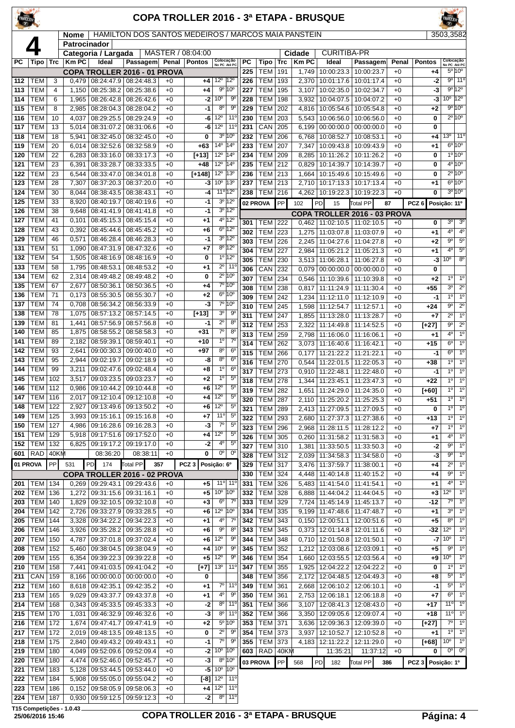# COPA TROLLER 2016 - 3ª ETAPA - BRUSQUE

**4**

| Nome | HAMILTON DOS SANTOS MEDEIROS / MARCOS MAIA PANSTEIN | 3503,3582 |
|---|---|---|
| Patrocinador | | |
| Categoria / Largada | MASTER / 08:04:00 | Cidade: CURITIBA-PR |

| PC | Tipo | Trc | Km PC | Ideal | Passagem | Penal | Pontos | Colocação No PC | Colocação Até PC |
|---|---|---|---|---|---|---|---|---|---|
| **COPA TROLLER 2016 - 01 PROVA** | | | | | | | | | |
| 112 | TEM | 3 | 0,479 | 08:24:47.9 | 08:24:48.3 | +0 | +4 | 12º | 12º |
| 113 | TEM | 4 | 1,150 | 08:25:38.2 | 08:25:38.6 | +0 | +4 | 9º | 10º |
| 114 | TEM | 6 | 1,965 | 08:26:42.8 | 08:26:42.6 | +0 | -2 | 10º | 9º |
| 115 | TEM | 8 | 2,985 | 08:28:04.3 | 08:28:04.2 | +0 | -1 | 8º | 9º |
| 116 | TEM | 10 | 4,037 | 08:29:25.5 | 08:29:24.9 | +0 | -6 | 12º | 11º |
| 117 | TEM | 13 | 5,014 | 08:31:07.2 | 08:31:06.6 | +0 | -6 | 12º | 11º |
| 118 | TEM | 18 | 5,941 | 08:32:45.0 | 08:32:45.0 | +0 | 0 | 3º | 10º |
| 119 | TEM | 20 | 6,014 | 08:32:52.6 | 08:32:58.9 | +0 | +63 | 14º | 14º |
| 120 | TEM | 22 | 6,283 | 08:33:16.0 | 08:33:17.3 | +0 | [+13] | 12º | 14º |
| 121 | TEM | 23 | 6,391 | 08:33:28.7 | 08:33:33.5 | +0 | +48 | 12º | 14º |
| 122 | TEM | 23 | 6,544 | 08:33:47.0 | 08:34:01.8 | +0 | [+148] | 12º | 13º |
| 123 | TEM | 28 | 7,307 | 08:37:20.3 | 08:37:20.0 | +0 | -3 | 10º | 13º |
| 124 | TEM | 30 | 8,044 | 08:38:43.5 | 08:38:43.1 | +0 | -4 | 11º | 12º |
| 125 | TEM | 33 | 8,920 | 08:40:19.7 | 08:40:19.6 | +0 | -1 | 3º | 12º |
| 126 | TEM | 38 | 9,648 | 08:41:41.9 | 08:41:41.8 | +0 | -1 | 3º | 12º |
| 127 | TEM | 41 | 0,101 | 08:45:15.3 | 08:45:15.4 | +0 | +1 | 4º | 12º |
| 128 | TEM | 43 | 0,392 | 08:45:44.6 | 08:45:45.2 | +0 | +6 | 6º | 12º |
| 129 | TEM | 46 | 0,571 | 08:46:28.4 | 08:46:28.3 | +0 | -1 | 3º | 12º |
| 131 | TEM | 51 | 1,090 | 08:47:31.9 | 08:47:32.6 | +0 | +7 | 8º | 12º |
| 132 | TEM | 54 | 1,505 | 08:48:16.9 | 08:48:16.9 | +0 | 0 | 1º | 12º |
| 133 | TEM | 58 | 1,795 | 08:48:53.1 | 08:48:53.2 | +0 | +1 | 2º | 11º |
| 134 | TEM | 62 | 2,314 | 08:49:48.2 | 08:49:48.2 | +0 | 0 | 2º | 10º |
| 135 | TEM | 67 | 2,677 | 08:50:36.1 | 08:50:36.5 | +0 | +4 | 7º | 10º |
| 136 | TEM | 71 | 0,173 | 08:55:30.5 | 08:55:30.7 | +0 | +2 | 6º | 10º |
| 137 | TEM | 74 | 0,708 | 08:56:34.2 | 08:56:33.9 | +0 | -3 | 7º | 10º |
| 138 | TEM | 78 | 1,075 | 08:57:13.2 | 08:57:14.5 | +0 | [+13] | 3º | 9º |
| 139 | TEM | 81 | 1,441 | 08:57:56.9 | 08:57:56.8 | +0 | -1 | 2º | 8º |
| 140 | TEM | 85 | 1,875 | 08:58:55.2 | 08:58:58.3 | +0 | +31 | 7º | 8º |
| 141 | TEM | 89 | 2,182 | 08:59:39.1 | 08:59:40.1 | +0 | +10 | 1º | 7º |
| 142 | TEM | 93 | 2,641 | 09:00:30.3 | 09:00:40.0 | +0 | +97 | 8º | 6º |
| 143 | TEM | 95 | 2,944 | 09:02:19.7 | 09:02:18.9 | +0 | -8 | 8º | 6º |
| 144 | TEM | 99 | 3,211 | 09:02:47.6 | 09:02:48.4 | +0 | +8 | 1º | 6º |
| 145 | TEM | 102 | 3,517 | 09:03:23.5 | 09:03:23.7 | +0 | +2 | 1º | 5º |
| 146 | TEM | 112 | 0,986 | 09:10:44.2 | 09:10:44.8 | +0 | +6 | 12º | 5º |
| 147 | TEM | 116 | 2,017 | 09:12:10.4 | 09:12:10.8 | +0 | +4 | 12º | 5º |
| 148 | TEM | 122 | 2,927 | 09:13:49.6 | 09:13:50.2 | +0 | +6 | 12º | 5º |
| 149 | TEM | 125 | 3,993 | 09:15:16.1 | 09:15:16.8 | +0 | +7 | 11º | 5º |
| 150 | TEM | 127 | 4,986 | 09:16:28.6 | 09:16:28.3 | +0 | -3 | 7º | 5º |
| 151 | TEM | 129 | 5,918 | 09:17:51.6 | 09:17:52.0 | +0 | +4 | 12º | 5º |
| 152 | TEM | 132 | 6,825 | 09:19:17.2 | 09:19:17.0 | +0 | -2 | 4º | 5º |
| 601 | RAD | 40KM | | 08:36:20 | 08:38:11 | +0 | 0 | 0º | 0º |
| 01 PROVA | PP | 531 | PD | 174 | Total PP | 357 | PCZ 3 | Posição: 6º | |
| **COPA TROLLER 2016 - 02 PROVA** | | | | | | | | | |
| 201 | TEM | 134 | 0,269 | 09:29:43.1 | 09:29:43.6 | +0 | +5 | 11º | 11º |
| 202 | TEM | 136 | 1,272 | 09:31:15.6 | 09:31:16.1 | +0 | +5 | 10º | 10º |
| 203 | TEM | 140 | 1,829 | 09:32:10.5 | 09:32:10.8 | +0 | +3 | 6º | 7º |
| 204 | TEM | 142 | 2,726 | 09:33:27.9 | 09:33:28.5 | +0 | +6 | 12º | 10º |
| 205 | TEM | 144 | 3,328 | 09:34:22.2 | 09:34:22.3 | +0 | +1 | 4º | 7º |
| 206 | TEM | 146 | 3,926 | 09:35:28.2 | 09:35:28.8 | +0 | +6 | 9º | 8º |
| 207 | TEM | 150 | 4,787 | 09:37:01.8 | 09:37:02.4 | +0 | +6 | 12º | 9º |
| 208 | TEM | 152 | 5,460 | 09:38:04.5 | 09:38:04.9 | +0 | +4 | 10º | 9º |
| 209 | TEM | 155 | 6,354 | 09:39:22.3 | 09:39:22.8 | +0 | +5 | 12º | 9º |
| 210 | TEM | 158 | 7,441 | 09:41:03.5 | 09:41:04.2 | +0 | [+7] | 13º | 11º |
| 211 | CAN | 159 | 8,166 | 00:00:00.0 | 00:00:00.0 | +0 | 0 | | |
| 212 | TEM | 160 | 8,618 | 09:42:35.1 | 09:42:35.2 | +0 | +1 | 7º | 11º |
| 213 | TEM | 165 | 9,029 | 09:43:37.7 | 09:43:37.8 | +0 | +1 | 4º | 9º |
| 214 | TEM | 168 | 0,343 | 09:45:33.5 | 09:45:33.3 | +0 | -2 | 8º | 11º |
| 215 | TEM | 170 | 1,031 | 09:46:32.9 | 09:46:32.6 | +0 | -3 | 8º | 11º |
| 216 | TEM | 172 | 1,674 | 09:47:41.7 | 09:47:41.9 | +0 | +2 | 5º | 10º |
| 217 | TEM | 172 | 2,019 | 09:48:13.5 | 09:48:13.5 | +0 | 0 | 2º | 9º |
| 218 | TEM | 175 | 2,840 | 09:49:43.2 | 09:49:43.1 | +0 | -1 | 7º | 9º |
| 219 | TEM | 180 | 4,049 | 09:52:09.6 | 09:52:09.4 | +0 | -2 | 10º | 10º |
| 220 | TEM | 180 | 4,474 | 09:52:46.0 | 09:52:45.7 | +0 | -3 | 8º | 10º |
| 221 | TEM | 183 | 5,128 | 09:53:44.5 | 09:53:44.0 | +0 | -5 | 10º | 10º |
| 222 | TEM | 184 | 5,908 | 09:55:05.0 | 09:55:04.2 | +0 | [-8] | 12º | 11º |
| 223 | TEM | 186 | 0,152 | 09:58:05.9 | 09:58:06.3 | +0 | +4 | 12º | 11º |
| 224 | TEM | 187 | 0,930 | 09:59:12.5 | 09:59:12.3 | +0 | -2 | 8º | 11º |
| 225 | TEM | 191 | 1,749 | 10:00:23.3 | 10:00:23.3 | +0 | +4 | 5º | 10º |
| 226 | TEM | 193 | 2,370 | 10:01:17.6 | 10:01:17.4 | +0 | -2 | 9º | 11º |
| 227 | TEM | 195 | 3,107 | 10:02:35.0 | 10:02:34.7 | +0 | -3 | 9º | 12º |
| 228 | TEM | 198 | 3,932 | 10:04:07.5 | 10:04:07.2 | +0 | -3 | 10º | 12º |
| 229 | TEM | 202 | 4,816 | 10:05:54.6 | 10:05:54.8 | +0 | +2 | 9º | 10º |
| 230 | TEM | 203 | 5,543 | 10:06:56.0 | 10:06:56.0 | +0 | 0 | 2º | 10º |
| 231 | CAN | 205 | 6,199 | 00:00:00.0 | 00:00:00.0 | +0 | 0 | | |
| 232 | TEM | 206 | 6,768 | 10:08:52.7 | 10:08:53.1 | +0 | +4 | 13º | 11º |
| 233 | TEM | 207 | 7,347 | 10:09:43.8 | 10:09:43.9 | +0 | +1 | 6º | 10º |
| 234 | TEM | 209 | 8,285 | 10:11:26.2 | 10:11:26.2 | +0 | 0 | 1º | 10º |
| 235 | TEM | 212 | 0,829 | 10:14:39.7 | 10:14:39.7 | +0 | 0 | 4º | 10º |
| 236 | TEM | 213 | 1,664 | 10:15:49.6 | 10:15:49.6 | +0 | 0 | 2º | 10º |
| 237 | TEM | 213 | 2,710 | 10:17:13.3 | 10:17:13.4 | +0 | +1 | 6º | 10º |
| 238 | TEM | 216 | 4,262 | 10:19:22.3 | 10:19:22.3 | +0 | 0 | 3º | 10º |
| 02 PROVA | PP | 102 | PD | 15 | Total PP | 87 | PCZ 6 | Posição: 11º | |
| **COPA TROLLER 2016 - 03 PROVA** | | | | | | | | | |
| 301 | TEM | 222 | 0,462 | 11:02:10.5 | 11:02:10.5 | +0 | 0 | 3º | 3º |
| 302 | TEM | 223 | 1,275 | 11:03:07.8 | 11:03:07.9 | +0 | +1 | 4º | 4º |
| 303 | TEM | 226 | 2,245 | 11:04:27.6 | 11:04:27.8 | +0 | +2 | 9º | 5º |
| 304 | TEM | 227 | 2,984 | 11:05:21.2 | 11:05:21.3 | +0 | +1 | 4º | 5º |
| 305 | TEM | 230 | 3,513 | 11:06:28.1 | 11:06:27.8 | +0 | -3 | 10º | 8º |
| 306 | CAN | 232 | 0,079 | 00:00:00.0 | 00:00:00.0 | +0 | 0 | | |
| 307 | TEM | 234 | 0,546 | 11:10:39.6 | 11:10:39.8 | +0 | +2 | 1º | 1º |
| 308 | TEM | 238 | 0,817 | 11:11:24.9 | 11:11:30.4 | +0 | +55 | 3º | 2º |
| 309 | TEM | 242 | 1,234 | 11:12:11.0 | 11:12:10.9 | +0 | -1 | 1º | 1º |
| 310 | TEM | 245 | 1,598 | 11:12:54.7 | 11:12:57.1 | +0 | +24 | 9º | 2º |
| 311 | TEM | 247 | 1,855 | 11:13:28.0 | 11:13:28.7 | +0 | +7 | 2º | 1º |
| 312 | TEM | 253 | 2,322 | 11:14:49.8 | 11:14:52.5 | +0 | [+27] | 9º | 2º |
| 313 | TEM | 259 | 2,798 | 11:16:06.0 | 11:16:06.1 | +0 | +1 | 4º | 1º |
| 314 | TEM | 262 | 3,073 | 11:16:40.6 | 11:16:42.1 | +0 | +15 | 6º | 1º |
| 315 | TEM | 266 | 0,177 | 11:21:22.2 | 11:21:22.1 | +0 | -1 | 6º | 1º |
| 316 | TEM | 270 | 0,544 | 11:22:01.5 | 11:22:05.3 | +0 | +38 | 1º | 1º |
| 317 | TEM | 273 | 0,910 | 11:22:48.1 | 11:22:48.0 | +0 | -1 | 1º | 1º |
| 318 | TEM | 278 | 1,344 | 11:23:45.1 | 11:23:47.3 | +0 | +22 | 1º | 1º |
| 319 | TEM | 282 | 1,651 | 11:24:29.0 | 11:24:35.0 | +0 | [+60] | 1º | 1º |
| 320 | TEM | 287 | 2,110 | 11:25:20.2 | 11:25:25.3 | +0 | +51 | 1º | 1º |
| 321 | TEM | 289 | 2,413 | 11:27:09.5 | 11:27:09.5 | +0 | 0 | 1º | 1º |
| 322 | TEM | 293 | 2,680 | 11:27:37.3 | 11:27:38.6 | +0 | +13 | 1º | 1º |
| 323 | TEM | 296 | 2,968 | 11:28:11.5 | 11:28:12.2 | +0 | +7 | 1º | 1º |
| 326 | TEM | 305 | 0,260 | 11:31:58.2 | 11:31:58.3 | +0 | +1 | 4º | 1º |
| 327 | TEM | 310 | 1,381 | 11:33:50.5 | 11:33:50.3 | +0 | -2 | 9º | 1º |
| 328 | TEM | 312 | 2,039 | 11:34:58.3 | 11:34:58.0 | +0 | -3 | 9º | 1º |
| 329 | TEM | 317 | 3,476 | 11:37:59.7 | 11:38:00.1 | +0 | +4 | 2º | 1º |
| 330 | TEM | 324 | 4,448 | 11:40:14.8 | 11:40:15.2 | +0 | +4 | 9º | 1º |
| 331 | TEM | 326 | 5,483 | 11:41:54.0 | 11:41:54.1 | +0 | +1 | 4º | 1º |
| 332 | TEM | 328 | 6,888 | 11:44:04.2 | 11:44:04.5 | +0 | +3 | 12º | 1º |
| 333 | TEM | 329 | 7,724 | 11:45:14.9 | 11:45:13.7 | +0 | -12 | 7º | 1º |
| 334 | TEM | 335 | 9,199 | 11:47:48.6 | 11:47:48.7 | +0 | +1 | 3º | 1º |
| 342 | TEM | 343 | 0,150 | 12:00:51.1 | 12:00:51.6 | +0 | +5 | 8º | 1º |
| 343 | TEM | 345 | 0,373 | 12:01:14.8 | 12:01:11.6 | +0 | -32 | 12º | 1º |
| 344 | TEM | 348 | 0,710 | 12:01:50.8 | 12:01:50.1 | +0 | -7 | 10º | 1º |
| 345 | TEM | 352 | 1,212 | 12:03:08.6 | 12:03:09.1 | +0 | +5 | 9º | 1º |
| 346 | TEM | 354 | 1,660 | 12:03:55.5 | 12:03:56.4 | +0 | +9 | 10º | 1º |
| 347 | TEM | 355 | 1,925 | 12:04:22.2 | 12:04:22.2 | +0 | 0 | 1º | 1º |
| 348 | TEM | 356 | 2,172 | 12:04:48.5 | 12:04:49.3 | +0 | +8 | 5º | 1º |
| 349 | TEM | 361 | 2,668 | 12:06:10.2 | 12:06:10.1 | +0 | -1 | 5º | 1º |
| 350 | TEM | 361 | 2,753 | 12:06:18.1 | 12:06:18.8 | +0 | +7 | 6º | 1º |
| 351 | TEM | 366 | 3,107 | 12:08:41.3 | 12:08:43.0 | +0 | +17 | 11º | 1º |
| 352 | TEM | 366 | 3,350 | 12:09:05.6 | 12:09:07.4 | +0 | +18 | 11º | 1º |
| 353 | TEM | 371 | 3,636 | 12:09:36.3 | 12:09:39.0 | +0 | [+27] | 7º | 1º |
| 354 | TEM | 373 | 3,937 | 12:10:52.7 | 12:10:52.8 | +0 | +1 | 1º | 1º |
| 355 | TEM | 373 | 4,183 | 12:11:22.2 | 12:11:29.0 | +0 | [+68] | 10º | 1º |
| 603 | RAD | 40KM | | 11:35:21 | 11:37:12 | +0 | 0 | 0º | 0º |
| 03 PROVA | PP | 568 | PD | 182 | Total PP | 386 | PCZ 3 | Posição: 1º | |

T15 Competições - 1.0.43
25/06/2016 15:46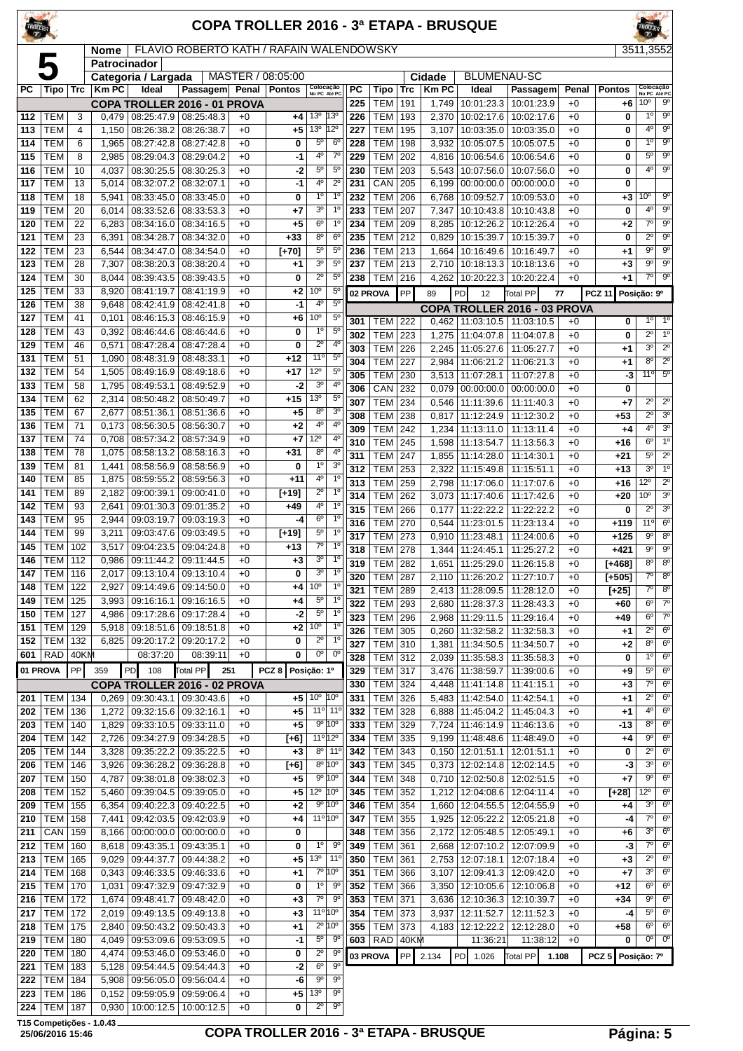# COPA TROLLER 2016 - 3ª ETAPA - BRUSQUE

**5**

| Nome | FLÁVIO ROBERTO KATH / RAFAIN WALENDOWSKY | 3511,3552 |
|---|---|---|
| Patrocinador | | |
| Categoria / Largada | MASTER / 08:05:00 | |
| Cidade | BLUMENAU-SC | |

## COPA TROLLER 2016 - 01 PROVA

| PC | Tipo | Trc | Km PC | Ideal | Passagem | Penal | Pontos | Colocação No PC | Colocação Até PC |
|---|---|---|---|---|---|---|---|---|---|
| 112 | TEM | 3 | 0,479 | 08:25:47.9 | 08:25:48.3 | +0 | +4 | 13º | 13º |
| 113 | TEM | 4 | 1,150 | 08:26:38.2 | 08:26:38.7 | +0 | +5 | 13º | 12º |
| 114 | TEM | 6 | 1,965 | 08:27:42.8 | 08:27:42.8 | +0 | 0 | 5º | 6º |
| 115 | TEM | 8 | 2,985 | 08:29:04.3 | 08:29:04.2 | +0 | -1 | 4º | 7º |
| 116 | TEM | 10 | 4,037 | 08:30:25.5 | 08:30:25.3 | +0 | -2 | 5º | 5º |
| 117 | TEM | 13 | 5,014 | 08:32:07.2 | 08:32:07.1 | +0 | -1 | 4º | 2º |
| 118 | TEM | 18 | 5,941 | 08:33:45.0 | 08:33:45.0 | +0 | 0 | 1º | 1º |
| 119 | TEM | 20 | 6,014 | 08:33:52.6 | 08:33:53.3 | +0 | +7 | 3º | 1º |
| 120 | TEM | 22 | 6,283 | 08:34:16.0 | 08:34:16.5 | +0 | +5 | 6º | 1º |
| 121 | TEM | 23 | 6,391 | 08:34:28.7 | 08:34:32.0 | +0 | +33 | 8º | 6º |
| 122 | TEM | 23 | 6,544 | 08:34:47.0 | 08:34:54.0 | +0 | [+70] | 5º | 5º |
| 123 | TEM | 28 | 7,307 | 08:38:20.3 | 08:38:20.4 | +0 | +1 | 3º | 5º |
| 124 | TEM | 30 | 8,044 | 08:39:43.5 | 08:39:43.5 | +0 | 0 | 2º | 5º |
| 125 | TEM | 33 | 8,920 | 08:41:19.7 | 08:41:19.9 | +0 | +2 | 10º | 5º |
| 126 | TEM | 38 | 9,648 | 08:42:41.9 | 08:42:41.8 | +0 | -1 | 4º | 5º |
| 127 | TEM | 41 | 0,101 | 08:46:15.3 | 08:46:15.9 | +0 | +6 | 10º | 5º |
| 128 | TEM | 43 | 0,392 | 08:46:44.6 | 08:46:44.6 | +0 | 0 | 1º | 5º |
| 129 | TEM | 46 | 0,571 | 08:47:28.4 | 08:47:28.4 | +0 | 0 | 2º | 4º |
| 131 | TEM | 51 | 1,090 | 08:48:31.9 | 08:48:33.1 | +0 | +12 | 11º | 5º |
| 132 | TEM | 54 | 1,505 | 08:49:16.9 | 08:49:18.6 | +0 | +17 | 12º | 5º |
| 133 | TEM | 58 | 1,795 | 08:49:53.1 | 08:49:52.9 | +0 | -2 | 3º | 4º |
| 134 | TEM | 62 | 2,314 | 08:50:48.2 | 08:50:49.7 | +0 | +15 | 13º | 5º |
| 135 | TEM | 67 | 2,677 | 08:51:36.1 | 08:51:36.6 | +0 | +5 | 8º | 3º |
| 136 | TEM | 71 | 0,173 | 08:56:30.5 | 08:56:30.7 | +0 | +2 | 4º | 4º |
| 137 | TEM | 74 | 0,708 | 08:57:34.2 | 08:57:34.9 | +0 | +7 | 12º | 4º |
| 138 | TEM | 78 | 1,075 | 08:58:13.2 | 08:58:16.3 | +0 | +31 | 8º | 4º |
| 139 | TEM | 81 | 1,441 | 08:58:56.9 | 08:58:56.9 | +0 | 0 | 1º | 3º |
| 140 | TEM | 85 | 1,875 | 08:59:55.2 | 08:59:56.3 | +0 | +11 | 4º | 1º |
| 141 | TEM | 89 | 2,182 | 09:00:39.1 | 09:00:41.0 | +0 | [+19] | 2º | 1º |
| 142 | TEM | 93 | 2,641 | 09:01:30.3 | 09:01:35.2 | +0 | +49 | 4º | 1º |
| 143 | TEM | 95 | 2,944 | 09:03:19.7 | 09:03:19.3 | +0 | -4 | 6º | 1º |
| 144 | TEM | 99 | 3,211 | 09:03:47.6 | 09:03:49.5 | +0 | [+19] | 5º | 1º |
| 145 | TEM | 102 | 3,517 | 09:04:23.5 | 09:04:24.8 | +0 | +13 | 7º | 1º |
| 146 | TEM | 112 | 0,986 | 09:11:44.2 | 09:11:44.5 | +0 | +3 | 3º | 1º |
| 147 | TEM | 116 | 2,017 | 09:13:10.4 | 09:13:10.4 | +0 | 0 | 3º | 1º |
| 148 | TEM | 122 | 2,927 | 09:14:49.6 | 09:14:50.0 | +0 | +4 | 10º | 1º |
| 149 | TEM | 125 | 3,993 | 09:16:16.1 | 09:16:16.5 | +0 | +4 | 5º | 1º |
| 150 | TEM | 127 | 4,986 | 09:17:28.6 | 09:17:28.4 | +0 | -2 | 5º | 1º |
| 151 | TEM | 129 | 5,918 | 09:18:51.6 | 09:18:51.8 | +0 | +2 | 10º | 1º |
| 152 | TEM | 132 | 6,825 | 09:20:17.2 | 09:20:17.2 | +0 | 0 | 2º | 1º |
| 601 | RAD | 40KM | | 08:37:20 | 08:39:11 | +0 | 0 | 0º | 0º |
| 01 PROVA | PP | 359 | PD | 108 | Total PP 251 | | PCZ 8 | Posição: 1º | |

## COPA TROLLER 2016 - 02 PROVA

| PC | Tipo | Trc | Km PC | Ideal | Passagem | Penal | Pontos | Colocação No PC | Colocação Até PC |
|---|---|---|---|---|---|---|---|---|---|
| 201 | TEM | 134 | 0,269 | 09:30:43.1 | 09:30:43.6 | +0 | +5 | 10º | 10º |
| 202 | TEM | 136 | 1,272 | 09:32:15.6 | 09:32:16.1 | +0 | +5 | 11º | 11º |
| 203 | TEM | 140 | 1,829 | 09:33:10.5 | 09:33:11.0 | +0 | +5 | 9º | 10º |
| 204 | TEM | 142 | 2,726 | 09:34:27.9 | 09:34:28.5 | +0 | [+6] | 11º | 12º |
| 205 | TEM | 144 | 3,328 | 09:35:22.2 | 09:35:22.5 | +0 | +3 | 8º | 11º |
| 206 | TEM | 146 | 3,926 | 09:36:28.2 | 09:36:28.8 | +0 | [+6] | 8º | 10º |
| 207 | TEM | 150 | 4,787 | 09:38:01.8 | 09:38:02.3 | +0 | +5 | 9º | 10º |
| 208 | TEM | 152 | 5,460 | 09:39:04.5 | 09:39:05.0 | +0 | +5 | 12º | 10º |
| 209 | TEM | 155 | 6,354 | 09:40:22.3 | 09:40:22.5 | +0 | +2 | 9º | 10º |
| 210 | TEM | 158 | 7,441 | 09:42:03.5 | 09:42:03.9 | +0 | +4 | 11º | 10º |
| 211 | CAN | 159 | 8,166 | 00:00:00.0 | 00:00:00.0 | +0 | 0 | | |
| 212 | TEM | 160 | 8,618 | 09:43:35.1 | 09:43:35.1 | +0 | 0 | 1º | 9º |
| 213 | TEM | 165 | 9,029 | 09:44:37.7 | 09:44:38.2 | +0 | +5 | 13º | 11º |
| 214 | TEM | 168 | 0,343 | 09:46:33.5 | 09:46:33.6 | +0 | +1 | 7º | 10º |
| 215 | TEM | 170 | 1,031 | 09:47:32.9 | 09:47:32.9 | +0 | 0 | 1º | 9º |
| 216 | TEM | 172 | 1,674 | 09:48:41.7 | 09:48:42.0 | +0 | +3 | 7º | 9º |
| 217 | TEM | 172 | 2,019 | 09:49:13.5 | 09:49:13.8 | +0 | +3 | 11º | 10º |
| 218 | TEM | 175 | 2,840 | 09:50:43.2 | 09:50:43.3 | +0 | +1 | 2º | 10º |
| 219 | TEM | 180 | 4,049 | 09:53:09.6 | 09:53:09.5 | +0 | -1 | 5º | 9º |
| 220 | TEM | 180 | 4,474 | 09:53:46.0 | 09:53:46.0 | +0 | 0 | 2º | 9º |
| 221 | TEM | 183 | 5,128 | 09:54:44.5 | 09:54:44.3 | +0 | -2 | 6º | 9º |
| 222 | TEM | 184 | 5,908 | 09:56:05.0 | 09:56:04.4 | +0 | -6 | 9º | 9º |
| 223 | TEM | 186 | 0,152 | 09:59:05.9 | 09:59:06.4 | +0 | +5 | 13º | 9º |
| 224 | TEM | 187 | 0,930 | 10:00:12.5 | 10:00:12.5 | +0 | 0 | 2º | 9º |
| 225 | TEM | 191 | 1,749 | 10:01:23.3 | 10:01:23.9 | +0 | +6 | 10º | 9º |
| 226 | TEM | 193 | 2,370 | 10:02:17.6 | 10:02:17.6 | +0 | 0 | 1º | 9º |
| 227 | TEM | 195 | 3,107 | 10:03:35.0 | 10:03:35.0 | +0 | 0 | 4º | 9º |
| 228 | TEM | 198 | 3,932 | 10:05:07.5 | 10:05:07.5 | +0 | 0 | 1º | 9º |
| 229 | TEM | 202 | 4,816 | 10:06:54.6 | 10:06:54.6 | +0 | 0 | 5º | 9º |
| 230 | TEM | 203 | 5,543 | 10:07:56.0 | 10:07:56.0 | +0 | 0 | 4º | 9º |
| 231 | CAN | 205 | 6,089 | 00:00:00.0 | 00:00:00.0 | +0 | 0 | | |
| 232 | TEM | 206 | 6,768 | 10:09:52.7 | 10:09:53.0 | +0 | +3 | 10º | 9º |
| 233 | TEM | 207 | 7,347 | 10:10:43.8 | 10:10:43.8 | +0 | 0 | 4º | 9º |
| 234 | TEM | 209 | 8,285 | 10:12:26.2 | 10:12:26.4 | +0 | +2 | 7º | 9º |
| 235 | TEM | 212 | 0,829 | 10:15:39.7 | 10:15:39.7 | +0 | 0 | 2º | 9º |
| 236 | TEM | 213 | 1,664 | 10:16:49.6 | 10:16:49.7 | +0 | +1 | 9º | 9º |
| 237 | TEM | 213 | 2,710 | 10:18:13.3 | 10:18:13.6 | +0 | +3 | 9º | 9º |
| 238 | TEM | 216 | 4,262 | 10:20:22.3 | 10:20:22.4 | +0 | +1 | 7º | 9º |
| 02 PROVA | PP | 89 | PD | 12 | Total PP 77 | | PCZ 11 | Posição: 9º | |

## COPA TROLLER 2016 - 03 PROVA

| PC | Tipo | Trc | Km PC | Ideal | Passagem | Penal | Pontos | Colocação No PC | Colocação Até PC |
|---|---|---|---|---|---|---|---|---|---|
| 301 | TEM | 222 | 0,462 | 11:03:10.5 | 11:03:10.5 | +0 | 0 | 1º | 1º |
| 302 | TEM | 223 | 1,275 | 11:04:07.8 | 11:04:07.8 | +0 | 0 | 2º | 1º |
| 303 | TEM | 226 | 2,245 | 11:05:27.6 | 11:05:27.7 | +0 | +1 | 3º | 2º |
| 304 | TEM | 227 | 2,984 | 11:06:21.2 | 11:06:21.3 | +0 | +1 | 8º | 2º |
| 305 | TEM | 230 | 3,513 | 11:07:28.1 | 11:07:27.8 | +0 | -3 | 11º | 5º |
| 306 | CAN | 232 | 0,079 | 00:00:00.0 | 00:00:00.0 | +0 | 0 | | |
| 307 | TEM | 234 | 0,546 | 11:11:39.6 | 11:11:40.3 | +0 | +7 | 2º | 2º |
| 308 | TEM | 238 | 0,817 | 11:12:24.9 | 11:12:30.2 | +0 | +53 | 2º | 3º |
| 309 | TEM | 242 | 1,234 | 11:13:11.0 | 11:13:11.4 | +0 | +4 | 4º | 3º |
| 310 | TEM | 245 | 1,598 | 11:13:54.7 | 11:13:56.3 | +0 | +16 | 6º | 1º |
| 311 | TEM | 247 | 1,855 | 11:14:28.0 | 11:14:30.1 | +0 | +21 | 5º | 2º |
| 312 | TEM | 253 | 2,322 | 11:15:49.8 | 11:15:51.1 | +0 | +13 | 3º | 1º |
| 313 | TEM | 259 | 2,798 | 11:17:06.0 | 11:17:07.6 | +0 | +16 | 12º | 2º |
| 314 | TEM | 262 | 3,073 | 11:17:40.6 | 11:17:42.6 | +0 | +20 | 10º | 3º |
| 315 | TEM | 266 | 0,177 | 11:22:22.2 | 11:22:22.2 | +0 | 0 | 2º | 3º |
| 316 | TEM | 270 | 0,544 | 11:23:01.5 | 11:23:13.4 | +0 | +119 | 11º | 6º |
| 317 | TEM | 273 | 0,910 | 11:23:48.1 | 11:24:00.6 | +0 | +125 | 9º | 8º |
| 318 | TEM | 278 | 1,344 | 11:24:45.1 | 11:25:27.2 | +0 | +421 | 9º | 9º |
| 319 | TEM | 282 | 1,651 | 11:25:29.0 | 11:26:15.8 | +0 | [+468] | 8º | 8º |
| 320 | TEM | 287 | 2,110 | 11:26:20.2 | 11:27:10.7 | +0 | [+505] | 7º | 8º |
| 321 | TEM | 289 | 2,413 | 11:28:09.5 | 11:28:12.0 | +0 | [+25] | 7º | 8º |
| 322 | TEM | 293 | 2,680 | 11:28:37.3 | 11:28:43.3 | +0 | +60 | 6º | 7º |
| 323 | TEM | 296 | 2,968 | 11:29:11.5 | 11:29:16.4 | +0 | +49 | 6º | 7º |
| 326 | TEM | 305 | 0,260 | 11:32:58.2 | 11:32:58.3 | +0 | +1 | 2º | 6º |
| 327 | TEM | 310 | 1,381 | 11:34:50.5 | 11:34:50.7 | +0 | +2 | 8º | 6º |
| 328 | TEM | 312 | 2,039 | 11:35:58.3 | 11:35:58.3 | +0 | 0 | 1º | 6º |
| 329 | TEM | 317 | 3,476 | 11:38:59.7 | 11:39:00.6 | +0 | +9 | 5º | 6º |
| 330 | TEM | 324 | 4,448 | 11:41:14.8 | 11:41:15.1 | +0 | +3 | 7º | 6º |
| 331 | TEM | 326 | 5,483 | 11:42:54.0 | 11:42:54.1 | +0 | +1 | 2º | 6º |
| 332 | TEM | 328 | 6,888 | 11:45:04.2 | 11:45:04.3 | +0 | +1 | 4º | 6º |
| 333 | TEM | 329 | 7,724 | 11:46:14.9 | 11:46:13.6 | +0 | -13 | 8º | 6º |
| 334 | TEM | 335 | 9,199 | 11:48:48.6 | 11:48:49.0 | +0 | +4 | 9º | 6º |
| 342 | TEM | 343 | 0,150 | 12:01:51.1 | 12:01:51.1 | +0 | 0 | 2º | 6º |
| 343 | TEM | 345 | 0,373 | 12:02:14.8 | 12:02:14.5 | +0 | -3 | 3º | 6º |
| 344 | TEM | 348 | 0,710 | 12:02:50.8 | 12:02:51.5 | +0 | +7 | 9º | 6º |
| 345 | TEM | 352 | 1,212 | 12:04:08.6 | 12:04:11.4 | +0 | [+28] | 12º | 6º |
| 346 | TEM | 354 | 1,660 | 12:04:55.5 | 12:04:55.9 | +0 | +4 | 3º | 6º |
| 347 | TEM | 355 | 1,925 | 12:05:22.2 | 12:05:21.8 | +0 | -4 | 7º | 6º |
| 348 | TEM | 356 | 2,172 | 12:05:48.5 | 12:05:49.1 | +0 | +6 | 3º | 6º |
| 349 | TEM | 361 | 2,668 | 12:07:10.2 | 12:07:09.9 | +0 | -3 | 7º | 6º |
| 350 | TEM | 361 | 2,753 | 12:07:18.1 | 12:07:18.4 | +0 | +3 | 2º | 6º |
| 351 | TEM | 366 | 3,107 | 12:09:41.3 | 12:09:42.0 | +0 | +7 | 3º | 6º |
| 352 | TEM | 366 | 3,350 | 12:10:05.6 | 12:10:06.8 | +0 | +12 | 6º | 6º |
| 353 | TEM | 371 | 3,636 | 12:10:36.3 | 12:10:39.7 | +0 | +34 | 9º | 6º |
| 354 | TEM | 373 | 3,937 | 12:11:52.7 | 12:11:52.3 | +0 | -4 | 5º | 6º |
| 355 | TEM | 373 | 4,183 | 12:12:22.2 | 12:12:28.0 | +0 | +58 | 6º | 6º |
| 603 | RAD | 40KM | | 11:36:21 | 11:38:12 | +0 | 0 | 0º | 0º |
| 03 PROVA | PP | 2.134 | PD | 1.026 | Total PP 1.108 | | PCZ 5 | Posição: 7º | |

T15 Competições - 1.0.43
25/06/2016 15:46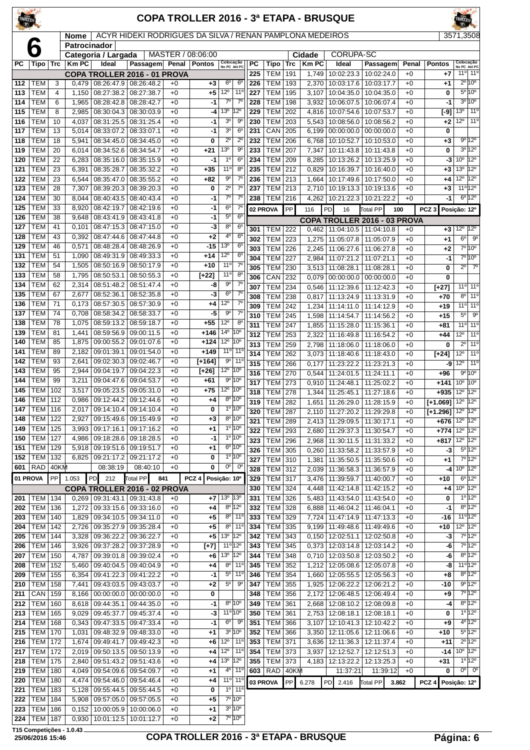# COPA TROLLER 2016 - 3ª ETAPA - BRUSQUE

**6**

| Nome | ACYR HIDEKI RODRIGUES DA SILVA / RENAN PAMPLONA MEDEIROS | 3571,3508 |
|---|---|---|
| Patrocinador | | |
| Categoria / Largada | MASTER / 08:06:00 | Cidade: CORUPA-SC |

| PC | Tipo | Trc | Km PC | Ideal | Passagem | Penal | Pontos | Colocação No PC | Colocação Até PC |
|---|---|---|---|---|---|---|---|---|---|
| | | | | **COPA TROLLER 2016 - 01 PROVA** | | | | | |
| 112 | TEM | 3 | 0,479 | 08:26:47.9 | 08:26:48.2 | +0 | +3 | 6º | 6º |
| 113 | TEM | 4 | 1,150 | 08:27:38.2 | 08:27:38.7 | +0 | +5 | 12º | 11º |
| 114 | TEM | 6 | 1,965 | 08:28:42.8 | 08:28:42.7 | +0 | -1 | 7º | 7º |
| 115 | TEM | 8 | 2,985 | 08:30:04.3 | 08:30:03.9 | +0 | -4 | 13º | 12º |
| 116 | TEM | 10 | 4,037 | 08:31:25.5 | 08:31:25.4 | +0 | -1 | 3º | 9º |
| 117 | TEM | 13 | 5,014 | 08:33:07.2 | 08:33:07.1 | +0 | -1 | 3º | 6º |
| 118 | TEM | 18 | 5,941 | 08:34:45.0 | 08:34:45.0 | +0 | 0 | 2º | 2º |
| 119 | TEM | 20 | 6,014 | 08:34:52.6 | 08:34:54.7 | +0 | +21 | 13º | 9º |
| 120 | TEM | 22 | 6,283 | 08:35:16.0 | 08:35:15.9 | +0 | -1 | 1º | 6º |
| 121 | TEM | 23 | 6,391 | 08:35:28.7 | 08:35:32.2 | +0 | +35 | 11º | 8º |
| 122 | TEM | 23 | 6,544 | 08:35:47.0 | 08:35:55.2 | +0 | +82 | 9º | 7º |
| 123 | TEM | 28 | 7,307 | 08:39:20.3 | 08:39:20.3 | +0 | 0 | 2º | 7º |
| 124 | TEM | 30 | 8,044 | 08:40:43.5 | 08:40:43.4 | +0 | -1 | 7º | 7º |
| 125 | TEM | 33 | 8,920 | 08:42:19.7 | 08:42:19.6 | +0 | -1 | 6º | 7º |
| 126 | TEM | 38 | 9,648 | 08:43:41.9 | 08:43:41.8 | +0 | -1 | 5º | 6º |
| 127 | TEM | 41 | 0,101 | 08:47:15.3 | 08:47:15.0 | +0 | -3 | 8º | 6º |
| 128 | TEM | 43 | 0,392 | 08:47:44.6 | 08:47:44.8 | +0 | +2 | 4º | 6º |
| 129 | TEM | 46 | 0,571 | 08:48:28.4 | 08:48:26.9 | +0 | -15 | 13º | 6º |
| 131 | TEM | 51 | 1,090 | 08:49:31.9 | 08:49:33.3 | +0 | +14 | 12º | 6º |
| 132 | TEM | 54 | 1,505 | 08:50:16.9 | 08:50:17.9 | +0 | +10 | 11º | 7º |
| 133 | TEM | 58 | 1,795 | 08:50:53.1 | 08:50:55.3 | +0 | [+22] | 11º | 8º |
| 134 | TEM | 62 | 2,314 | 08:51:48.2 | 08:51:47.4 | +0 | -8 | 9º | 7º |
| 135 | TEM | 67 | 2,677 | 08:52:36.1 | 08:52:35.8 | +0 | -3 | 6º | 7º |
| 136 | TEM | 71 | 0,173 | 08:57:30.5 | 08:57:30.9 | +0 | +4 | 12º | 7º |
| 137 | TEM | 74 | 0,708 | 08:58:34.2 | 08:58:33.7 | +0 | -5 | 9º | 7º |
| 138 | TEM | 78 | 1,075 | 08:59:13.2 | 08:59:18.7 | +0 | +55 | 12º | 8º |
| 139 | TEM | 81 | 1,441 | 08:59:56.9 | 09:00:11.5 | +0 | +146 | 14º | 10º |
| 140 | TEM | 85 | 1,875 | 09:00:55.2 | 09:01:07.6 | +0 | +124 | 12º | 10º |
| 141 | TEM | 89 | 2,182 | 09:01:39.1 | 09:01:54.0 | +0 | +149 | 11º | 11º |
| 142 | TEM | 93 | 2,641 | 09:02:30.3 | 09:02:46.7 | +0 | [+164] | 9º | 11º |
| 143 | TEM | 95 | 2,944 | 09:04:19.7 | 09:04:22.3 | +0 | [+26] | 12º | 10º |
| 144 | TEM | 99 | 3,211 | 09:04:47.6 | 09:04:53.7 | +0 | +61 | 9º | 10º |
| 145 | TEM | 102 | 3,517 | 09:05:23.5 | 09:05:31.0 | +0 | +75 | 12º | 10º |
| 146 | TEM | 112 | 0,986 | 09:12:44.2 | 09:12:44.6 | +0 | +4 | 8º | 10º |
| 147 | TEM | 116 | 2,017 | 09:14:10.4 | 09:14:10.4 | +0 | 0 | 1º | 10º |
| 148 | TEM | 122 | 2,927 | 09:15:49.6 | 09:15:49.9 | +0 | +3 | 8º | 10º |
| 149 | TEM | 125 | 3,993 | 09:17:16.1 | 09:17:16.2 | +0 | +1 | 1º | 10º |
| 150 | TEM | 127 | 4,986 | 09:18:28.6 | 09:18:28.5 | +0 | -1 | 1º | 10º |
| 151 | TEM | 129 | 5,918 | 09:19:51.6 | 09:19:51.7 | +0 | +1 | 6º | 10º |
| 152 | TEM | 132 | 6,825 | 09:21:17.2 | 09:21:17.2 | +0 | 0 | 1º | 10º |
| 601 | RAD | 40KM | | 08:38:19 | 08:40:10 | +0 | 0 | 0º | 0º |
| 01 PROVA | PP | 1.053 | PD 212 | Total PP 841 | | | PCZ 4 | Posição: 10º | |
| | | | | **COPA TROLLER 2016 - 02 PROVA** | | | | | |
| 201 | TEM | 134 | 0,269 | 09:31:43.1 | 09:31:43.8 | +0 | +7 | 13º | 13º |
| 202 | TEM | 136 | 1,272 | 09:33:15.6 | 09:33:16.0 | +0 | +4 | 8º | 12º |
| 203 | TEM | 140 | 1,829 | 09:34:10.5 | 09:34:11.0 | +0 | +5 | 8º | 11º |
| 204 | TEM | 142 | 2,726 | 09:35:27.9 | 09:35:28.4 | +0 | +5 | 8º | 11º |
| 205 | TEM | 144 | 3,328 | 09:36:22.2 | 09:36:22.7 | +0 | +5 | 13º | 12º |
| 206 | TEM | 146 | 3,926 | 09:37:28.2 | 09:37:28.9 | +0 | [+7] | 11º | 12º |
| 207 | TEM | 150 | 4,787 | 09:39:01.8 | 09:39:02.4 | +0 | +6 | 13º | 12º |
| 208 | TEM | 152 | 5,460 | 09:40:04.5 | 09:40:04.9 | +0 | +4 | 8º | 11º |
| 209 | TEM | 155 | 6,354 | 09:41:22.3 | 09:41:22.2 | +0 | -1 | 5º | 11º |
| 210 | TEM | 158 | 7,441 | 09:43:03.5 | 09:43:03.7 | +0 | +2 | 5º | 9º |
| 211 | CAN | 159 | 8,166 | 00:00:00.0 | 00:00:00.0 | +0 | 0 | | |
| 212 | TEM | 160 | 8,618 | 09:44:35.1 | 09:44:35.0 | +0 | -1 | 8º | 10º |
| 213 | TEM | 165 | 9,029 | 09:45:37.7 | 09:45:37.4 | +0 | -3 | 11º | 10º |
| 214 | TEM | 168 | 0,343 | 09:47:33.5 | 09:47:33.4 | +0 | -1 | 6º | 9º |
| 215 | TEM | 170 | 1,031 | 09:48:32.9 | 09:48:33.0 | +0 | +1 | 3º | 10º |
| 216 | TEM | 172 | 1,674 | 09:49:41.7 | 09:49:42.3 | +0 | +6 | 12º | 11º |
| 217 | TEM | 172 | 2,019 | 09:50:13.5 | 09:50:13.9 | +0 | +4 | 12º | 11º |
| 218 | TEM | 175 | 2,840 | 09:51:43.2 | 09:51:43.6 | +0 | +4 | 13º | 12º |
| 219 | TEM | 180 | 4,049 | 09:54:09.6 | 09:54:09.7 | +0 | +1 | 4º | 11º |
| 220 | TEM | 180 | 4,474 | 09:54:46.0 | 09:54:46.4 | +0 | +4 | 11º | 11º |
| 221 | TEM | 183 | 5,128 | 09:55:44.5 | 09:55:44.5 | +0 | 0 | 1º | 11º |
| 222 | TEM | 184 | 5,908 | 09:57:05.0 | 09:57:05.5 | +0 | +5 | 7º | 10º |
| 223 | TEM | 186 | 0,152 | 10:00:05.9 | 10:00:06.0 | +0 | +1 | 3º | 10º |
| 224 | TEM | 187 | 0,930 | 10:01:12.5 | 10:01:12.7 | +0 | +2 | 7º | 10º |
| 225 | TEM | 191 | 1,749 | 10:02:23.3 | 10:02:24.0 | +0 | +7 | 11º | 11º |
| 226 | TEM | 193 | 2,370 | 10:03:17.6 | 10:03:17.7 | +0 | +1 | 2º | 10º |
| 227 | TEM | 195 | 3,107 | 10:04:35.0 | 10:04:35.0 | +0 | 0 | 5º | 10º |
| 228 | TEM | 198 | 3,932 | 10:06:07.5 | 10:06:07.4 | +0 | -1 | 3º | 10º |
| 229 | TEM | 202 | 4,816 | 10:07:54.6 | 10:07:53.7 | +0 | [-9] | 13º | 11º |
| 230 | TEM | 203 | 5,543 | 10:08:56.0 | 10:08:56.2 | +0 | +2 | 12º | 11º |
| 231 | CAN | 205 | 6,199 | 00:00:00.0 | 00:00:00.0 | +0 | 0 | | |
| 232 | TEM | 206 | 6,768 | 10:10:52.7 | 10:10:53.0 | +0 | +3 | 9º | 12º |
| 233 | TEM | 207 | 7,347 | 10:11:43.8 | 10:11:43.8 | +0 | 0 | 3º | 12º |
| 234 | TEM | 209 | 8,285 | 10:13:26.2 | 10:13:25.9 | +0 | -3 | 10º | 12º |
| 235 | TEM | 212 | 0,829 | 10:16:39.7 | 10:16:40.0 | +0 | +3 | 13º | 12º |
| 236 | TEM | 213 | 1,664 | 10:17:49.6 | 10:17:50.0 | +0 | +4 | 12º | 12º |
| 237 | TEM | 213 | 2,710 | 10:19:13.3 | 10:19:13.6 | +0 | +3 | 11º | 12º |
| 238 | TEM | 216 | 4,262 | 10:21:22.3 | 10:21:22.2 | +0 | -1 | 6º | 12º |
| 02 PROVA | PP | 116 | PD 16 | Total PP 100 | | | PCZ 3 | Posição: 12º | |
| | | | | **COPA TROLLER 2016 - 03 PROVA** | | | | | |
| 301 | TEM | 222 | 0,462 | 11:04:10.5 | 11:04:10.8 | +0 | +3 | 12º | 12º |
| 302 | TEM | 223 | 1,275 | 11:05:07.8 | 11:05:07.9 | +0 | +1 | 6º | 9º |
| 303 | TEM | 226 | 2,245 | 11:06:27.6 | 11:06:27.8 | +0 | +2 | 7º | 10º |
| 304 | TEM | 227 | 2,984 | 11:07:21.2 | 11:07:21.1 | +0 | -1 | 7º | 10º |
| 305 | TEM | 230 | 3,513 | 11:08:28.1 | 11:08:28.1 | +0 | 0 | 2º | 7º |
| 306 | CAN | 232 | 0,079 | 00:00:00.0 | 00:00:00.0 | +0 | 0 | | |
| 307 | TEM | 234 | 0,546 | 11:12:39.6 | 11:12:42.3 | +0 | [+27] | 11º | 11º |
| 308 | TEM | 238 | 0,817 | 11:13:24.9 | 11:13:31.9 | +0 | +70 | 8º | 11º |
| 309 | TEM | 242 | 1,234 | 11:14:11.0 | 11:14:12.9 | +0 | +19 | 11º | 11º |
| 310 | TEM | 245 | 1,598 | 11:14:54.7 | 11:14:56.2 | +0 | +15 | 5º | 9º |
| 311 | TEM | 247 | 1,855 | 11:15:28.0 | 11:15:36.1 | +0 | +81 | 11º | 11º |
| 312 | TEM | 253 | 2,322 | 11:16:49.8 | 11:16:54.2 | +0 | +44 | 12º | 11º |
| 313 | TEM | 259 | 2,798 | 11:18:06.0 | 11:18:06.0 | +0 | 0 | 2º | 11º |
| 314 | TEM | 262 | 3,073 | 11:18:40.6 | 11:18:43.0 | +0 | [+24] | 12º | 11º |
| 315 | TEM | 266 | 0,177 | 11:23:22.2 | 11:23:21.3 | +0 | -9 | 12º | 11º |
| 316 | TEM | 270 | 0,544 | 11:24:01.5 | 11:24:11.1 | +0 | +96 | 9º | 10º |
| 317 | TEM | 273 | 0,910 | 11:24:48.1 | 11:25:02.2 | +0 | +141 | 10º | 10º |
| 318 | TEM | 278 | 1,344 | 11:25:45.1 | 11:27:18.6 | +0 | +935 | 12º | 12º |
| 319 | TEM | 282 | 1,651 | 11:26:29.0 | 11:28:15.9 | +0 | [+1.069] | 12º | 12º |
| 320 | TEM | 287 | 2,110 | 11:27:20.2 | 11:29:29.8 | +0 | [+1.296] | 12º | 12º |
| 321 | TEM | 289 | 2,413 | 11:29:09.5 | 11:30:17.1 | +0 | +676 | 12º | 12º |
| 322 | TEM | 293 | 2,680 | 11:29:37.3 | 11:30:54.7 | +0 | +774 | 12º | 12º |
| 323 | TEM | 296 | 2,968 | 11:30:11.5 | 11:31:33.2 | +0 | +817 | 12º | 12º |
| 326 | TEM | 305 | 0,260 | 11:33:58.2 | 11:33:57.9 | +0 | -3 | 5º | 12º |
| 327 | TEM | 310 | 1,381 | 11:35:50.5 | 11:35:50.6 | +0 | +1 | 7º | 12º |
| 328 | TEM | 312 | 2,039 | 11:36:58.3 | 11:36:57.9 | +0 | -4 | 10º | 12º |
| 329 | TEM | 317 | 3,476 | 11:39:59.7 | 11:40:00.7 | +0 | +10 | 6º | 12º |
| 330 | TEM | 324 | 4,448 | 11:42:14.8 | 11:42:15.2 | +0 | +4 | 10º | 12º |
| 331 | TEM | 326 | 5,483 | 11:43:54.0 | 11:43:54.0 | +0 | 0 | 1º | 12º |
| 332 | TEM | 328 | 6,888 | 11:46:04.2 | 11:46:04.1 | +0 | -1 | 8º | 12º |
| 333 | TEM | 329 | 7,724 | 11:47:14.9 | 11:47:13.3 | +0 | -16 | 11º | 12º |
| 334 | TEM | 335 | 9,199 | 11:49:48.6 | 11:49:49.6 | +0 | +10 | 12º | 12º |
| 342 | TEM | 343 | 0,150 | 12:02:51.1 | 12:02:50.8 | +0 | -3 | 7º | 12º |
| 343 | TEM | 345 | 0,373 | 12:03:14.8 | 12:03:14.2 | +0 | -6 | 7º | 12º |
| 344 | TEM | 348 | 0,710 | 12:03:50.8 | 12:03:50.2 | +0 | -6 | 8º | 12º |
| 345 | TEM | 352 | 1,212 | 12:05:08.6 | 12:05:07.8 | +0 | -8 | 11º | 12º |
| 346 | TEM | 354 | 1,660 | 12:05:55.5 | 12:05:56.3 | +0 | +8 | 8º | 12º |
| 347 | TEM | 355 | 1,925 | 12:06:22.2 | 12:06:21.2 | +0 | -10 | 9º | 12º |
| 348 | TEM | 356 | 2,172 | 12:06:48.5 | 12:06:49.4 | +0 | +9 | 7º | 12º |
| 349 | TEM | 361 | 2,668 | 12:08:10.2 | 12:08:09.8 | +0 | -4 | 8º | 12º |
| 350 | TEM | 361 | 2,753 | 12:08:18.1 | 12:08:18.1 | +0 | 0 | 1º | 12º |
| 351 | TEM | 366 | 3,107 | 12:10:41.3 | 12:10:42.2 | +0 | +9 | 4º | 12º |
| 352 | TEM | 366 | 3,350 | 12:11:05.6 | 12:11:06.6 | +0 | +10 | 5º | 12º |
| 353 | TEM | 371 | 3,636 | 12:11:36.3 | 12:11:37.4 | +0 | +11 | 2º | 12º |
| 354 | TEM | 373 | 3,937 | 12:12:52.7 | 12:12:51.3 | +0 | -14 | 10º | 12º |
| 355 | TEM | 373 | 4,183 | 12:13:22.2 | 12:13:25.3 | +0 | +31 | 1º | 12º |
| 603 | RAD | 40KM | | 11:37:21 | 11:39:12 | +0 | 0 | 0º | 0º |
| 03 PROVA | PP | 6.278 | PD 2.416 | Total PP 3.862 | | | PCZ 4 | Posição: 12º | |

T15 Competições - 1.0.43
25/06/2016 15:46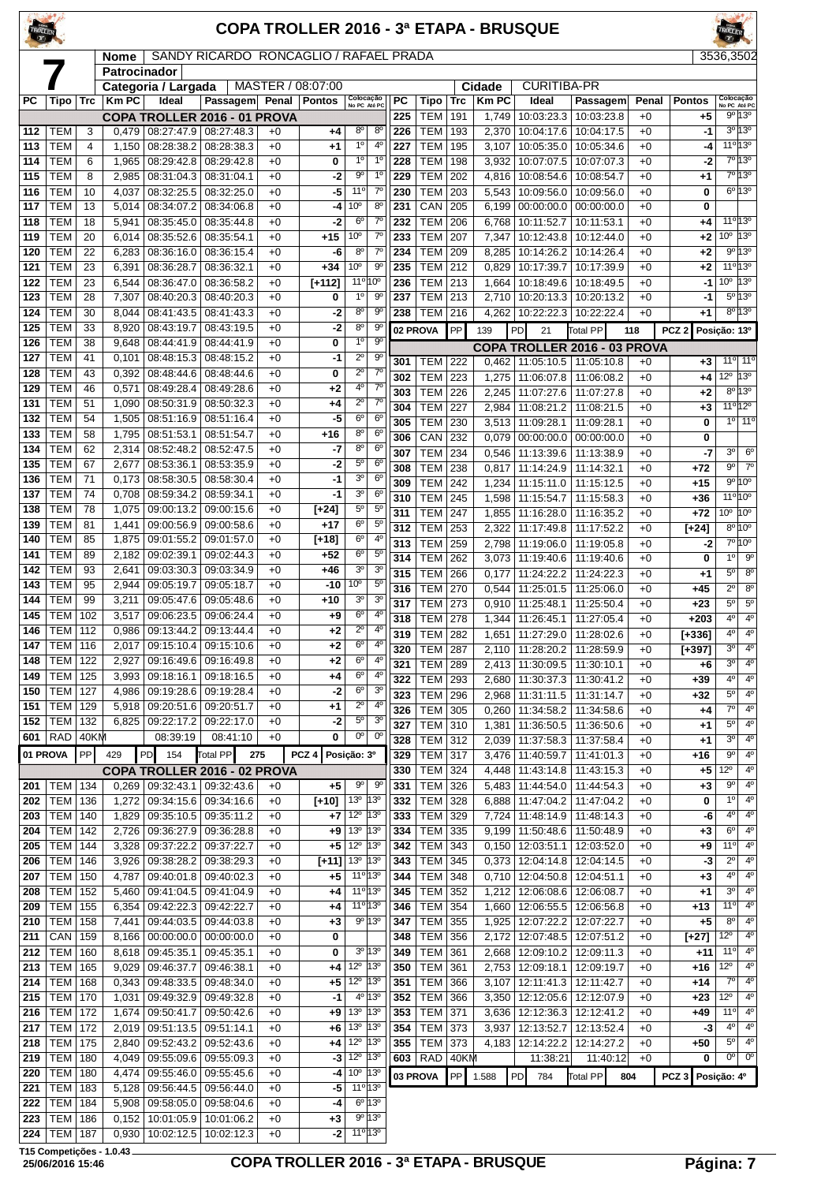# COPA TROLLER 2016 - 3ª ETAPA - BRUSQUE

**7** | **Nome**: SANDY RICARDO RONCAGLIO / RAFAEL PRADA | 3536,3502
**Patrocinador**:
**Categoria / Largada**: MASTER / 08:07:00 | **Cidade**: CURITIBA-PR

| PC | Tipo | Trc | Km PC | Ideal | Passagem | Penal | Pontos | Colocação No PC | Colocação Até PC |
|---|---|---|---|---|---|---|---|---|---|
| | | | | COPA TROLLER 2016 - 01 PROVA | | | | | |
| 112 | TEM | 3 | 0,479 | 08:27:47.9 | 08:27:48.3 | +0 | +4 | 8º | 8º |
| 113 | TEM | 4 | 1,150 | 08:28:38.2 | 08:28:38.3 | +0 | +1 | 1º | 4º |
| 114 | TEM | 6 | 1,965 | 08:29:42.8 | 08:29:42.8 | +0 | 0 | 1º | 1º |
| 115 | TEM | 8 | 2,985 | 08:31:04.3 | 08:31:04.1 | +0 | -2 | 9º | 1º |
| 116 | TEM | 10 | 4,037 | 08:32:25.5 | 08:32:25.0 | +0 | -5 | 11º | 7º |
| 117 | TEM | 13 | 5,014 | 08:34:07.2 | 08:34:06.8 | +0 | -4 | 10º | 8º |
| 118 | TEM | 18 | 5,941 | 08:35:45.0 | 08:35:44.8 | +0 | -2 | 6º | 7º |
| 119 | TEM | 20 | 6,014 | 08:35:52.6 | 08:35:54.1 | +0 | +15 | 10º | 7º |
| 120 | TEM | 22 | 6,283 | 08:36:16.0 | 08:36:15.4 | +0 | -6 | 8º | 7º |
| 121 | TEM | 23 | 6,391 | 08:36:28.7 | 08:36:32.1 | +0 | +34 | 10º | 9º |
| 122 | TEM | 23 | 6,544 | 08:36:47.0 | 08:36:58.2 | +0 | [+112] | 11º | 10º |
| 123 | TEM | 28 | 7,307 | 08:40:20.3 | 08:40:20.3 | +0 | 0 | 1º | 9º |
| 124 | TEM | 30 | 8,044 | 08:41:43.5 | 08:41:43.3 | +0 | -2 | 8º | 9º |
| 125 | TEM | 33 | 8,920 | 08:43:19.7 | 08:43:19.5 | +0 | -2 | 8º | 9º |
| 126 | TEM | 38 | 9,648 | 08:44:41.9 | 08:44:41.9 | +0 | 0 | 1º | 9º |
| 127 | TEM | 41 | 0,101 | 08:48:15.3 | 08:48:15.2 | +0 | -1 | 2º | 9º |
| 128 | TEM | 43 | 0,392 | 08:48:44.6 | 08:48:44.6 | +0 | 0 | 2º | 7º |
| 129 | TEM | 46 | 0,571 | 08:49:28.4 | 08:49:28.6 | +0 | +2 | 4º | 7º |
| 131 | TEM | 51 | 1,090 | 08:50:31.9 | 08:50:32.3 | +0 | +4 | 2º | 7º |
| 132 | TEM | 54 | 1,505 | 08:51:16.9 | 08:51:16.4 | +0 | -5 | 6º | 6º |
| 133 | TEM | 58 | 1,795 | 08:51:53.1 | 08:51:54.7 | +0 | +16 | 8º | 6º |
| 134 | TEM | 62 | 2,314 | 08:52:48.2 | 08:52:47.5 | +0 | -7 | 8º | 6º |
| 135 | TEM | 67 | 2,677 | 08:53:36.1 | 08:53:35.9 | +0 | -2 | 5º | 6º |
| 136 | TEM | 71 | 0,173 | 08:58:30.5 | 08:58:30.4 | +0 | -1 | 3º | 6º |
| 137 | TEM | 74 | 0,708 | 08:59:34.2 | 08:59:34.1 | +0 | -1 | 3º | 6º |
| 138 | TEM | 78 | 1,075 | 09:00:13.2 | 09:00:15.6 | +0 | [+24] | 5º | 5º |
| 139 | TEM | 81 | 1,441 | 09:00:56.9 | 09:00:58.6 | +0 | +17 | 6º | 5º |
| 140 | TEM | 85 | 1,875 | 09:01:55.2 | 09:01:57.0 | +0 | [+18] | 6º | 4º |
| 141 | TEM | 89 | 2,182 | 09:02:39.1 | 09:02:44.3 | +0 | +52 | 6º | 5º |
| 142 | TEM | 93 | 2,641 | 09:03:30.3 | 09:03:34.9 | +0 | +46 | 3º | 3º |
| 143 | TEM | 95 | 2,944 | 09:05:19.7 | 09:05:18.7 | +0 | -10 | 10º | 5º |
| 144 | TEM | 99 | 3,211 | 09:05:47.6 | 09:05:48.6 | +0 | +10 | 3º | 3º |
| 145 | TEM | 102 | 3,517 | 09:06:23.5 | 09:06:24.4 | +0 | +9 | 6º | 4º |
| 146 | TEM | 112 | 0,986 | 09:13:44.2 | 09:13:44.4 | +0 | +2 | 2º | 4º |
| 147 | TEM | 116 | 2,017 | 09:15:10.4 | 09:15:10.6 | +0 | +2 | 6º | 4º |
| 148 | TEM | 122 | 2,927 | 09:16:49.6 | 09:16:49.8 | +0 | +2 | 6º | 4º |
| 149 | TEM | 125 | 3,993 | 09:18:16.1 | 09:18:16.5 | +0 | +4 | 6º | 4º |
| 150 | TEM | 127 | 4,986 | 09:19:28.6 | 09:19:28.4 | +0 | -2 | 6º | 3º |
| 151 | TEM | 129 | 5,918 | 09:20:51.6 | 09:20:51.7 | +0 | +1 | 2º | 4º |
| 152 | TEM | 132 | 6,825 | 09:22:17.2 | 09:22:17.0 | +0 | -2 | 5º | 3º |
| 601 | RAD | 40KM | | 08:39:19 | 08:41:10 | +0 | 0 | 0º | 0º |
| 01 PROVA | PP | 429 | PD | 154 | Total PP 275 | | PCZ 4 | Posição: 3º | |
| | | | | COPA TROLLER 2016 - 02 PROVA | | | | | |
| 201 | TEM | 134 | 0,269 | 09:32:43.1 | 09:32:43.6 | +0 | +5 | 9º | 9º |
| 202 | TEM | 136 | 1,272 | 09:34:15.6 | 09:34:16.6 | +0 | [+10] | 13º | 13º |
| 203 | TEM | 140 | 1,829 | 09:35:10.5 | 09:35:11.2 | +0 | +7 | 12º | 13º |
| 204 | TEM | 142 | 2,726 | 09:36:27.9 | 09:36:28.8 | +0 | +9 | 13º | 13º |
| 205 | TEM | 144 | 3,328 | 09:37:22.2 | 09:37:22.7 | +0 | +5 | 12º | 13º |
| 206 | TEM | 146 | 3,926 | 09:38:28.2 | 09:38:29.3 | +0 | [+11] | 13º | 13º |
| 207 | TEM | 150 | 4,787 | 09:40:01.8 | 09:40:02.3 | +0 | +5 | 11º | 13º |
| 208 | TEM | 152 | 5,460 | 09:41:04.5 | 09:41:04.9 | +0 | +4 | 11º | 13º |
| 209 | TEM | 155 | 6,354 | 09:42:22.3 | 09:42:22.7 | +0 | +4 | 11º | 13º |
| 210 | TEM | 158 | 7,441 | 09:44:03.5 | 09:44:03.8 | +0 | +3 | 9º | 13º |
| 211 | CAN | 159 | 8,166 | 00:00:00.0 | 00:00:00.0 | +0 | 0 | | |
| 212 | TEM | 160 | 8,618 | 09:45:35.1 | 09:45:35.1 | +0 | 0 | 3º | 13º |
| 213 | TEM | 165 | 9,029 | 09:46:37.7 | 09:46:38.1 | +0 | +4 | 12º | 13º |
| 214 | TEM | 168 | 0,343 | 09:48:33.5 | 09:48:34.0 | +0 | +5 | 12º | 13º |
| 215 | TEM | 170 | 1,031 | 09:49:32.9 | 09:49:32.8 | +0 | -1 | 4º | 13º |
| 216 | TEM | 172 | 1,674 | 09:50:41.7 | 09:50:42.6 | +0 | +9 | 13º | 13º |
| 217 | TEM | 172 | 2,019 | 09:51:13.5 | 09:51:14.1 | +0 | +6 | 13º | 13º |
| 218 | TEM | 175 | 2,840 | 09:52:43.2 | 09:52:43.6 | +0 | +4 | 12º | 13º |
| 219 | TEM | 180 | 4,049 | 09:55:09.6 | 09:55:09.3 | +0 | -3 | 12º | 13º |
| 220 | TEM | 180 | 4,474 | 09:55:46.0 | 09:55:45.6 | +0 | -4 | 10º | 13º |
| 221 | TEM | 183 | 5,128 | 09:56:44.5 | 09:56:44.0 | +0 | -5 | 11º | 13º |
| 222 | TEM | 184 | 5,908 | 09:58:05.0 | 09:58:04.6 | +0 | -4 | 6º | 13º |
| 223 | TEM | 186 | 0,152 | 10:01:05.9 | 10:01:06.2 | +0 | +3 | 9º | 13º |
| 224 | TEM | 187 | 0,930 | 10:02:12.5 | 10:02:12.3 | +0 | -2 | 11º | 13º |
| 225 | TEM | 191 | 1,749 | 10:03:23.3 | 10:03:23.8 | +0 | +5 | 9º | 13º |
| 226 | TEM | 193 | 2,370 | 10:04:17.6 | 10:04:17.5 | +0 | -1 | 3º | 13º |
| 227 | TEM | 195 | 3,107 | 10:05:35.0 | 10:05:34.6 | +0 | -4 | 11º | 13º |
| 228 | TEM | 198 | 3,932 | 10:07:07.5 | 10:07:07.3 | +0 | -2 | 7º | 13º |
| 229 | TEM | 202 | 4,816 | 10:08:54.6 | 10:08:54.7 | +0 | +1 | 7º | 13º |
| 230 | TEM | 203 | 5,543 | 10:09:56.0 | 10:09:56.0 | +0 | 0 | 6º | 13º |
| 231 | CAN | 205 | 6,199 | 00:00:00.0 | 00:00:00.0 | +0 | 0 | | |
| 232 | TEM | 206 | 6,768 | 10:11:52.7 | 10:11:53.1 | +0 | +4 | 11º | 13º |
| 233 | TEM | 207 | 7,347 | 10:12:43.8 | 10:12:44.0 | +0 | +2 | 10º | 13º |
| 234 | TEM | 209 | 8,285 | 10:14:26.2 | 10:14:26.4 | +0 | +2 | 9º | 13º |
| 235 | TEM | 212 | 0,829 | 10:17:39.7 | 10:17:39.9 | +0 | +2 | 11º | 13º |
| 236 | TEM | 213 | 1,664 | 10:18:49.6 | 10:18:49.5 | +0 | -1 | 10º | 13º |
| 237 | TEM | 213 | 2,710 | 10:20:13.3 | 10:20:13.2 | +0 | -1 | 5º | 13º |
| 238 | TEM | 216 | 4,262 | 10:22:22.3 | 10:22:22.4 | +0 | +1 | 8º | 13º |
| 02 PROVA | PP | 139 | PD | 21 | Total PP 118 | | PCZ 2 | Posição: 13º | |
| | | | | COPA TROLLER 2016 - 03 PROVA | | | | | |
| 301 | TEM | 222 | 0,462 | 11:05:10.5 | 11:05:10.8 | +0 | +3 | 11º | 11º |
| 302 | TEM | 223 | 1,275 | 11:06:07.8 | 11:06:08.2 | +0 | +4 | 12º | 13º |
| 303 | TEM | 226 | 2,245 | 11:07:27.6 | 11:07:27.8 | +0 | +2 | 8º | 13º |
| 304 | TEM | 227 | 2,984 | 11:08:21.2 | 11:08:21.5 | +0 | +3 | 11º | 12º |
| 305 | TEM | 230 | 3,513 | 11:09:28.1 | 11:09:28.1 | +0 | 0 | 1º | 11º |
| 306 | CAN | 232 | 0,079 | 00:00:00.0 | 00:00:00.0 | +0 | 0 | | |
| 307 | TEM | 234 | 0,546 | 11:13:39.6 | 11:13:38.9 | +0 | -7 | 3º | 6º |
| 308 | TEM | 238 | 0,817 | 11:14:24.9 | 11:14:32.1 | +0 | +72 | 9º | 7º |
| 309 | TEM | 242 | 1,234 | 11:15:11.0 | 11:15:12.5 | +0 | +15 | 9º | 10º |
| 310 | TEM | 245 | 1,598 | 11:15:54.7 | 11:15:58.3 | +0 | +36 | 11º | 10º |
| 311 | TEM | 247 | 1,855 | 11:16:28.0 | 11:16:35.2 | +0 | +72 | 10º | 10º |
| 312 | TEM | 253 | 2,322 | 11:17:49.8 | 11:17:52.2 | +0 | [+24] | 8º | 10º |
| 313 | TEM | 259 | 2,798 | 11:19:06.0 | 11:19:05.8 | +0 | -2 | 7º | 10º |
| 314 | TEM | 262 | 3,073 | 11:19:40.6 | 11:19:40.6 | +0 | 0 | 1º | 9º |
| 315 | TEM | 266 | 0,177 | 11:24:22.2 | 11:24:22.3 | +0 | +1 | 5º | 8º |
| 316 | TEM | 270 | 0,544 | 11:25:01.5 | 11:25:06.0 | +0 | +45 | 2º | 8º |
| 317 | TEM | 273 | 0,910 | 11:25:48.1 | 11:25:50.4 | +0 | +23 | 5º | 5º |
| 318 | TEM | 278 | 1,344 | 11:26:45.1 | 11:27:05.4 | +0 | +203 | 4º | 4º |
| 319 | TEM | 282 | 1,651 | 11:27:29.0 | 11:28:02.6 | +0 | [+336] | 4º | 4º |
| 320 | TEM | 287 | 2,110 | 11:28:20.2 | 11:28:59.9 | +0 | [+397] | 3º | 4º |
| 321 | TEM | 289 | 2,413 | 11:30:09.5 | 11:30:10.1 | +0 | +6 | 3º | 4º |
| 322 | TEM | 293 | 2,680 | 11:30:37.3 | 11:30:41.2 | +0 | +39 | 4º | 4º |
| 323 | TEM | 296 | 2,968 | 11:31:11.5 | 11:31:14.7 | +0 | +32 | 5º | 4º |
| 326 | TEM | 305 | 0,260 | 11:34:58.2 | 11:34:58.6 | +0 | +4 | 7º | 4º |
| 327 | TEM | 310 | 1,381 | 11:36:50.5 | 11:36:50.6 | +0 | +1 | 5º | 4º |
| 328 | TEM | 312 | 2,039 | 11:37:58.3 | 11:37:58.4 | +0 | +1 | 3º | 4º |
| 329 | TEM | 317 | 3,476 | 11:40:59.7 | 11:41:01.3 | +0 | +16 | 9º | 4º |
| 330 | TEM | 324 | 4,448 | 11:43:14.8 | 11:43:15.3 | +0 | +5 | 12º | 4º |
| 331 | TEM | 326 | 5,483 | 11:44:54.0 | 11:44:54.3 | +0 | +3 | 9º | 4º |
| 332 | TEM | 328 | 6,888 | 11:47:04.2 | 11:47:04.2 | +0 | 0 | 1º | 4º |
| 333 | TEM | 329 | 7,724 | 11:48:14.9 | 11:48:14.3 | +0 | -6 | 4º | 4º |
| 334 | TEM | 335 | 9,199 | 11:50:48.6 | 11:50:48.9 | +0 | +3 | 6º | 4º |
| 342 | TEM | 343 | 0,150 | 12:03:51.1 | 12:03:52.0 | +0 | +9 | 11º | 4º |
| 343 | TEM | 345 | 0,373 | 12:04:14.8 | 12:04:14.5 | +0 | -3 | 2º | 4º |
| 344 | TEM | 348 | 0,710 | 12:04:50.8 | 12:04:51.1 | +0 | +3 | 4º | 4º |
| 345 | TEM | 352 | 1,212 | 12:06:08.6 | 12:06:08.7 | +0 | +1 | 3º | 4º |
| 346 | TEM | 354 | 1,660 | 12:06:55.5 | 12:06:56.8 | +0 | +13 | 11º | 4º |
| 347 | TEM | 355 | 1,925 | 12:07:22.2 | 12:07:22.7 | +0 | +5 | 8º | 4º |
| 348 | TEM | 356 | 2,172 | 12:07:48.5 | 12:07:51.2 | +0 | [+27] | 12º | 4º |
| 349 | TEM | 361 | 2,668 | 12:09:10.2 | 12:09:11.3 | +0 | +11 | 11º | 4º |
| 350 | TEM | 361 | 2,753 | 12:09:18.1 | 12:09:19.7 | +0 | +16 | 12º | 4º |
| 351 | TEM | 366 | 3,107 | 12:11:41.3 | 12:11:42.7 | +0 | +14 | 7º | 4º |
| 352 | TEM | 366 | 3,350 | 12:12:05.6 | 12:12:07.9 | +0 | +23 | 12º | 4º |
| 353 | TEM | 371 | 3,636 | 12:12:36.3 | 12:12:41.2 | +0 | +49 | 11º | 4º |
| 354 | TEM | 373 | 3,937 | 12:13:52.7 | 12:13:52.4 | +0 | -3 | 4º | 4º |
| 355 | TEM | 373 | 4,183 | 12:14:22.2 | 12:14:27.2 | +0 | +50 | 5º | 4º |
| 603 | RAD | 40KM | | 11:38:21 | 11:40:12 | +0 | 0 | 0º | 0º |
| 03 PROVA | PP | 1.588 | PD | 784 | Total PP 804 | | PCZ 3 | Posição: 4º | |

T15 Competições - 1.0.43
25/06/2016 15:46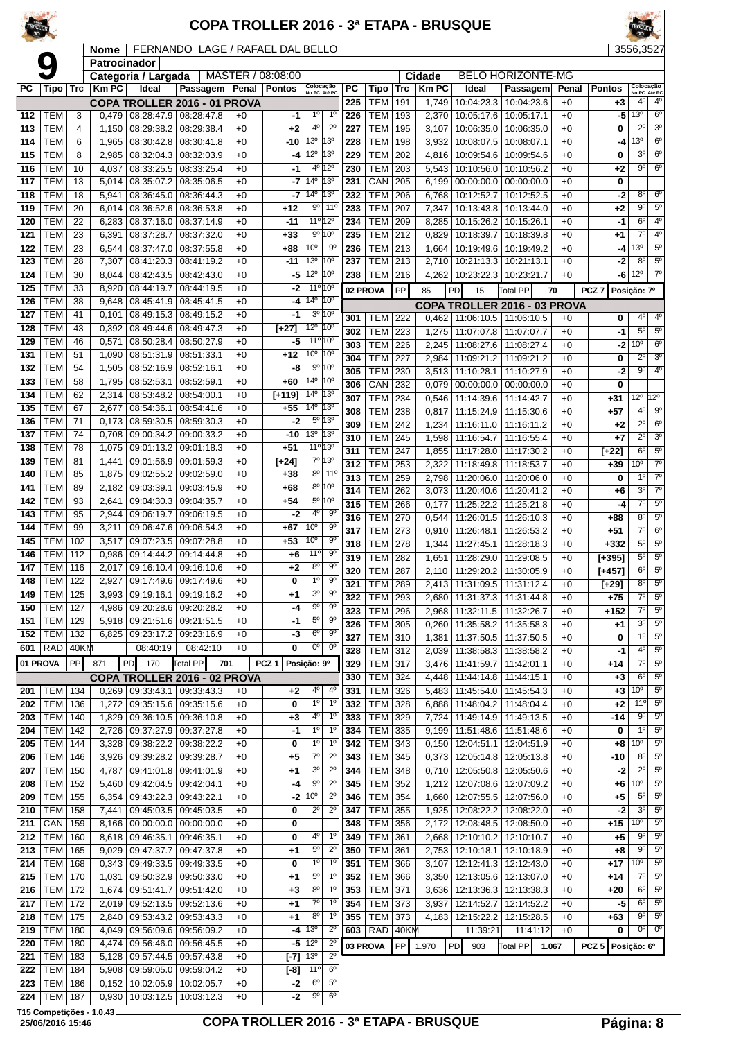# COPA TROLLER 2016 - 3ª ETAPA - BRUSQUE

**9**

| Nome | FERNANDO LAGE / RAFAEL DAL BELLO | 3556,3527 |
|---|---|---|
| Patrocinador | | |
| Categoria / Largada | MASTER / 08:08:00 | Cidade: BELO HORIZONTE-MG |

## COPA TROLLER 2016 - 01 PROVA

| PC | Tipo | Trc | Km PC | Ideal | Passagem | Penal | Pontos | Colocação No PC | Colocação Até PC |
|---|---|---|---|---|---|---|---|---|---|
| 112 | TEM | 3 | 0,479 | 08:28:47.9 | 08:28:47.8 | +0 | -1 | 1º | 1º |
| 113 | TEM | 4 | 1,150 | 08:29:38.2 | 08:29:38.4 | +0 | +2 | 4º | 2º |
| 114 | TEM | 6 | 1,965 | 08:30:42.8 | 08:30:41.8 | +0 | -10 | 13º | 13º |
| 115 | TEM | 8 | 2,985 | 08:32:04.3 | 08:32:03.9 | +0 | -4 | 12º | 13º |
| 116 | TEM | 10 | 4,037 | 08:33:25.5 | 08:33:25.4 | +0 | -1 | 4º | 12º |
| 117 | TEM | 13 | 5,014 | 08:35:07.2 | 08:35:06.5 | +0 | -7 | 14º | 13º |
| 118 | TEM | 18 | 5,941 | 08:36:45.0 | 08:36:44.3 | +0 | -7 | 14º | 13º |
| 119 | TEM | 20 | 6,014 | 08:36:52.6 | 08:36:53.8 | +0 | +12 | 9º | 11º |
| 120 | TEM | 22 | 6,283 | 08:37:16.0 | 08:37:14.9 | +0 | -11 | 11º | 12º |
| 121 | TEM | 23 | 6,391 | 08:37:28.7 | 08:37:32.0 | +0 | +33 | 9º | 10º |
| 122 | TEM | 23 | 6,544 | 08:37:47.0 | 08:37:55.8 | +0 | +88 | 10º | 9º |
| 123 | TEM | 28 | 7,307 | 08:41:20.3 | 08:41:19.2 | +0 | -11 | 13º | 10º |
| 124 | TEM | 30 | 8,004 | 08:42:43.5 | 08:42:43.0 | +0 | -5 | 12º | 10º |
| 125 | TEM | 33 | 8,920 | 08:44:19.7 | 08:44:19.5 | +0 | -2 | 11º | 10º |
| 126 | TEM | 38 | 9,648 | 08:45:41.9 | 08:45:41.5 | +0 | -4 | 14º | 10º |
| 127 | TEM | 41 | 0,101 | 08:49:15.3 | 08:49:15.2 | +0 | -1 | 3º | 10º |
| 128 | TEM | 43 | 0,392 | 08:49:44.6 | 08:49:47.3 | +0 | [+27] | 12º | 10º |
| 129 | TEM | 46 | 0,571 | 08:50:28.4 | 08:50:27.9 | +0 | -5 | 11º | 10º |
| 131 | TEM | 51 | 1,090 | 08:51:31.9 | 08:51:33.1 | +0 | +12 | 10º | 10º |
| 132 | TEM | 54 | 1,505 | 08:52:16.9 | 08:52:16.1 | +0 | -8 | 9º | 10º |
| 133 | TEM | 58 | 1,795 | 08:52:53.1 | 08:52:59.1 | +0 | +60 | 14º | 10º |
| 134 | TEM | 62 | 2,314 | 08:53:48.2 | 08:54:00.1 | +0 | [+119] | 14º | 13º |
| 135 | TEM | 67 | 2,677 | 08:54:36.1 | 08:54:41.6 | +0 | +55 | 14º | 13º |
| 136 | TEM | 71 | 0,173 | 08:59:30.5 | 08:59:30.3 | +0 | -2 | 5º | 13º |
| 137 | TEM | 74 | 0,708 | 09:00:34.2 | 09:00:33.2 | +0 | -10 | 13º | 13º |
| 138 | TEM | 78 | 1,075 | 09:01:13.2 | 09:01:18.3 | +0 | +51 | 11º | 13º |
| 139 | TEM | 81 | 1,441 | 09:01:56.9 | 09:01:59.3 | +0 | [+24] | 7º | 13º |
| 140 | TEM | 85 | 1,875 | 09:02:55.2 | 09:02:59.0 | +0 | +38 | 8º | 11º |
| 141 | TEM | 89 | 2,182 | 09:03:39.1 | 09:03:45.9 | +0 | +68 | 8º | 10º |
| 142 | TEM | 93 | 2,641 | 09:04:30.3 | 09:04:35.7 | +0 | +54 | 5º | 10º |
| 143 | TEM | 95 | 2,944 | 09:06:19.7 | 09:06:19.5 | +0 | -2 | 4º | 9º |
| 144 | TEM | 99 | 3,211 | 09:06:47.6 | 09:06:54.3 | +0 | +67 | 10º | 9º |
| 145 | TEM | 102 | 3,517 | 09:07:23.5 | 09:07:28.8 | +0 | +53 | 10º | 9º |
| 146 | TEM | 112 | 0,986 | 09:14:44.2 | 09:14:44.8 | +0 | +6 | 11º | 9º |
| 147 | TEM | 116 | 2,017 | 09:16:10.4 | 09:16:10.6 | +0 | +2 | 8º | 9º |
| 148 | TEM | 122 | 2,927 | 09:17:49.6 | 09:17:49.6 | +0 | 0 | 1º | 9º |
| 149 | TEM | 125 | 3,993 | 09:19:16.1 | 09:19:16.2 | +0 | +1 | 3º | 9º |
| 150 | TEM | 127 | 4,986 | 09:20:28.6 | 09:20:28.2 | +0 | -4 | 9º | 9º |
| 151 | TEM | 129 | 5,918 | 09:21:51.6 | 09:21:51.5 | +0 | -1 | 5º | 9º |
| 152 | TEM | 132 | 6,825 | 09:23:17.2 | 09:23:16.9 | +0 | -3 | 6º | 9º |
| 601 | RAD | 40KM | | 08:40:19 | 08:42:10 | +0 | 0 | 0º | 0º |

01 PROVA | PP 871 | PD 170 | Total PP 701 | PCZ 1 | Posição: 9º

## COPA TROLLER 2016 - 02 PROVA

| PC | Tipo | Trc | Km PC | Ideal | Passagem | Penal | Pontos | Colocação No PC | Colocação Até PC |
|---|---|---|---|---|---|---|---|---|---|
| 201 | TEM | 134 | 0,269 | 09:33:43.1 | 09:33:43.3 | +0 | +2 | 4º | 4º |
| 202 | TEM | 136 | 1,272 | 09:35:15.6 | 09:35:15.6 | +0 | 0 | 1º | 1º |
| 203 | TEM | 140 | 1,829 | 09:36:10.5 | 09:36:10.8 | +0 | +3 | 4º | 1º |
| 204 | TEM | 142 | 2,726 | 09:37:27.9 | 09:37:27.8 | +0 | -1 | 1º | 1º |
| 205 | TEM | 144 | 3,328 | 09:38:22.2 | 09:38:22.2 | +0 | 0 | 1º | 1º |
| 206 | TEM | 146 | 3,926 | 09:39:28.2 | 09:39:28.7 | +0 | +5 | 7º | 2º |
| 207 | TEM | 150 | 4,787 | 09:41:01.8 | 09:41:01.9 | +0 | +1 | 3º | 2º |
| 208 | TEM | 152 | 5,460 | 09:42:04.5 | 09:42:04.1 | +0 | -4 | 9º | 2º |
| 209 | TEM | 155 | 6,354 | 09:43:22.3 | 09:43:22.1 | +0 | -2 | 10º | 2º |
| 210 | TEM | 158 | 7,441 | 09:45:03.5 | 09:45:03.5 | +0 | 0 | 2º | 2º |
| 211 | CAN | 159 | 8,166 | 00:00:00.0 | 00:00:00.0 | +0 | 0 | | |
| 212 | TEM | 160 | 8,618 | 09:46:35.1 | 09:46:35.1 | +0 | 0 | 4º | 1º |
| 213 | TEM | 165 | 9,029 | 09:47:37.7 | 09:47:37.8 | +0 | +1 | 5º | 2º |
| 214 | TEM | 168 | 0,343 | 09:49:33.5 | 09:49:33.5 | +0 | 0 | 1º | 1º |
| 215 | TEM | 170 | 1,031 | 09:50:32.9 | 09:50:33.0 | +0 | +1 | 5º | 1º |
| 216 | TEM | 172 | 1,674 | 09:51:41.7 | 09:51:42.0 | +0 | +3 | 8º | 1º |
| 217 | TEM | 172 | 2,019 | 09:52:13.5 | 09:52:13.6 | +0 | +1 | 7º | 1º |
| 218 | TEM | 175 | 2,840 | 09:53:43.2 | 09:53:43.3 | +0 | +1 | 8º | 1º |
| 219 | TEM | 180 | 4,049 | 09:56:09.6 | 09:56:09.2 | +0 | -4 | 13º | 2º |
| 220 | TEM | 180 | 4,474 | 09:56:46.0 | 09:56:45.5 | +0 | -5 | 12º | 2º |
| 221 | TEM | 183 | 5,128 | 09:57:44.5 | 09:57:43.8 | +0 | [-7] | 13º | 2º |
| 222 | TEM | 184 | 5,908 | 09:59:05.0 | 09:59:04.2 | +0 | [-8] | 11º | 6º |
| 223 | TEM | 186 | 0,152 | 10:02:05.9 | 10:02:05.7 | +0 | -2 | 6º | 5º |
| 224 | TEM | 187 | 0,930 | 10:03:12.5 | 10:03:12.3 | +0 | -2 | 9º | 6º |
| 225 | TEM | 191 | 1,749 | 10:04:23.3 | 10:04:23.6 | +0 | +3 | 4º | 4º |
| 226 | TEM | 193 | 2,370 | 10:05:17.6 | 10:05:17.1 | +0 | -5 | 13º | 6º |
| 227 | TEM | 195 | 3,107 | 10:06:35.0 | 10:06:35.0 | +0 | 0 | 2º | 3º |
| 228 | TEM | 198 | 3,932 | 10:08:07.5 | 10:08:07.1 | +0 | -4 | 13º | 6º |
| 229 | TEM | 202 | 4,816 | 10:09:54.6 | 10:09:54.6 | +0 | 0 | 3º | 6º |
| 230 | TEM | 203 | 5,543 | 10:10:56.0 | 10:10:56.2 | +0 | +2 | 9º | 6º |
| 231 | CAN | 205 | 6,199 | 00:00:00.0 | 00:00:00.0 | +0 | 0 | | |
| 232 | TEM | 206 | 6,768 | 10:12:52.7 | 10:12:52.5 | +0 | -2 | 8º | 6º |
| 233 | TEM | 207 | 7,347 | 10:13:43.8 | 10:13:44.0 | +0 | +2 | 9º | 5º |
| 234 | TEM | 209 | 8,285 | 10:15:26.2 | 10:15:26.1 | +0 | -1 | 6º | 4º |
| 235 | TEM | 212 | 0,829 | 10:18:39.7 | 10:18:39.8 | +0 | +1 | 7º | 4º |
| 236 | TEM | 213 | 1,664 | 10:19:49.6 | 10:19:49.2 | +0 | -4 | 13º | 5º |
| 237 | TEM | 213 | 2,710 | 10:21:13.3 | 10:21:13.1 | +0 | -2 | 8º | 5º |
| 238 | TEM | 216 | 4,262 | 10:23:22.3 | 10:23:21.7 | +0 | -6 | 12º | 7º |

02 PROVA | PP 85 | PD 15 | Total PP 70 | PCZ 7 | Posição: 7º

## COPA TROLLER 2016 - 03 PROVA

| PC | Tipo | Trc | Km PC | Ideal | Passagem | Penal | Pontos | Colocação No PC | Colocação Até PC |
|---|---|---|---|---|---|---|---|---|---|
| 301 | TEM | 222 | 0,462 | 11:06:10.5 | 11:06:10.5 | +0 | 0 | 4º | 4º |
| 302 | TEM | 223 | 1,275 | 11:07:07.8 | 11:07:07.7 | +0 | -1 | 5º | 5º |
| 303 | TEM | 226 | 2,245 | 11:08:27.6 | 11:08:27.4 | +0 | -2 | 10º | 6º |
| 304 | TEM | 227 | 2,984 | 11:09:21.2 | 11:09:21.2 | +0 | 0 | 2º | 3º |
| 305 | TEM | 230 | 3,513 | 11:10:28.1 | 11:10:27.9 | +0 | -2 | 9º | 4º |
| 306 | CAN | 232 | 0,079 | 00:00:00.0 | 00:00:00.0 | +0 | 0 | | |
| 307 | TEM | 234 | 0,546 | 11:14:39.6 | 11:14:42.7 | +0 | +31 | 12º | 12º |
| 308 | TEM | 238 | 0,817 | 11:15:24.9 | 11:15:30.6 | +0 | +57 | 4º | 9º |
| 309 | TEM | 242 | 1,234 | 11:16:11.0 | 11:16:11.2 | +0 | +2 | 2º | 6º |
| 310 | TEM | 245 | 1,598 | 11:16:54.7 | 11:16:55.4 | +0 | +7 | 2º | 3º |
| 311 | TEM | 247 | 1,855 | 11:17:28.0 | 11:17:30.2 | +0 | [+22] | 6º | 5º |
| 312 | TEM | 253 | 2,322 | 11:18:49.8 | 11:18:53.7 | +0 | +39 | 10º | 7º |
| 313 | TEM | 259 | 2,798 | 11:20:06.0 | 11:20:06.0 | +0 | 0 | 1º | 7º |
| 314 | TEM | 262 | 3,073 | 11:20:40.6 | 11:20:41.2 | +0 | +6 | 3º | 7º |
| 315 | TEM | 266 | 0,177 | 11:25:22.2 | 11:25:21.8 | +0 | -4 | 7º | 5º |
| 316 | TEM | 270 | 0,544 | 11:26:01.5 | 11:26:10.3 | +0 | +88 | 8º | 5º |
| 317 | TEM | 273 | 0,910 | 11:26:48.1 | 11:26:53.2 | +0 | +51 | 7º | 6º |
| 318 | TEM | 278 | 1,344 | 11:27:45.1 | 11:28:18.3 | +0 | +332 | 5º | 5º |
| 319 | TEM | 282 | 1,651 | 11:28:29.0 | 11:29:08.5 | +0 | [+395] | 5º | 5º |
| 320 | TEM | 287 | 2,110 | 11:29:20.2 | 11:30:05.9 | +0 | [+457] | 6º | 5º |
| 321 | TEM | 289 | 2,413 | 11:31:09.5 | 11:31:12.4 | +0 | [+29] | 8º | 5º |
| 322 | TEM | 293 | 2,680 | 11:31:37.3 | 11:31:44.8 | +0 | +75 | 7º | 5º |
| 323 | TEM | 296 | 2,968 | 11:32:11.5 | 11:32:26.7 | +0 | +152 | 7º | 5º |
| 326 | TEM | 305 | 0,260 | 11:35:58.2 | 11:35:58.3 | +0 | +1 | 3º | 5º |
| 327 | TEM | 310 | 1,381 | 11:37:50.5 | 11:37:50.5 | +0 | 0 | 1º | 5º |
| 328 | TEM | 312 | 2,039 | 11:38:58.3 | 11:38:58.2 | +0 | -1 | 4º | 5º |
| 329 | TEM | 317 | 3,476 | 11:41:59.7 | 11:42:01.1 | +0 | +14 | 7º | 5º |
| 330 | TEM | 324 | 4,448 | 11:44:14.8 | 11:44:15.1 | +0 | +3 | 6º | 5º |
| 331 | TEM | 326 | 5,483 | 11:45:54.0 | 11:45:54.3 | +0 | +3 | 10º | 5º |
| 332 | TEM | 328 | 6,888 | 11:48:04.2 | 11:48:04.4 | +0 | +2 | 11º | 5º |
| 333 | TEM | 329 | 7,724 | 11:49:14.9 | 11:49:13.5 | +0 | -14 | 9º | 5º |
| 334 | TEM | 335 | 9,199 | 11:51:48.6 | 11:51:48.6 | +0 | 0 | 1º | 5º |
| 342 | TEM | 343 | 0,150 | 12:04:51.1 | 12:04:51.9 | +0 | +8 | 10º | 5º |
| 343 | TEM | 345 | 0,373 | 12:05:14.8 | 12:05:13.8 | +0 | -10 | 8º | 5º |
| 344 | TEM | 348 | 0,710 | 12:05:50.8 | 12:05:50.6 | +0 | -2 | 2º | 5º |
| 345 | TEM | 352 | 1,212 | 12:07:08.6 | 12:07:09.2 | +0 | +6 | 10º | 5º |
| 346 | TEM | 354 | 1,660 | 12:07:55.5 | 12:07:56.0 | +0 | +5 | 5º | 5º |
| 347 | TEM | 355 | 1,925 | 12:08:22.2 | 12:08:22.0 | +0 | -2 | 3º | 5º |
| 348 | TEM | 356 | 2,172 | 12:08:48.5 | 12:08:50.0 | +0 | +15 | 10º | 5º |
| 349 | TEM | 361 | 2,668 | 12:10:10.2 | 12:10:10.7 | +0 | +5 | 9º | 5º |
| 350 | TEM | 361 | 2,753 | 12:10:18.1 | 12:10:18.9 | +0 | +8 | 9º | 5º |
| 351 | TEM | 366 | 3,107 | 12:12:41.3 | 12:12:43.0 | +0 | +17 | 10º | 5º |
| 352 | TEM | 366 | 3,350 | 12:13:05.6 | 12:13:07.0 | +0 | +14 | 7º | 5º |
| 353 | TEM | 371 | 3,636 | 12:13:36.3 | 12:13:38.3 | +0 | +20 | 6º | 5º |
| 354 | TEM | 373 | 3,937 | 12:14:52.7 | 12:14:52.2 | +0 | -5 | 6º | 5º |
| 355 | TEM | 373 | 4,183 | 12:15:22.2 | 12:15:28.5 | +0 | +63 | 9º | 5º |
| 603 | RAD | 40KM | | 11:39:21 | 11:41:12 | +0 | 0 | 0º | 0º |

03 PROVA | PP 1.970 | PD 903 | Total PP 1.067 | PCZ 5 | Posição: 6º

T15 Competições - 1.0.43
25/06/2016 15:46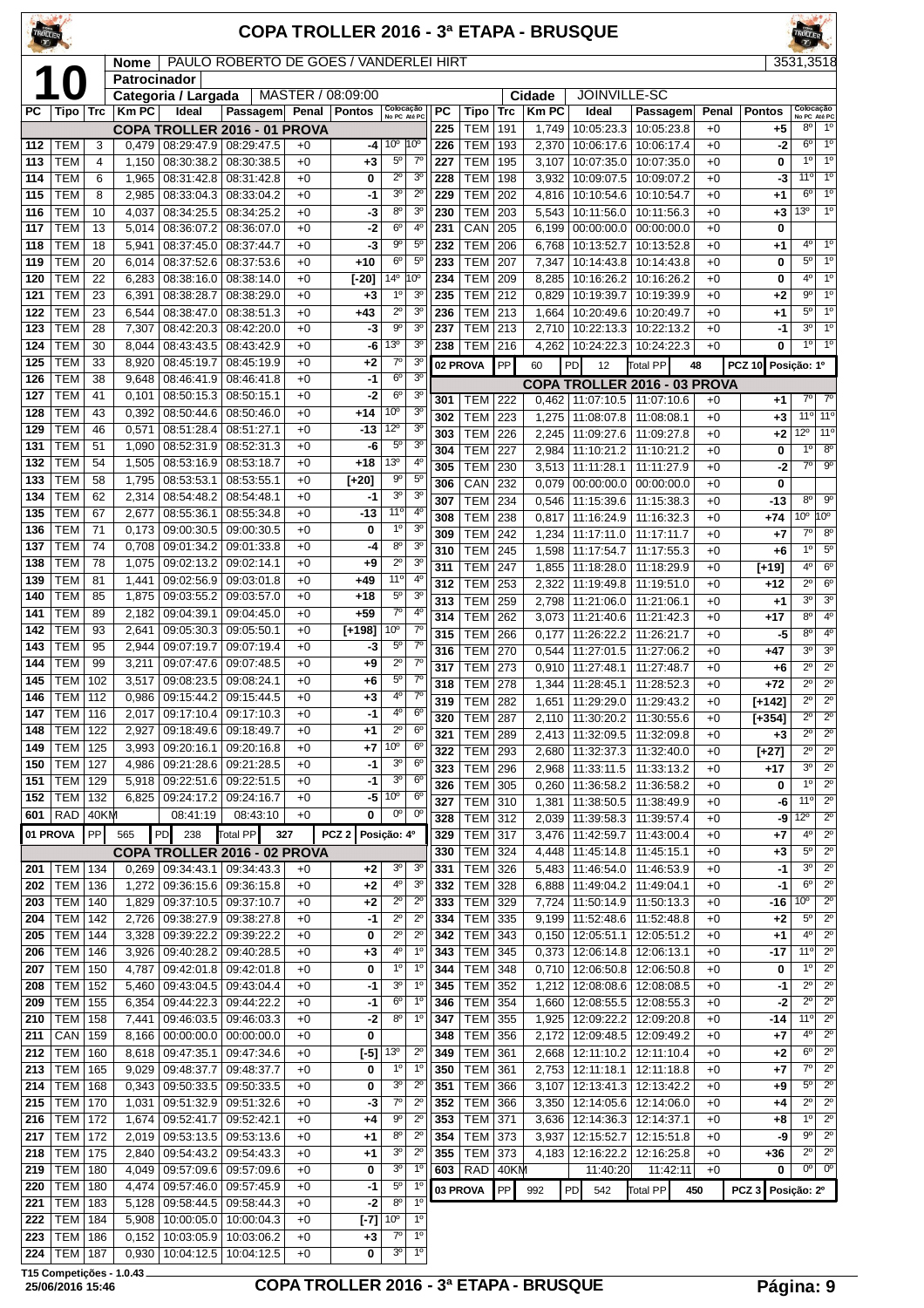# COPA TROLLER 2016 - 3ª ETAPA - BRUSQUE

**10**

| Nome | PAULO ROBERTO DE GOES / VANDERLEI HIRT | 3531,3518 |
|---|---|---|
| Patrocinador | | |
| Categoria / Largada | MASTER / 08:09:00 | Cidade: JOINVILLE-SC |

| PC | Tipo | Trc | Km PC | Ideal | Passagem | Penal | Pontos | Colocação No PC | Colocação Até PC |
|---|---|---|---|---|---|---|---|---|---|
| | | | | **COPA TROLLER 2016 - 01 PROVA** | | | | | |
| 112 | TEM | 3 | 0,479 | 08:29:47.9 | 08:29:47.5 | +0 | -4 | 10º | 10º |
| 113 | TEM | 4 | 1,150 | 08:30:38.2 | 08:30:38.5 | +0 | +3 | 5º | 7º |
| 114 | TEM | 6 | 1,965 | 08:31:42.8 | 08:31:42.8 | +0 | 0 | 2º | 3º |
| 115 | TEM | 8 | 2,985 | 08:33:04.3 | 08:33:04.2 | +0 | -1 | 3º | 2º |
| 116 | TEM | 10 | 4,037 | 08:34:25.5 | 08:34:25.2 | +0 | -3 | 8º | 3º |
| 117 | TEM | 13 | 5,014 | 08:36:07.2 | 08:36:07.0 | +0 | -2 | 6º | 4º |
| 118 | TEM | 18 | 5,941 | 08:37:45.0 | 08:37:44.7 | +0 | -3 | 9º | 5º |
| 119 | TEM | 20 | 6,014 | 08:37:52.6 | 08:37:53.6 | +0 | +10 | 6º | 5º |
| 120 | TEM | 22 | 6,283 | 08:38:16.0 | 08:38:14.0 | +0 | [-20] | 14º | 10º |
| 121 | TEM | 23 | 6,391 | 08:38:28.7 | 08:38:29.0 | +0 | +3 | 1º | 3º |
| 122 | TEM | 23 | 6,544 | 08:38:47.0 | 08:38:51.3 | +0 | +43 | 2º | 3º |
| 123 | TEM | 28 | 7,307 | 08:42:20.3 | 08:42:20.0 | +0 | -3 | 9º | 3º |
| 124 | TEM | 30 | 8,044 | 08:43:43.5 | 08:43:42.9 | +0 | -6 | 13º | 3º |
| 125 | TEM | 33 | 8,920 | 08:45:19.7 | 08:45:19.9 | +0 | +2 | 7º | 3º |
| 126 | TEM | 38 | 9,648 | 08:46:41.9 | 08:46:41.8 | +0 | -1 | 6º | 3º |
| 127 | TEM | 41 | 0,101 | 08:50:15.3 | 08:50:15.1 | +0 | -2 | 6º | 3º |
| 128 | TEM | 43 | 0,392 | 08:50:44.6 | 08:50:46.0 | +0 | +14 | 10º | 3º |
| 129 | TEM | 46 | 0,571 | 08:51:28.4 | 08:51:27.1 | +0 | -13 | 12º | 3º |
| 131 | TEM | 51 | 1,090 | 08:52:31.9 | 08:52:31.3 | +0 | -6 | 5º | 3º |
| 132 | TEM | 54 | 1,505 | 08:53:16.9 | 08:53:18.7 | +0 | +18 | 13º | 4º |
| 133 | TEM | 58 | 1,795 | 08:53:53.1 | 08:53:55.1 | +0 | [+20] | 9º | 5º |
| 134 | TEM | 62 | 2,314 | 08:54:48.2 | 08:54:48.1 | +0 | -1 | 3º | 3º |
| 135 | TEM | 67 | 2,677 | 08:55:36.1 | 08:55:34.8 | +0 | -13 | 11º | 4º |
| 136 | TEM | 71 | 0,173 | 09:00:30.5 | 09:00:30.5 | +0 | 0 | 1º | 3º |
| 137 | TEM | 74 | 0,708 | 09:01:34.2 | 09:01:33.8 | +0 | -4 | 8º | 3º |
| 138 | TEM | 78 | 1,075 | 09:02:13.2 | 09:02:14.1 | +0 | +9 | 2º | 3º |
| 139 | TEM | 81 | 1,441 | 09:02:56.9 | 09:03:01.8 | +0 | +49 | 11º | 4º |
| 140 | TEM | 85 | 1,875 | 09:03:55.2 | 09:03:57.0 | +0 | +18 | 5º | 3º |
| 141 | TEM | 89 | 2,182 | 09:04:39.1 | 09:04:45.0 | +0 | +59 | 7º | 4º |
| 142 | TEM | 93 | 2,641 | 09:05:30.3 | 09:05:50.1 | +0 | [+198] | 10º | 7º |
| 143 | TEM | 95 | 2,944 | 09:07:19.7 | 09:07:19.4 | +0 | -3 | 5º | 7º |
| 144 | TEM | 99 | 3,211 | 09:07:47.6 | 09:07:48.5 | +0 | +9 | 2º | 7º |
| 145 | TEM | 102 | 3,517 | 09:08:23.5 | 09:08:24.1 | +0 | +6 | 5º | 7º |
| 146 | TEM | 112 | 0,986 | 09:15:44.2 | 09:15:44.5 | +0 | +3 | 4º | 7º |
| 147 | TEM | 116 | 2,017 | 09:17:10.4 | 09:17:10.3 | +0 | -1 | 4º | 6º |
| 148 | TEM | 122 | 2,927 | 09:18:49.6 | 09:18:49.7 | +0 | +1 | 2º | 6º |
| 149 | TEM | 125 | 3,993 | 09:20:16.1 | 09:20:16.8 | +0 | +7 | 10º | 6º |
| 150 | TEM | 127 | 4,986 | 09:21:28.6 | 09:21:28.5 | +0 | -1 | 3º | 6º |
| 151 | TEM | 129 | 5,918 | 09:22:51.6 | 09:22:51.5 | +0 | -1 | 3º | 6º |
| 152 | TEM | 132 | 6,825 | 09:24:17.2 | 09:24:16.7 | +0 | -5 | 10º | 6º |
| 601 | RAD | 40KM | | 08:41:19 | 08:43:10 | +0 | 0 | 0º | 0º |
| **01 PROVA** | PP | 565 | PD 238 | Total PP 327 | | | PCZ 2 | Posição: 4º | |
| | | | | **COPA TROLLER 2016 - 02 PROVA** | | | | | |
| 201 | TEM | 134 | 0,269 | 09:34:43.1 | 09:34:43.3 | +0 | +2 | 3º | 3º |
| 202 | TEM | 136 | 1,272 | 09:36:15.6 | 09:36:15.8 | +0 | +2 | 4º | 3º |
| 203 | TEM | 140 | 1,829 | 09:37:10.5 | 09:37:10.7 | +0 | +2 | 2º | 2º |
| 204 | TEM | 142 | 2,726 | 09:38:27.9 | 09:38:27.8 | +0 | -1 | 2º | 2º |
| 205 | TEM | 144 | 3,328 | 09:39:22.2 | 09:39:22.2 | +0 | 0 | 2º | 2º |
| 206 | TEM | 146 | 3,926 | 09:40:28.2 | 09:40:28.5 | +0 | +3 | 4º | 1º |
| 207 | TEM | 150 | 4,787 | 09:42:01.8 | 09:42:01.8 | +0 | 0 | 1º | 1º |
| 208 | TEM | 152 | 5,460 | 09:43:04.5 | 09:43:04.4 | +0 | -1 | 3º | 1º |
| 209 | TEM | 155 | 6,354 | 09:44:22.3 | 09:44:22.2 | +0 | -1 | 6º | 1º |
| 210 | TEM | 158 | 7,441 | 09:46:03.5 | 09:46:03.3 | +0 | -2 | 8º | 1º |
| 211 | CAN | 159 | 8,166 | 00:00:00.0 | 00:00:00.0 | +0 | 0 | | |
| 212 | TEM | 160 | 8,618 | 09:47:35.1 | 09:47:34.6 | +0 | [-5] | 13º | 2º |
| 213 | TEM | 165 | 9,029 | 09:48:37.7 | 09:48:37.7 | +0 | 0 | 1º | 1º |
| 214 | TEM | 168 | 0,343 | 09:50:33.5 | 09:50:33.5 | +0 | 0 | 3º | 2º |
| 215 | TEM | 170 | 1,031 | 09:51:32.9 | 09:51:32.6 | +0 | -3 | 7º | 2º |
| 216 | TEM | 172 | 1,674 | 09:52:41.7 | 09:52:42.1 | +0 | +4 | 9º | 2º |
| 217 | TEM | 172 | 2,019 | 09:53:13.5 | 09:53:13.6 | +0 | +1 | 8º | 2º |
| 218 | TEM | 175 | 2,840 | 09:54:43.2 | 09:54:43.3 | +0 | +1 | 3º | 2º |
| 219 | TEM | 180 | 4,049 | 09:57:09.6 | 09:57:09.6 | +0 | 0 | 3º | 1º |
| 220 | TEM | 180 | 4,474 | 09:57:46.0 | 09:57:45.9 | +0 | -1 | 5º | 1º |
| 221 | TEM | 183 | 5,128 | 09:58:44.5 | 09:58:44.3 | +0 | -2 | 8º | 1º |
| 222 | TEM | 184 | 5,908 | 10:00:05.0 | 10:00:04.3 | +0 | [-7] | 10º | 1º |
| 223 | TEM | 186 | 0,152 | 10:03:05.9 | 10:03:06.2 | +0 | +3 | 7º | 1º |
| 224 | TEM | 187 | 0,930 | 10:04:12.5 | 10:04:12.5 | +0 | 0 | 3º | 1º |
| 225 | TEM | 191 | 1,749 | 10:05:23.3 | 10:05:23.8 | +0 | +5 | 8º | 1º |
| 226 | TEM | 193 | 2,370 | 10:06:17.6 | 10:06:17.4 | +0 | -2 | 6º | 1º |
| 227 | TEM | 195 | 3,107 | 10:07:35.0 | 10:07:35.0 | +0 | 0 | 1º | 1º |
| 228 | TEM | 198 | 3,932 | 10:09:07.5 | 10:09:07.2 | +0 | -3 | 11º | 1º |
| 229 | TEM | 202 | 4,816 | 10:10:54.6 | 10:10:54.7 | +0 | +1 | 6º | 1º |
| 230 | TEM | 203 | 5,543 | 10:11:56.0 | 10:11:56.3 | +0 | +3 | 13º | 1º |
| 231 | CAN | 205 | 6,049 | 00:00:00.0 | 00:00:00.0 | +0 | 0 | | |
| 232 | TEM | 206 | 6,768 | 10:13:52.7 | 10:13:52.8 | +0 | +1 | 4º | 1º |
| 233 | TEM | 207 | 7,347 | 10:14:43.8 | 10:14:43.8 | +0 | 0 | 5º | 1º |
| 234 | TEM | 209 | 8,285 | 10:16:26.2 | 10:16:26.2 | +0 | 0 | 4º | 1º |
| 235 | TEM | 212 | 0,829 | 10:19:39.7 | 10:19:39.9 | +0 | +2 | 9º | 1º |
| 236 | TEM | 213 | 1,664 | 10:20:49.6 | 10:20:49.7 | +0 | +1 | 5º | 1º |
| 237 | TEM | 213 | 2,710 | 10:22:13.3 | 10:22:13.2 | +0 | -1 | 3º | 1º |
| 238 | TEM | 216 | 4,262 | 10:24:22.3 | 10:24:22.3 | +0 | 0 | 1º | 1º |
| **02 PROVA** | PP | 60 | PD 12 | Total PP 48 | | | PCZ 10 | Posição: 1º | |
| | | | | **COPA TROLLER 2016 - 03 PROVA** | | | | | |
| 301 | TEM | 222 | 0,462 | 11:07:10.5 | 11:07:10.6 | +0 | +1 | 7º | 7º |
| 302 | TEM | 223 | 1,275 | 11:08:07.8 | 11:08:08.1 | +0 | +3 | 11º | 11º |
| 303 | TEM | 226 | 2,245 | 11:09:27.6 | 11:09:27.8 | +0 | +2 | 12º | 11º |
| 304 | TEM | 227 | 2,984 | 11:10:21.2 | 11:10:21.2 | +0 | 0 | 1º | 8º |
| 305 | TEM | 230 | 3,513 | 11:11:28.1 | 11:11:27.9 | +0 | -2 | 7º | 9º |
| 306 | CAN | 232 | 0,079 | 00:00:00.0 | 00:00:00.0 | +0 | 0 | | |
| 307 | TEM | 234 | 0,546 | 11:15:39.6 | 11:15:38.3 | +0 | -13 | 8º | 9º |
| 308 | TEM | 238 | 0,817 | 11:16:24.9 | 11:16:32.3 | +0 | +74 | 10º | 10º |
| 309 | TEM | 242 | 1,234 | 11:17:11.0 | 11:17:11.7 | +0 | +7 | 7º | 8º |
| 310 | TEM | 245 | 1,598 | 11:17:54.7 | 11:17:55.3 | +0 | +6 | 1º | 5º |
| 311 | TEM | 247 | 1,855 | 11:18:28.0 | 11:18:29.9 | +0 | [+19] | 4º | 6º |
| 312 | TEM | 253 | 2,322 | 11:19:49.8 | 11:19:51.0 | +0 | +12 | 2º | 6º |
| 313 | TEM | 259 | 2,798 | 11:21:06.0 | 11:21:06.1 | +0 | +1 | 3º | 3º |
| 314 | TEM | 262 | 3,073 | 11:21:40.6 | 11:21:42.3 | +0 | +17 | 8º | 4º |
| 315 | TEM | 266 | 0,177 | 11:26:22.2 | 11:26:21.7 | +0 | -5 | 8º | 4º |
| 316 | TEM | 270 | 0,544 | 11:27:01.5 | 11:27:06.2 | +0 | +47 | 3º | 3º |
| 317 | TEM | 273 | 0,910 | 11:27:48.1 | 11:27:48.7 | +0 | +6 | 2º | 2º |
| 318 | TEM | 278 | 1,344 | 11:28:45.1 | 11:28:52.3 | +0 | +72 | 2º | 2º |
| 319 | TEM | 282 | 1,651 | 11:29:29.0 | 11:29:43.2 | +0 | [+142] | 2º | 2º |
| 320 | TEM | 287 | 2,110 | 11:30:20.2 | 11:30:55.6 | +0 | [+354] | 2º | 2º |
| 321 | TEM | 289 | 2,413 | 11:32:09.5 | 11:32:09.8 | +0 | +3 | 2º | 2º |
| 322 | TEM | 293 | 2,680 | 11:32:37.3 | 11:32:40.0 | +0 | [+27] | 2º | 2º |
| 323 | TEM | 296 | 2,968 | 11:33:11.5 | 11:33:13.2 | +0 | +17 | 3º | 2º |
| 326 | TEM | 305 | 0,260 | 11:36:58.2 | 11:36:58.2 | +0 | 0 | 1º | 2º |
| 327 | TEM | 310 | 1,381 | 11:38:50.5 | 11:38:49.9 | +0 | -6 | 11º | 2º |
| 328 | TEM | 312 | 2,039 | 11:39:58.3 | 11:39:57.4 | +0 | -9 | 12º | 2º |
| 329 | TEM | 317 | 3,476 | 11:42:59.7 | 11:43:00.4 | +0 | +7 | 4º | 2º |
| 330 | TEM | 324 | 4,448 | 11:45:14.8 | 11:45:15.1 | +0 | +3 | 5º | 2º |
| 331 | TEM | 326 | 5,483 | 11:46:54.0 | 11:46:53.9 | +0 | -1 | 3º | 2º |
| 332 | TEM | 328 | 6,888 | 11:49:04.2 | 11:49:04.1 | +0 | -1 | 6º | 2º |
| 333 | TEM | 329 | 7,724 | 11:50:14.9 | 11:50:13.3 | +0 | -16 | 10º | 2º |
| 334 | TEM | 335 | 9,199 | 11:52:48.6 | 11:52:48.8 | +0 | +2 | 5º | 2º |
| 342 | TEM | 343 | 0,150 | 12:05:51.1 | 12:05:51.2 | +0 | +1 | 4º | 2º |
| 343 | TEM | 345 | 0,373 | 12:06:14.8 | 12:06:13.1 | +0 | -17 | 11º | 2º |
| 344 | TEM | 348 | 0,710 | 12:06:50.8 | 12:06:50.8 | +0 | 0 | 1º | 2º |
| 345 | TEM | 352 | 1,212 | 12:08:08.6 | 12:08:08.5 | +0 | -1 | 2º | 2º |
| 346 | TEM | 354 | 1,660 | 12:08:55.5 | 12:08:55.3 | +0 | -2 | 2º | 2º |
| 347 | TEM | 355 | 1,925 | 12:09:22.2 | 12:09:20.8 | +0 | -14 | 11º | 2º |
| 348 | TEM | 356 | 2,172 | 12:09:48.5 | 12:09:49.2 | +0 | +7 | 4º | 2º |
| 349 | TEM | 361 | 2,668 | 12:11:10.2 | 12:11:10.4 | +0 | +2 | 6º | 2º |
| 350 | TEM | 361 | 2,753 | 12:11:18.1 | 12:11:18.8 | +0 | +7 | 7º | 2º |
| 351 | TEM | 366 | 3,107 | 12:13:41.3 | 12:13:42.2 | +0 | +9 | 5º | 2º |
| 352 | TEM | 366 | 3,350 | 12:14:05.6 | 12:14:06.0 | +0 | +4 | 2º | 2º |
| 353 | TEM | 371 | 3,636 | 12:14:36.3 | 12:14:37.1 | +0 | +8 | 1º | 2º |
| 354 | TEM | 373 | 3,937 | 12:15:52.7 | 12:15:51.8 | +0 | -9 | 9º | 2º |
| 355 | TEM | 373 | 4,183 | 12:16:22.2 | 12:16:25.8 | +0 | +36 | 2º | 2º |
| 603 | RAD | 40KM | | 11:40:20 | 11:42:11 | +0 | 0 | 0º | 0º |
| **03 PROVA** | PP | 992 | PD 542 | Total PP 450 | | | PCZ 3 | Posição: 2º | |

T15 Competições - 1.0.43
25/06/2016 15:46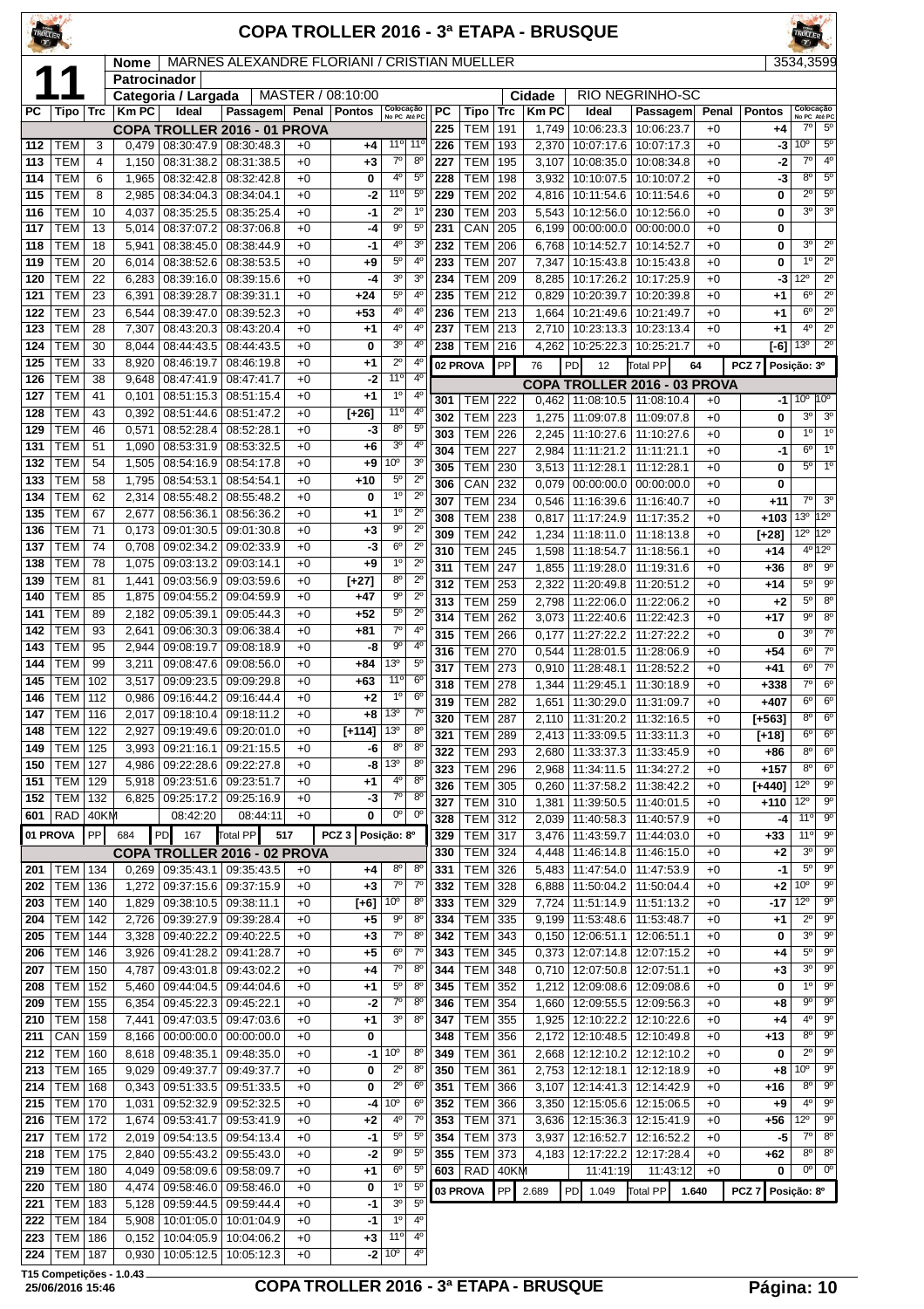# COPA TROLLER 2016 - 3ª ETAPA - BRUSQUE

**11**

| Nome | MARNES ALEXANDRE FLORIANI / CRISTIAN MUELLER | 3534,3599 |
|---|---|---|
| Patrocinador | | |
| Categoria / Largada | MASTER / 08:10:00 | |
| Cidade | RIO NEGRINHO-SC | |

## COPA TROLLER 2016 - 01 PROVA

| PC | Tipo | Trc | Km PC | Ideal | Passagem | Penal | Pontos | Colocação No PC | Colocação Até PC |
|---|---|---|---|---|---|---|---|---|---|
| 112 | TEM | 3 | 0,479 | 08:30:47.9 | 08:30:48.3 | +0 | +4 | 11º | 11º |
| 113 | TEM | 4 | 1,150 | 08:31:38.2 | 08:31:38.5 | +0 | +3 | 7º | 8º |
| 114 | TEM | 6 | 1,965 | 08:32:42.8 | 08:32:42.8 | +0 | 0 | 4º | 5º |
| 115 | TEM | 8 | 2,985 | 08:34:04.3 | 08:34:04.1 | +0 | -2 | 11º | 5º |
| 116 | TEM | 10 | 4,037 | 08:35:25.5 | 08:35:25.4 | +0 | -1 | 2º | 1º |
| 117 | TEM | 13 | 5,014 | 08:37:07.2 | 08:37:06.8 | +0 | -4 | 9º | 5º |
| 118 | TEM | 18 | 5,941 | 08:38:45.0 | 08:38:44.9 | +0 | -1 | 4º | 3º |
| 119 | TEM | 20 | 6,014 | 08:38:52.6 | 08:38:53.5 | +0 | +9 | 5º | 4º |
| 120 | TEM | 22 | 6,283 | 08:39:16.0 | 08:39:15.6 | +0 | -4 | 3º | 3º |
| 121 | TEM | 23 | 6,391 | 08:39:28.7 | 08:39:31.1 | +0 | +24 | 5º | 4º |
| 122 | TEM | 23 | 6,544 | 08:39:47.0 | 08:39:52.3 | +0 | +53 | 4º | 4º |
| 123 | TEM | 28 | 7,307 | 08:43:20.3 | 08:43:20.4 | +0 | +1 | 4º | 4º |
| 124 | TEM | 30 | 8,044 | 08:44:43.5 | 08:44:43.5 | +0 | 0 | 3º | 4º |
| 125 | TEM | 33 | 8,920 | 08:46:19.7 | 08:46:19.8 | +0 | +1 | 2º | 4º |
| 126 | TEM | 38 | 9,648 | 08:47:41.9 | 08:47:41.7 | +0 | -2 | 11º | 4º |
| 127 | TEM | 41 | 0,101 | 08:51:15.3 | 08:51:15.4 | +0 | +1 | 1º | 4º |
| 128 | TEM | 43 | 0,392 | 08:51:44.6 | 08:51:47.2 | +0 | [+26] | 11º | 4º |
| 129 | TEM | 46 | 0,571 | 08:52:28.4 | 08:52:28.1 | +0 | -3 | 8º | 5º |
| 131 | TEM | 51 | 1,090 | 08:53:31.9 | 08:53:32.5 | +0 | +6 | 3º | 4º |
| 132 | TEM | 54 | 1,505 | 08:54:16.9 | 08:54:17.8 | +0 | +9 | 10º | 3º |
| 133 | TEM | 58 | 1,795 | 08:54:53.1 | 08:54:54.1 | +0 | +10 | 5º | 2º |
| 134 | TEM | 62 | 2,314 | 08:55:48.2 | 08:55:48.2 | +0 | 0 | 1º | 2º |
| 135 | TEM | 67 | 2,677 | 08:56:36.1 | 08:56:36.2 | +0 | +1 | 1º | 2º |
| 136 | TEM | 71 | 0,173 | 09:01:30.5 | 09:01:30.8 | +0 | +3 | 9º | 2º |
| 137 | TEM | 74 | 0,708 | 09:02:34.2 | 09:02:33.9 | +0 | -3 | 6º | 2º |
| 138 | TEM | 78 | 1,075 | 09:03:13.2 | 09:03:14.1 | +0 | +9 | 1º | 2º |
| 139 | TEM | 81 | 1,441 | 09:03:56.9 | 09:03:59.6 | +0 | [+27] | 8º | 2º |
| 140 | TEM | 85 | 1,875 | 09:04:55.2 | 09:04:59.9 | +0 | +47 | 9º | 2º |
| 141 | TEM | 89 | 2,182 | 09:05:39.1 | 09:05:44.3 | +0 | +52 | 5º | 2º |
| 142 | TEM | 93 | 2,641 | 09:06:30.3 | 09:06:38.4 | +0 | +81 | 7º | 4º |
| 143 | TEM | 95 | 2,944 | 09:08:19.7 | 09:08:18.9 | +0 | -8 | 9º | 4º |
| 144 | TEM | 99 | 3,211 | 09:08:47.6 | 09:08:56.0 | +0 | +84 | 13º | 5º |
| 145 | TEM | 102 | 3,517 | 09:09:23.5 | 09:09:29.8 | +0 | +63 | 11º | 6º |
| 146 | TEM | 112 | 0,986 | 09:16:44.2 | 09:16:44.4 | +0 | +2 | 1º | 6º |
| 147 | TEM | 116 | 2,017 | 09:18:10.4 | 09:18:11.2 | +0 | +8 | 13º | 7º |
| 148 | TEM | 122 | 2,927 | 09:19:49.6 | 09:20:01.0 | +0 | [+114] | 13º | 8º |
| 149 | TEM | 125 | 3,993 | 09:21:16.1 | 09:21:15.5 | +0 | -6 | 8º | 8º |
| 150 | TEM | 127 | 4,986 | 09:22:28.6 | 09:22:27.8 | +0 | -8 | 13º | 8º |
| 151 | TEM | 129 | 5,918 | 09:23:51.6 | 09:23:51.7 | +0 | +1 | 4º | 8º |
| 152 | TEM | 132 | 6,825 | 09:25:17.2 | 09:25:16.9 | +0 | -3 | 7º | 8º |
| 601 | RAD | 40KM | | 08:42:20 | 08:44:11 | +0 | 0 | 0º | 0º |

01 PROVA | PP 684 | PD 167 | Total PP 517 | PCZ 3 | Posição: 8º

## COPA TROLLER 2016 - 02 PROVA

| PC | Tipo | Trc | Km PC | Ideal | Passagem | Penal | Pontos | Colocação No PC | Colocação Até PC |
|---|---|---|---|---|---|---|---|---|---|
| 201 | TEM | 134 | 0,269 | 09:35:43.1 | 09:35:43.5 | +0 | +4 | 8º | 8º |
| 202 | TEM | 136 | 1,272 | 09:37:15.6 | 09:37:15.9 | +0 | +3 | 7º | 7º |
| 203 | TEM | 140 | 1,829 | 09:38:10.5 | 09:38:11.1 | +0 | [+6] | 10º | 8º |
| 204 | TEM | 142 | 2,726 | 09:39:27.9 | 09:39:28.4 | +0 | +5 | 9º | 8º |
| 205 | TEM | 144 | 3,328 | 09:40:22.2 | 09:40:22.5 | +0 | +3 | 7º | 8º |
| 206 | TEM | 146 | 3,926 | 09:41:28.2 | 09:41:28.7 | +0 | +5 | 6º | 7º |
| 207 | TEM | 150 | 4,787 | 09:43:01.8 | 09:43:02.2 | +0 | +4 | 7º | 8º |
| 208 | TEM | 152 | 5,460 | 09:44:04.5 | 09:44:04.6 | +0 | +1 | 5º | 8º |
| 209 | TEM | 155 | 6,354 | 09:45:22.3 | 09:45:22.1 | +0 | -2 | 7º | 8º |
| 210 | TEM | 158 | 7,441 | 09:47:03.5 | 09:47:03.6 | +0 | +1 | 3º | 8º |
| 211 | CAN | 159 | 8,166 | 00:00:00.0 | 00:00:00.0 | +0 | 0 | | |
| 212 | TEM | 160 | 8,618 | 09:48:35.1 | 09:48:35.0 | +0 | -1 | 10º | 8º |
| 213 | TEM | 165 | 9,029 | 09:49:37.7 | 09:49:37.7 | +0 | 0 | 2º | 8º |
| 214 | TEM | 168 | 0,343 | 09:51:33.5 | 09:51:33.5 | +0 | 0 | 2º | 6º |
| 215 | TEM | 170 | 1,031 | 09:52:32.9 | 09:52:32.5 | +0 | -4 | 10º | 6º |
| 216 | TEM | 172 | 1,674 | 09:53:41.7 | 09:53:41.9 | +0 | +2 | 4º | 7º |
| 217 | TEM | 172 | 2,019 | 09:54:13.5 | 09:54:13.4 | +0 | -1 | 5º | 5º |
| 218 | TEM | 175 | 2,840 | 09:55:43.2 | 09:55:43.0 | +0 | -2 | 9º | 5º |
| 219 | TEM | 180 | 4,049 | 09:58:09.6 | 09:58:09.7 | +0 | +1 | 6º | 5º |
| 220 | TEM | 180 | 4,474 | 09:58:46.0 | 09:58:46.0 | +0 | 0 | 1º | 5º |
| 221 | TEM | 183 | 5,128 | 09:59:44.5 | 09:59:44.4 | +0 | -1 | 3º | 5º |
| 222 | TEM | 184 | 5,908 | 10:01:05.0 | 10:01:04.9 | +0 | -1 | 1º | 4º |
| 223 | TEM | 186 | 0,152 | 10:04:05.9 | 10:04:06.2 | +0 | +3 | 11º | 4º |
| 224 | TEM | 187 | 0,930 | 10:05:12.5 | 10:05:12.3 | +0 | -2 | 10º | 4º |
| 225 | TEM | 191 | 1,749 | 10:06:23.3 | 10:06:23.7 | +0 | +4 | 7º | 5º |
| 226 | TEM | 193 | 2,370 | 10:07:17.6 | 10:07:17.3 | +0 | -3 | 10º | 5º |
| 227 | TEM | 195 | 3,107 | 10:08:35.0 | 10:08:34.8 | +0 | -2 | 7º | 4º |
| 228 | TEM | 198 | 3,932 | 10:10:07.5 | 10:10:07.2 | +0 | -3 | 8º | 5º |
| 229 | TEM | 202 | 4,816 | 10:11:54.6 | 10:11:54.6 | +0 | 0 | 2º | 5º |
| 230 | TEM | 203 | 5,543 | 10:12:56.0 | 10:12:56.0 | +0 | 0 | 3º | 3º |
| 231 | CAN | 205 | 6,079 | 00:00:00.0 | 00:00:00.0 | +0 | 0 | | |
| 232 | TEM | 206 | 6,768 | 10:14:52.7 | 10:14:52.7 | +0 | 0 | 3º | 2º |
| 233 | TEM | 207 | 7,347 | 10:15:43.8 | 10:15:43.8 | +0 | 0 | 1º | 2º |
| 234 | TEM | 209 | 8,285 | 10:17:26.2 | 10:17:25.9 | +0 | -3 | 12º | 2º |
| 235 | TEM | 212 | 0,829 | 10:20:39.7 | 10:20:39.8 | +0 | +1 | 6º | 2º |
| 236 | TEM | 213 | 1,664 | 10:21:49.6 | 10:21:49.7 | +0 | +1 | 6º | 2º |
| 237 | TEM | 213 | 2,710 | 10:23:13.3 | 10:23:13.4 | +0 | +1 | 4º | 2º |
| 238 | TEM | 216 | 4,262 | 10:25:22.3 | 10:25:21.7 | +0 | [-6] | 13º | 2º |

02 PROVA | PP 76 | PD 12 | Total PP 64 | PCZ 7 | Posição: 3º

## COPA TROLLER 2016 - 03 PROVA

| PC | Tipo | Trc | Km PC | Ideal | Passagem | Penal | Pontos | Colocação No PC | Colocação Até PC |
|---|---|---|---|---|---|---|---|---|---|
| 301 | TEM | 222 | 0,462 | 11:08:10.5 | 11:08:10.4 | +0 | -1 | 10º | 10º |
| 302 | TEM | 223 | 1,275 | 11:09:07.8 | 11:09:07.8 | +0 | 0 | 3º | 3º |
| 303 | TEM | 226 | 2,245 | 11:10:27.6 | 11:10:27.6 | +0 | 0 | 1º | 1º |
| 304 | TEM | 227 | 2,984 | 11:11:21.2 | 11:11:21.1 | +0 | -1 | 6º | 1º |
| 305 | TEM | 230 | 3,513 | 11:12:28.1 | 11:12:28.1 | +0 | 0 | 5º | 1º |
| 306 | CAN | 232 | 0,079 | 00:00:00.0 | 00:00:00.0 | +0 | 0 | | |
| 307 | TEM | 234 | 0,546 | 11:16:39.6 | 11:16:40.7 | +0 | +11 | 7º | 3º |
| 308 | TEM | 238 | 0,817 | 11:17:24.9 | 11:17:35.2 | +0 | +103 | 13º | 12º |
| 309 | TEM | 242 | 1,234 | 11:18:11.0 | 11:18:13.8 | +0 | [+28] | 12º | 12º |
| 310 | TEM | 245 | 1,598 | 11:18:54.7 | 11:18:56.1 | +0 | +14 | 4º | 12º |
| 311 | TEM | 247 | 1,855 | 11:19:28.0 | 11:19:31.6 | +0 | +36 | 8º | 9º |
| 312 | TEM | 253 | 2,322 | 11:20:49.8 | 11:20:51.2 | +0 | +14 | 5º | 9º |
| 313 | TEM | 259 | 2,798 | 11:22:06.0 | 11:22:06.2 | +0 | +2 | 5º | 8º |
| 314 | TEM | 262 | 3,073 | 11:22:40.6 | 11:22:42.3 | +0 | +17 | 9º | 8º |
| 315 | TEM | 266 | 0,177 | 11:27:22.2 | 11:27:22.2 | +0 | 0 | 3º | 7º |
| 316 | TEM | 270 | 0,544 | 11:28:01.5 | 11:28:06.9 | +0 | +54 | 6º | 7º |
| 317 | TEM | 273 | 0,910 | 11:28:48.1 | 11:28:52.2 | +0 | +41 | 6º | 7º |
| 318 | TEM | 278 | 1,344 | 11:29:45.1 | 11:30:18.9 | +0 | +338 | 7º | 6º |
| 319 | TEM | 282 | 1,651 | 11:30:29.0 | 11:31:09.7 | +0 | +407 | 6º | 6º |
| 320 | TEM | 287 | 2,110 | 11:31:20.2 | 11:32:16.5 | +0 | [+563] | 8º | 6º |
| 321 | TEM | 289 | 2,413 | 11:33:09.5 | 11:33:11.3 | +0 | [+18] | 6º | 6º |
| 322 | TEM | 293 | 2,680 | 11:33:37.3 | 11:33:45.9 | +0 | +86 | 8º | 6º |
| 323 | TEM | 296 | 2,968 | 11:34:11.5 | 11:34:27.2 | +0 | +157 | 8º | 6º |
| 326 | TEM | 305 | 0,260 | 11:37:58.2 | 11:38:42.2 | +0 | [+440] | 12º | 9º |
| 327 | TEM | 310 | 1,381 | 11:39:50.5 | 11:40:01.5 | +0 | +110 | 12º | 9º |
| 328 | TEM | 312 | 2,039 | 11:40:58.3 | 11:40:57.9 | +0 | -4 | 11º | 9º |
| 329 | TEM | 317 | 3,476 | 11:43:59.7 | 11:44:03.0 | +0 | +33 | 11º | 9º |
| 330 | TEM | 324 | 4,448 | 11:46:14.8 | 11:46:15.0 | +0 | +2 | 3º | 9º |
| 331 | TEM | 326 | 5,483 | 11:47:54.0 | 11:47:53.9 | +0 | -1 | 5º | 9º |
| 332 | TEM | 328 | 6,888 | 11:50:04.2 | 11:50:04.4 | +0 | +2 | 10º | 9º |
| 333 | TEM | 329 | 7,724 | 11:51:14.9 | 11:51:13.2 | +0 | -17 | 12º | 9º |
| 334 | TEM | 335 | 9,199 | 11:53:48.6 | 11:53:48.7 | +0 | +1 | 2º | 9º |
| 342 | TEM | 343 | 0,150 | 12:06:51.1 | 12:06:51.1 | +0 | 0 | 3º | 9º |
| 343 | TEM | 345 | 0,373 | 12:07:14.8 | 12:07:15.2 | +0 | +4 | 5º | 9º |
| 344 | TEM | 348 | 0,710 | 12:07:50.8 | 12:07:51.1 | +0 | +3 | 3º | 9º |
| 345 | TEM | 352 | 1,212 | 12:09:08.6 | 12:09:08.6 | +0 | 0 | 1º | 9º |
| 346 | TEM | 354 | 1,660 | 12:09:55.5 | 12:09:56.3 | +0 | +8 | 9º | 9º |
| 347 | TEM | 355 | 1,925 | 12:10:22.2 | 12:10:22.6 | +0 | +4 | 4º | 9º |
| 348 | TEM | 356 | 2,172 | 12:10:48.5 | 12:10:49.8 | +0 | +13 | 8º | 9º |
| 349 | TEM | 361 | 2,668 | 12:12:10.2 | 12:12:10.2 | +0 | 0 | 2º | 9º |
| 350 | TEM | 361 | 2,753 | 12:12:18.1 | 12:12:18.9 | +0 | +8 | 10º | 9º |
| 351 | TEM | 366 | 3,107 | 12:14:41.3 | 12:14:42.9 | +0 | +16 | 8º | 9º |
| 352 | TEM | 366 | 3,350 | 12:15:05.6 | 12:15:06.5 | +0 | +9 | 4º | 9º |
| 353 | TEM | 371 | 3,636 | 12:15:36.3 | 12:15:41.9 | +0 | +56 | 12º | 9º |
| 354 | TEM | 373 | 3,937 | 12:16:52.7 | 12:16:52.2 | +0 | -5 | 7º | 8º |
| 355 | TEM | 373 | 4,183 | 12:17:22.2 | 12:17:28.4 | +0 | +62 | 8º | 8º |
| 603 | RAD | 40KM | | 11:41:19 | 11:43:12 | +0 | 0 | 0º | 0º |

03 PROVA | PP 2.689 | PD 1.049 | Total PP 1.640 | PCZ 7 | Posição: 8º

T15 Competições - 1.0.43
25/06/2016 15:46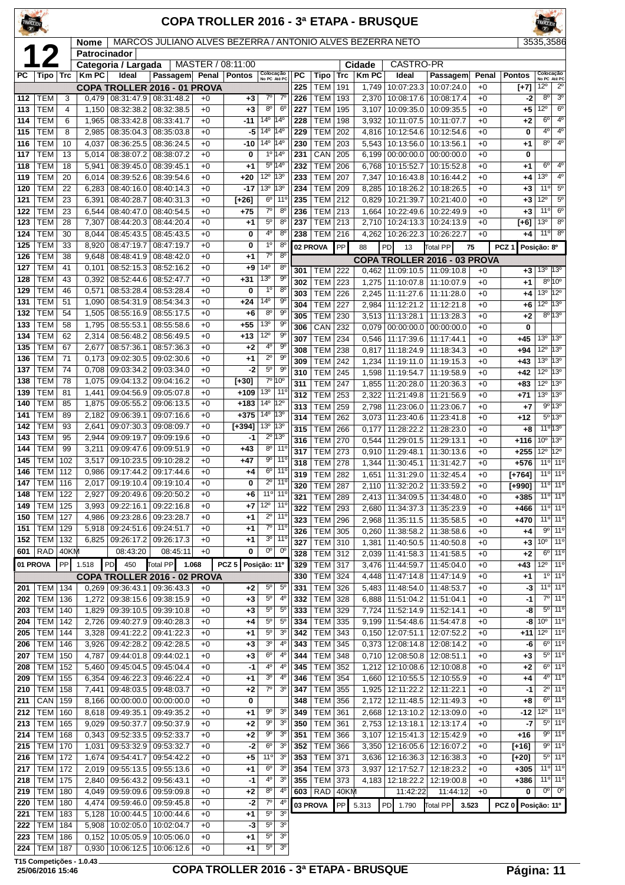# COPA TROLLER 2016 - 3ª ETAPA - BRUSQUE

**12**

| Nome | MARCOS JULIANO ALVES BEZERRA / ANTONIO ALVES BEZERRA NETO | 3535,3586 |
|---|---|---|
| Patrocinador | | |
| Categoria / Largada | MASTER / 08:11:00 | Cidade: CASTRO-PR |

## COPA TROLLER 2016 - 01 PROVA

| PC | Tipo | Trc | Km PC | Ideal | Passagem | Penal | Pontos | Colocação No PC | Colocação Até PC |
|---|---|---|---|---|---|---|---|---|---|
| 112 | TEM | 3 | 0,479 | 08:31:47.9 | 08:31:48.2 | +0 | +3 | 7º | 7º |
| 113 | TEM | 4 | 1,150 | 08:32:38.2 | 08:32:38.5 | +0 | +3 | 8º | 6º |
| 114 | TEM | 6 | 1,965 | 08:33:42.8 | 08:33:41.7 | +0 | -11 | 14º | 14º |
| 115 | TEM | 8 | 2,985 | 08:35:04.3 | 08:35:03.8 | +0 | -5 | 14º | 14º |
| 116 | TEM | 10 | 4,037 | 08:36:25.5 | 08:36:24.5 | +0 | -10 | 14º | 14º |
| 117 | TEM | 13 | 5,014 | 08:38:07.2 | 08:38:07.2 | +0 | 0 | 1º | 14º |
| 118 | TEM | 18 | 5,941 | 08:39:45.0 | 08:39:45.1 | +0 | +1 | 5º | 14º |
| 119 | TEM | 20 | 6,014 | 08:39:52.6 | 08:39:54.6 | +0 | +20 | 12º | 13º |
| 120 | TEM | 22 | 6,283 | 08:40:16.0 | 08:40:14.3 | +0 | -17 | 13º | 13º |
| 121 | TEM | 23 | 6,391 | 08:40:28.7 | 08:40:31.3 | +0 | [+26] | 6º | 11º |
| 122 | TEM | 23 | 6,544 | 08:40:47.0 | 08:40:54.5 | +0 | +75 | 7º | 8º |
| 123 | TEM | 28 | 7,307 | 08:44:20.3 | 08:44:20.4 | +0 | +1 | 5º | 8º |
| 124 | TEM | 30 | 8,044 | 08:45:43.5 | 08:45:43.5 | +0 | 0 | 4º | 8º |
| 125 | TEM | 33 | 8,920 | 08:47:19.7 | 08:47:19.7 | +0 | 0 | 1º | 8º |
| 126 | TEM | 38 | 9,648 | 08:48:41.9 | 08:48:42.0 | +0 | +1 | 7º | 8º |
| 127 | TEM | 41 | 0,101 | 08:52:15.3 | 08:52:16.2 | +0 | +9 | 14º | 8º |
| 128 | TEM | 43 | 0,392 | 08:52:44.6 | 08:52:47.7 | +0 | +31 | 13º | 9º |
| 129 | TEM | 46 | 0,571 | 08:53:28.4 | 08:53:28.4 | +0 | 0 | 1º | 8º |
| 131 | TEM | 51 | 1,090 | 08:54:31.9 | 08:54:34.3 | +0 | +24 | 14º | 9º |
| 132 | TEM | 54 | 1,505 | 08:55:16.9 | 08:55:17.5 | +0 | +6 | 8º | 9º |
| 133 | TEM | 58 | 1,795 | 08:55:53.1 | 08:55:58.6 | +0 | +55 | 13º | 9º |
| 134 | TEM | 62 | 2,314 | 08:56:48.2 | 08:56:49.5 | +0 | +13 | 12º | 9º |
| 135 | TEM | 67 | 2,677 | 08:57:36.1 | 08:57:36.3 | +0 | +2 | 4º | 9º |
| 136 | TEM | 71 | 0,173 | 09:02:30.5 | 09:02:30.6 | +0 | +1 | 2º | 9º |
| 137 | TEM | 74 | 0,708 | 09:03:34.2 | 09:03:34.0 | +0 | -2 | 5º | 9º |
| 138 | TEM | 78 | 1,075 | 09:04:13.2 | 09:04:16.2 | +0 | [+30] | 7º | 10º |
| 139 | TEM | 81 | 1,441 | 09:04:56.9 | 09:05:07.8 | +0 | +109 | 13º | 11º |
| 140 | TEM | 85 | 1,875 | 09:05:55.2 | 09:06:13.5 | +0 | +183 | 14º | 12º |
| 141 | TEM | 89 | 2,182 | 09:06:39.1 | 09:07:16.6 | +0 | +375 | 14º | 13º |
| 142 | TEM | 93 | 2,641 | 09:07:30.3 | 09:08:09.7 | +0 | [+394] | 13º | 13º |
| 143 | TEM | 95 | 2,944 | 09:09:19.7 | 09:09:19.6 | +0 | -1 | 2º | 13º |
| 144 | TEM | 99 | 3,211 | 09:09:47.6 | 09:09:51.9 | +0 | +43 | 8º | 11º |
| 145 | TEM | 102 | 3,517 | 09:10:23.5 | 09:10:28.2 | +0 | +47 | 9º | 11º |
| 146 | TEM | 112 | 0,986 | 09:17:44.2 | 09:17:44.6 | +0 | +4 | 6º | 11º |
| 147 | TEM | 116 | 2,017 | 09:19:10.4 | 09:19:10.4 | +0 | 0 | 2º | 11º |
| 148 | TEM | 122 | 2,927 | 09:20:49.6 | 09:20:50.2 | +0 | +6 | 11º | 11º |
| 149 | TEM | 125 | 3,993 | 09:22:16.1 | 09:22:16.8 | +0 | +7 | 12º | 11º |
| 150 | TEM | 127 | 4,986 | 09:23:28.6 | 09:23:28.7 | +0 | +1 | 2º | 11º |
| 151 | TEM | 129 | 5,918 | 09:24:51.6 | 09:24:51.7 | +0 | +1 | 7º | 11º |
| 152 | TEM | 132 | 6,825 | 09:26:17.2 | 09:26:17.3 | +0 | +1 | 3º | 11º |
| 601 | RAD | 40KM | | 08:43:20 | 08:45:11 | +0 | 0 | 0º | 0º |

01 PROVA | PP 1.518 | PD 450 | Total PP 1.068 | PCZ 5 | Posição: 11º

## COPA TROLLER 2016 - 02 PROVA

| PC | Tipo | Trc | Km PC | Ideal | Passagem | Penal | Pontos | Colocação No PC | Colocação Até PC |
|---|---|---|---|---|---|---|---|---|---|
| 201 | TEM | 134 | 0,269 | 09:36:43.1 | 09:36:43.3 | +0 | +2 | 5º | 5º |
| 202 | TEM | 136 | 1,272 | 09:38:15.6 | 09:38:15.9 | +0 | +3 | 5º | 4º |
| 203 | TEM | 140 | 1,829 | 09:39:10.5 | 09:39:10.8 | +0 | +3 | 5º | 5º |
| 204 | TEM | 142 | 2,726 | 09:40:27.9 | 09:40:28.3 | +0 | +4 | 5º | 5º |
| 205 | TEM | 144 | 3,328 | 09:41:22.2 | 09:41:22.3 | +0 | +1 | 5º | 3º |
| 206 | TEM | 146 | 3,926 | 09:42:28.2 | 09:42:28.5 | +0 | +3 | 3º | 4º |
| 207 | TEM | 150 | 4,787 | 09:44:01.8 | 09:44:02.1 | +0 | +3 | 6º | 4º |
| 208 | TEM | 152 | 5,460 | 09:45:04.5 | 09:45:04.4 | +0 | -1 | 4º | 3º |
| 209 | TEM | 155 | 6,354 | 09:46:22.3 | 09:46:22.4 | +0 | +1 | 3º | 4º |
| 210 | TEM | 158 | 7,441 | 09:48:03.5 | 09:48:03.7 | +0 | +2 | 7º | 3º |
| 211 | CAN | 159 | 8,166 | 00:00:00.0 | 00:00:00.0 | +0 | 0 | | |
| 212 | TEM | 160 | 8,618 | 09:49:35.1 | 09:49:35.2 | +0 | +1 | 9º | 3º |
| 213 | TEM | 165 | 9,029 | 09:50:37.7 | 09:50:37.9 | +0 | +2 | 9º | 3º |
| 214 | TEM | 168 | 0,343 | 09:52:33.5 | 09:52:33.7 | +0 | +2 | 9º | 3º |
| 215 | TEM | 170 | 1,031 | 09:53:32.9 | 09:53:32.7 | +0 | -2 | 6º | 3º |
| 216 | TEM | 172 | 1,674 | 09:54:41.7 | 09:54:42.2 | +0 | +5 | 11º | 3º |
| 217 | TEM | 172 | 2,019 | 09:55:13.5 | 09:55:13.6 | +0 | +1 | 6º | 3º |
| 218 | TEM | 175 | 2,840 | 09:56:43.2 | 09:56:43.1 | +0 | -1 | 4º | 3º |
| 219 | TEM | 180 | 4,049 | 09:59:09.6 | 09:59:09.8 | +0 | +2 | 8º | 4º |
| 220 | TEM | 180 | 4,474 | 09:59:46.0 | 09:59:45.8 | +0 | -2 | 7º | 4º |
| 221 | TEM | 183 | 5,128 | 10:00:44.5 | 10:00:44.6 | +0 | +1 | 5º | 3º |
| 222 | TEM | 184 | 5,908 | 10:02:05.0 | 10:02:04.7 | +0 | -3 | 5º | 3º |
| 223 | TEM | 186 | 0,152 | 10:05:05.9 | 10:05:06.0 | +0 | +1 | 5º | 3º |
| 224 | TEM | 187 | 0,930 | 10:06:12.5 | 10:06:12.6 | +0 | +1 | 5º | 3º |
| 225 | TEM | 191 | 1,749 | 10:07:23.3 | 10:07:24.0 | +0 | [+7] | 12º | 2º |
| 226 | TEM | 193 | 2,370 | 10:08:17.6 | 10:08:17.4 | +0 | -2 | 8º | 3º |
| 227 | TEM | 195 | 3,107 | 10:09:35.0 | 10:09:35.5 | +0 | +5 | 12º | 6º |
| 228 | TEM | 198 | 3,932 | 10:11:07.5 | 10:11:07.7 | +0 | +2 | 6º | 4º |
| 229 | TEM | 202 | 4,816 | 10:12:54.6 | 10:12:54.6 | +0 | 0 | 4º | 4º |
| 230 | TEM | 203 | 5,543 | 10:13:56.0 | 10:13:56.1 | +0 | +1 | 8º | 4º |
| 231 | CAN | 205 | 6,199 | 00:00:00.0 | 00:00:00.0 | +0 | 0 | | |
| 232 | TEM | 206 | 6,768 | 10:15:52.7 | 10:15:52.8 | +0 | +1 | 6º | 4º |
| 233 | TEM | 207 | 7,347 | 10:16:43.8 | 10:16:44.2 | +0 | +4 | 13º | 4º |
| 234 | TEM | 209 | 8,285 | 10:18:26.2 | 10:18:26.5 | +0 | +3 | 11º | 5º |
| 235 | TEM | 212 | 0,829 | 10:21:39.7 | 10:21:40.0 | +0 | +3 | 12º | 5º |
| 236 | TEM | 213 | 1,664 | 10:22:49.6 | 10:22:49.9 | +0 | +3 | 11º | 6º |
| 237 | TEM | 213 | 2,710 | 10:24:13.3 | 10:24:13.9 | +0 | [+6] | 13º | 8º |
| 238 | TEM | 216 | 4,262 | 10:26:22.3 | 10:26:22.7 | +0 | +4 | 11º | 8º |

02 PROVA | PP 88 | PD 13 | Total PP 75 | PCZ 1 | Posição: 8º

## COPA TROLLER 2016 - 03 PROVA

| PC | Tipo | Trc | Km PC | Ideal | Passagem | Penal | Pontos | Colocação No PC | Colocação Até PC |
|---|---|---|---|---|---|---|---|---|---|
| 301 | TEM | 222 | 0,462 | 11:09:10.5 | 11:09:10.8 | +0 | +3 | 13º | 13º |
| 302 | TEM | 223 | 1,275 | 11:10:07.8 | 11:10:07.9 | +0 | +1 | 8º | 10º |
| 303 | TEM | 226 | 2,245 | 11:11:27.6 | 11:11:28.0 | +0 | +4 | 13º | 12º |
| 304 | TEM | 227 | 2,984 | 11:12:21.2 | 11:12:21.8 | +0 | +6 | 12º | 13º |
| 305 | TEM | 230 | 3,513 | 11:13:28.1 | 11:13:28.3 | +0 | +2 | 8º | 13º |
| 306 | CAN | 232 | 0,079 | 00:00:00.0 | 00:00:00.0 | +0 | 0 | | |
| 307 | TEM | 234 | 0,546 | 11:17:39.6 | 11:17:44.1 | +0 | +45 | 13º | 13º |
| 308 | TEM | 238 | 0,817 | 11:18:24.9 | 11:18:34.3 | +0 | +94 | 12º | 13º |
| 309 | TEM | 242 | 1,234 | 11:19:11.0 | 11:19:15.3 | +0 | +43 | 13º | 13º |
| 310 | TEM | 245 | 1,598 | 11:19:54.7 | 11:19:58.9 | +0 | +42 | 12º | 13º |
| 311 | TEM | 247 | 1,855 | 11:20:28.0 | 11:20:36.3 | +0 | +83 | 12º | 13º |
| 312 | TEM | 253 | 2,322 | 11:21:49.8 | 11:21:56.9 | +0 | +71 | 13º | 13º |
| 313 | TEM | 259 | 2,798 | 11:23:06.0 | 11:23:06.7 | +0 | +7 | 9º | 13º |
| 314 | TEM | 262 | 3,073 | 11:23:40.6 | 11:23:41.8 | +0 | +12 | 5º | 13º |
| 315 | TEM | 266 | 0,177 | 11:28:22.2 | 11:28:23.0 | +0 | +8 | 11º | 13º |
| 316 | TEM | 270 | 0,544 | 11:29:01.5 | 11:29:13.1 | +0 | +116 | 10º | 13º |
| 317 | TEM | 273 | 0,910 | 11:29:48.1 | 11:30:13.6 | +0 | +255 | 12º | 12º |
| 318 | TEM | 278 | 1,344 | 11:30:45.1 | 11:31:42.7 | +0 | +576 | 11º | 11º |
| 319 | TEM | 282 | 1,651 | 11:31:29.0 | 11:32:45.4 | +0 | [+764] | 11º | 11º |
| 320 | TEM | 287 | 2,110 | 11:32:20.2 | 11:33:59.2 | +0 | [+990] | 11º | 11º |
| 321 | TEM | 289 | 2,413 | 11:34:09.5 | 11:34:48.0 | +0 | +385 | 11º | 11º |
| 322 | TEM | 293 | 2,680 | 11:34:37.3 | 11:35:23.9 | +0 | +466 | 11º | 11º |
| 323 | TEM | 296 | 2,968 | 11:35:11.5 | 11:35:58.5 | +0 | +470 | 11º | 11º |
| 326 | TEM | 305 | 0,260 | 11:38:58.2 | 11:38:58.6 | +0 | +4 | 9º | 11º |
| 327 | TEM | 310 | 1,381 | 11:40:50.5 | 11:40:50.8 | +0 | +3 | 10º | 11º |
| 328 | TEM | 312 | 2,039 | 11:41:58.3 | 11:41:58.5 | +0 | +2 | 6º | 11º |
| 329 | TEM | 317 | 3,476 | 11:44:59.7 | 11:45:04.0 | +0 | +43 | 12º | 11º |
| 330 | TEM | 324 | 4,448 | 11:47:14.8 | 11:47:14.9 | +0 | +1 | 1º | 11º |
| 331 | TEM | 326 | 5,483 | 11:48:54.0 | 11:48:53.7 | +0 | -3 | 11º | 11º |
| 332 | TEM | 328 | 6,888 | 11:51:04.2 | 11:51:04.1 | +0 | -1 | 7º | 11º |
| 333 | TEM | 329 | 7,724 | 11:52:14.9 | 11:52:14.1 | +0 | -8 | 5º | 11º |
| 334 | TEM | 335 | 9,199 | 11:54:48.6 | 11:54:47.8 | +0 | -8 | 10º | 11º |
| 342 | TEM | 343 | 0,150 | 12:07:51.1 | 12:07:52.2 | +0 | +11 | 12º | 11º |
| 343 | TEM | 345 | 0,373 | 12:08:14.8 | 12:08:14.2 | +0 | -6 | 6º | 11º |
| 344 | TEM | 348 | 0,710 | 12:08:50.8 | 12:08:51.1 | +0 | +3 | 5º | 11º |
| 345 | TEM | 352 | 1,212 | 12:10:08.6 | 12:10:08.8 | +0 | +2 | 6º | 11º |
| 346 | TEM | 354 | 1,660 | 12:10:55.5 | 12:10:55.9 | +0 | +4 | 4º | 11º |
| 347 | TEM | 355 | 1,925 | 12:11:22.2 | 12:11:22.1 | +0 | -1 | 2º | 11º |
| 348 | TEM | 356 | 2,172 | 12:11:48.5 | 12:11:49.3 | +0 | +8 | 6º | 11º |
| 349 | TEM | 361 | 2,668 | 12:13:10.2 | 12:13:09.0 | +0 | -12 | 12º | 11º |
| 350 | TEM | 361 | 2,753 | 12:13:18.1 | 12:13:17.4 | +0 | -7 | 5º | 11º |
| 351 | TEM | 366 | 3,107 | 12:15:41.3 | 12:15:42.9 | +0 | +16 | 9º | 11º |
| 352 | TEM | 366 | 3,350 | 12:16:05.6 | 12:16:07.2 | +0 | [+16] | 9º | 11º |
| 353 | TEM | 371 | 3,636 | 12:16:36.3 | 12:16:38.3 | +0 | [+20] | 5º | 11º |
| 354 | TEM | 373 | 3,937 | 12:17:52.7 | 12:18:23.2 | +0 | +305 | 11º | 11º |
| 355 | TEM | 373 | 4,183 | 12:18:22.2 | 12:19:00.8 | +0 | +386 | 11º | 11º |
| 603 | RAD | 40KM | | 11:42:22 | 11:44:12 | +0 | 0 | 0º | 0º |

03 PROVA | PP 5.313 | PD 1.790 | Total PP 3.523 | PCZ 0 | Posição: 11º

T15 Competições - 1.0.43
25/06/2016 15:46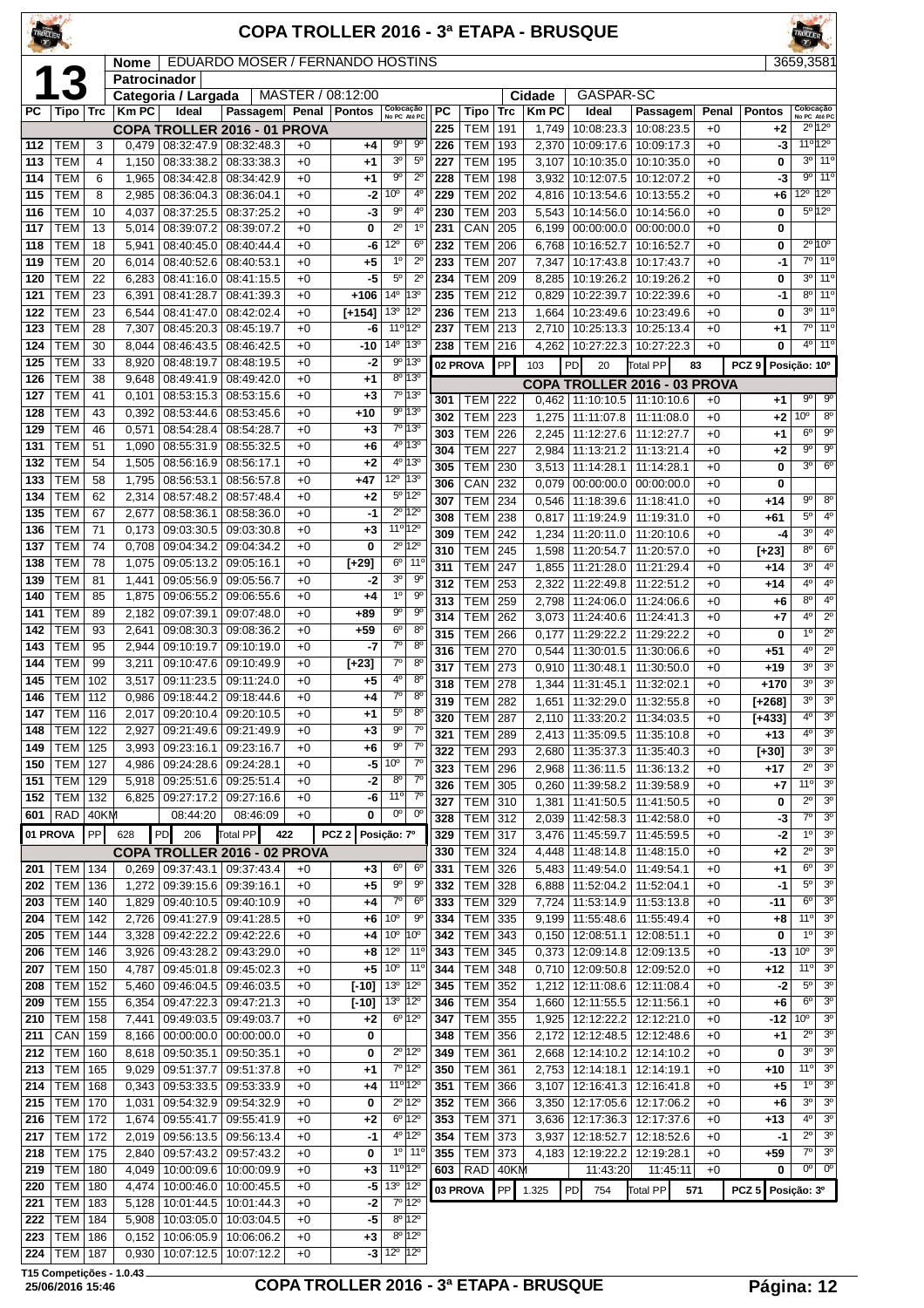# COPA TROLLER 2016 - 3ª ETAPA - BRUSQUE

**13** | **Nome** EDUARDO MOSER / FERNANDO HOSTINS | 3659,3581

**Patrocinador**

**Categoria / Largada** MASTER / 08:12:00 | **Cidade** GASPAR-SC

| PC | Tipo | Trc | Km PC | Ideal | Passagem | Penal | Pontos | Colocação No PC | Colocação Até PC |
|---|---|---|---|---|---|---|---|---|---|
| | | | | **COPA TROLLER 2016 - 01 PROVA** | | | | | |
| 112 | TEM | 3 | 0,479 | 08:32:47.9 | 08:32:48.3 | +0 | +4 | 9º | 9º |
| 113 | TEM | 4 | 1,150 | 08:33:38.2 | 08:33:38.3 | +0 | +1 | 3º | 5º |
| 114 | TEM | 6 | 1,965 | 08:34:42.8 | 08:34:42.9 | +0 | +1 | 9º | 2º |
| 115 | TEM | 8 | 2,985 | 08:36:04.3 | 08:36:04.1 | +0 | -2 | 10º | 4º |
| 116 | TEM | 10 | 4,037 | 08:37:25.5 | 08:37:25.2 | +0 | -3 | 9º | 4º |
| 117 | TEM | 13 | 5,014 | 08:39:07.2 | 08:39:07.2 | +0 | 0 | 2º | 1º |
| 118 | TEM | 18 | 5,941 | 08:40:45.0 | 08:40:44.4 | +0 | -6 | 12º | 6º |
| 119 | TEM | 20 | 6,014 | 08:40:52.6 | 08:40:53.1 | +0 | +5 | 1º | 2º |
| 120 | TEM | 22 | 6,283 | 08:41:16.0 | 08:41:15.5 | +0 | -5 | 5º | 2º |
| 121 | TEM | 23 | 6,391 | 08:41:28.7 | 08:41:39.3 | +0 | +106 | 14º | 13º |
| 122 | TEM | 23 | 6,544 | 08:41:47.0 | 08:42:02.4 | +0 | [+154] | 13º | 12º |
| 123 | TEM | 28 | 7,307 | 08:45:20.3 | 08:45:19.7 | +0 | -6 | 11º | 12º |
| 124 | TEM | 30 | 8,044 | 08:46:43.5 | 08:46:42.5 | +0 | -10 | 14º | 13º |
| 125 | TEM | 33 | 8,920 | 08:48:19.7 | 08:48:19.5 | +0 | -2 | 9º | 13º |
| 126 | TEM | 38 | 9,648 | 08:49:41.9 | 08:49:42.0 | +0 | +1 | 8º | 13º |
| 127 | TEM | 41 | 0,101 | 08:53:15.3 | 08:53:15.6 | +0 | +3 | 7º | 13º |
| 128 | TEM | 43 | 0,392 | 08:53:44.6 | 08:53:45.6 | +0 | +10 | 9º | 13º |
| 129 | TEM | 46 | 0,571 | 08:54:28.4 | 08:54:28.7 | +0 | +3 | 7º | 13º |
| 131 | TEM | 51 | 1,090 | 08:55:31.9 | 08:55:32.5 | +0 | +6 | 4º | 13º |
| 132 | TEM | 54 | 1,505 | 08:56:16.9 | 08:56:17.1 | +0 | +2 | 4º | 13º |
| 133 | TEM | 58 | 1,795 | 08:56:53.1 | 08:56:57.8 | +0 | +47 | 12º | 13º |
| 134 | TEM | 62 | 2,314 | 08:57:48.2 | 08:57:48.4 | +0 | +2 | 5º | 12º |
| 135 | TEM | 67 | 2,677 | 08:58:36.1 | 08:58:36.0 | +0 | -1 | 2º | 12º |
| 136 | TEM | 71 | 0,173 | 09:03:30.5 | 09:03:30.8 | +0 | +3 | 11º | 12º |
| 137 | TEM | 74 | 0,708 | 09:04:34.2 | 09:04:34.2 | +0 | 0 | 2º | 12º |
| 138 | TEM | 78 | 1,075 | 09:05:13.2 | 09:05:16.1 | +0 | [+29] | 6º | 11º |
| 139 | TEM | 81 | 1,441 | 09:05:56.9 | 09:05:56.7 | +0 | -2 | 3º | 9º |
| 140 | TEM | 85 | 1,875 | 09:06:55.2 | 09:06:55.6 | +0 | +4 | 1º | 9º |
| 141 | TEM | 89 | 2,182 | 09:07:39.1 | 09:07:48.0 | +0 | +89 | 9º | 9º |
| 142 | TEM | 93 | 2,641 | 09:08:30.3 | 09:08:36.2 | +0 | +59 | 6º | 8º |
| 143 | TEM | 95 | 2,944 | 09:10:19.7 | 09:10:19.0 | +0 | -7 | 7º | 8º |
| 144 | TEM | 99 | 3,211 | 09:10:47.6 | 09:10:49.9 | +0 | [+23] | 7º | 8º |
| 145 | TEM | 102 | 3,517 | 09:11:23.5 | 09:11:24.0 | +0 | +5 | 4º | 8º |
| 146 | TEM | 112 | 0,986 | 09:18:44.2 | 09:18:44.6 | +0 | +4 | 7º | 8º |
| 147 | TEM | 116 | 2,017 | 09:20:10.4 | 09:20:10.5 | +0 | +1 | 5º | 8º |
| 148 | TEM | 122 | 2,927 | 09:21:49.6 | 09:21:49.9 | +0 | +3 | 9º | 7º |
| 149 | TEM | 125 | 3,993 | 09:23:16.1 | 09:23:16.7 | +0 | +6 | 9º | 7º |
| 150 | TEM | 127 | 4,986 | 09:24:28.6 | 09:24:28.1 | +0 | -5 | 10º | 7º |
| 151 | TEM | 129 | 5,918 | 09:25:51.6 | 09:25:51.4 | +0 | -2 | 8º | 7º |
| 152 | TEM | 132 | 6,825 | 09:27:17.2 | 09:27:16.6 | +0 | -6 | 11º | 7º |
| 601 | RAD | 40KM | | 08:44:20 | 08:46:09 | +0 | 0 | 0º | 0º |
| 01 PROVA | PP | 628 | PD 206 | Total PP 422 | | | PCZ 2 | Posição: 7º | |
| | | | | **COPA TROLLER 2016 - 02 PROVA** | | | | | |
| 201 | TEM | 134 | 0,269 | 09:37:43.1 | 09:37:43.4 | +0 | +3 | 6º | 6º |
| 202 | TEM | 136 | 1,272 | 09:39:15.6 | 09:39:16.1 | +0 | +5 | 9º | 9º |
| 203 | TEM | 140 | 1,829 | 09:40:10.5 | 09:40:10.9 | +0 | +4 | 7º | 6º |
| 204 | TEM | 142 | 2,726 | 09:41:27.9 | 09:41:28.5 | +0 | +6 | 10º | 9º |
| 205 | TEM | 144 | 3,328 | 09:42:22.2 | 09:42:22.6 | +0 | +4 | 10º | 10º |
| 206 | TEM | 146 | 3,926 | 09:43:28.2 | 09:43:29.0 | +0 | +8 | 12º | 11º |
| 207 | TEM | 150 | 4,787 | 09:45:01.8 | 09:45:02.3 | +0 | +5 | 10º | 11º |
| 208 | TEM | 152 | 5,460 | 09:46:04.5 | 09:46:03.5 | +0 | [-10] | 13º | 12º |
| 209 | TEM | 155 | 6,354 | 09:47:22.3 | 09:47:21.3 | +0 | [-10] | 13º | 12º |
| 210 | TEM | 158 | 7,441 | 09:49:03.5 | 09:49:03.7 | +0 | +2 | 6º | 12º |
| 211 | CAN | 159 | 8,166 | 00:00:00.0 | 00:00:00.0 | +0 | 0 | | |
| 212 | TEM | 160 | 8,618 | 09:50:35.1 | 09:50:35.1 | +0 | 0 | 2º | 12º |
| 213 | TEM | 165 | 9,029 | 09:51:37.7 | 09:51:37.8 | +0 | +1 | 7º | 12º |
| 214 | TEM | 168 | 0,343 | 09:53:33.5 | 09:53:33.9 | +0 | +4 | 11º | 12º |
| 215 | TEM | 170 | 1,031 | 09:54:32.9 | 09:54:32.9 | +0 | 0 | 2º | 12º |
| 216 | TEM | 172 | 1,674 | 09:55:41.7 | 09:55:41.9 | +0 | +2 | 6º | 12º |
| 217 | TEM | 172 | 2,019 | 09:56:13.5 | 09:56:13.4 | +0 | -1 | 4º | 12º |
| 218 | TEM | 175 | 2,840 | 09:57:43.2 | 09:57:43.2 | +0 | 0 | 1º | 11º |
| 219 | TEM | 180 | 4,049 | 10:00:09.6 | 10:00:09.9 | +0 | +3 | 11º | 12º |
| 220 | TEM | 180 | 4,474 | 10:00:46.0 | 10:00:45.5 | +0 | -5 | 13º | 12º |
| 221 | TEM | 183 | 5,128 | 10:01:44.5 | 10:01:44.3 | +0 | -2 | 7º | 12º |
| 222 | TEM | 184 | 5,908 | 10:03:05.0 | 10:03:04.5 | +0 | -5 | 8º | 12º |
| 223 | TEM | 186 | 0,152 | 10:06:05.9 | 10:06:06.2 | +0 | +3 | 8º | 12º |
| 224 | TEM | 187 | 0,930 | 10:07:12.5 | 10:07:12.2 | +0 | -3 | 12º | 12º |
| 225 | TEM | 191 | 1,749 | 10:08:23.3 | 10:08:23.5 | +0 | +2 | 2º | 12º |
| 226 | TEM | 193 | 2,370 | 10:09:17.6 | 10:09:17.3 | +0 | -3 | 11º | 12º |
| 227 | TEM | 195 | 3,107 | 10:10:35.0 | 10:10:35.0 | +0 | 0 | 3º | 11º |
| 228 | TEM | 198 | 3,932 | 10:12:07.5 | 10:12:07.2 | +0 | -3 | 9º | 11º |
| 229 | TEM | 202 | 4,816 | 10:13:54.6 | 10:13:55.2 | +0 | +6 | 12º | 12º |
| 230 | TEM | 203 | 5,543 | 10:14:56.0 | 10:14:56.0 | +0 | 0 | 5º | 12º |
| 231 | CAN | 205 | 6,199 | 00:00:00.0 | 00:00:00.0 | +0 | 0 | | |
| 232 | TEM | 206 | 6,768 | 10:16:52.7 | 10:16:52.7 | +0 | 0 | 2º | 10º |
| 233 | TEM | 207 | 7,347 | 10:17:43.8 | 10:17:43.7 | +0 | -1 | 7º | 11º |
| 234 | TEM | 209 | 8,285 | 10:19:26.2 | 10:19:26.2 | +0 | 0 | 3º | 11º |
| 235 | TEM | 212 | 0,829 | 10:22:39.7 | 10:22:39.6 | +0 | -1 | 8º | 11º |
| 236 | TEM | 213 | 1,664 | 10:23:49.6 | 10:23:49.6 | +0 | 0 | 3º | 11º |
| 237 | TEM | 213 | 2,710 | 10:25:13.3 | 10:25:13.4 | +0 | +1 | 7º | 11º |
| 238 | TEM | 216 | 4,262 | 10:27:22.3 | 10:27:22.3 | +0 | 0 | 4º | 11º |
| 02 PROVA | PP | 103 | PD 20 | Total PP 83 | | | PCZ 9 | Posição: 10º | |
| | | | | **COPA TROLLER 2016 - 03 PROVA** | | | | | |
| 301 | TEM | 222 | 0,462 | 11:10:10.5 | 11:10:10.6 | +0 | +1 | 9º | 9º |
| 302 | TEM | 223 | 1,275 | 11:11:07.8 | 11:11:08.0 | +0 | +2 | 10º | 8º |
| 303 | TEM | 226 | 2,245 | 11:12:27.6 | 11:12:27.7 | +0 | +1 | 6º | 9º |
| 304 | TEM | 227 | 2,984 | 11:13:21.2 | 11:13:21.4 | +0 | +2 | 9º | 9º |
| 305 | TEM | 230 | 3,513 | 11:14:28.1 | 11:14:28.1 | +0 | 0 | 3º | 6º |
| 306 | CAN | 232 | 0,079 | 00:00:00.0 | 00:00:00.0 | +0 | 0 | | |
| 307 | TEM | 234 | 0,546 | 11:18:39.6 | 11:18:41.0 | +0 | +14 | 9º | 8º |
| 308 | TEM | 238 | 0,817 | 11:19:24.9 | 11:19:31.0 | +0 | +61 | 5º | 4º |
| 309 | TEM | 242 | 1,234 | 11:20:11.0 | 11:20:10.6 | +0 | -4 | 3º | 4º |
| 310 | TEM | 245 | 1,598 | 11:20:54.7 | 11:20:57.0 | +0 | [+23] | 8º | 6º |
| 311 | TEM | 247 | 1,855 | 11:21:28.0 | 11:21:29.4 | +0 | +14 | 3º | 4º |
| 312 | TEM | 253 | 2,322 | 11:22:49.8 | 11:22:51.2 | +0 | +14 | 4º | 4º |
| 313 | TEM | 259 | 2,798 | 11:24:06.0 | 11:24:06.6 | +0 | +6 | 8º | 4º |
| 314 | TEM | 262 | 3,073 | 11:24:40.6 | 11:24:41.3 | +0 | +7 | 4º | 2º |
| 315 | TEM | 266 | 0,177 | 11:29:22.2 | 11:29:22.2 | +0 | 0 | 1º | 2º |
| 316 | TEM | 270 | 0,544 | 11:30:01.5 | 11:30:06.6 | +0 | +51 | 4º | 2º |
| 317 | TEM | 273 | 0,910 | 11:30:48.1 | 11:30:50.0 | +0 | +19 | 3º | 3º |
| 318 | TEM | 278 | 1,344 | 11:31:45.1 | 11:32:02.1 | +0 | +170 | 3º | 3º |
| 319 | TEM | 282 | 1,651 | 11:32:29.0 | 11:32:55.8 | +0 | [+268] | 3º | 3º |
| 320 | TEM | 287 | 2,110 | 11:33:20.2 | 11:34:03.5 | +0 | [+433] | 4º | 3º |
| 321 | TEM | 289 | 2,413 | 11:35:09.5 | 11:35:10.8 | +0 | +13 | 4º | 3º |
| 322 | TEM | 293 | 2,680 | 11:35:37.3 | 11:35:40.3 | +0 | [+30] | 3º | 3º |
| 323 | TEM | 296 | 2,968 | 11:36:11.5 | 11:36:13.2 | +0 | +17 | 2º | 3º |
| 326 | TEM | 305 | 0,260 | 11:39:58.2 | 11:39:58.9 | +0 | +7 | 11º | 3º |
| 327 | TEM | 310 | 1,381 | 11:41:50.5 | 11:41:50.5 | +0 | 0 | 2º | 3º |
| 328 | TEM | 312 | 2,039 | 11:42:58.3 | 11:42:58.0 | +0 | -3 | 7º | 3º |
| 329 | TEM | 317 | 3,476 | 11:45:59.7 | 11:45:59.5 | +0 | -2 | 1º | 3º |
| 330 | TEM | 324 | 4,448 | 11:48:14.8 | 11:48:15.0 | +0 | +2 | 2º | 3º |
| 331 | TEM | 326 | 5,483 | 11:49:54.0 | 11:49:54.1 | +0 | +1 | 6º | 3º |
| 332 | TEM | 328 | 6,888 | 11:52:04.2 | 11:52:04.1 | +0 | -1 | 5º | 3º |
| 333 | TEM | 329 | 7,724 | 11:53:14.9 | 11:53:13.8 | +0 | -11 | 6º | 3º |
| 334 | TEM | 335 | 9,199 | 11:55:48.6 | 11:55:49.4 | +0 | +8 | 11º | 3º |
| 342 | TEM | 343 | 0,150 | 12:08:51.1 | 12:08:51.1 | +0 | 0 | 1º | 3º |
| 343 | TEM | 345 | 0,373 | 12:09:14.8 | 12:09:13.5 | +0 | -13 | 10º | 3º |
| 344 | TEM | 348 | 0,710 | 12:09:50.8 | 12:09:52.0 | +0 | +12 | 11º | 3º |
| 345 | TEM | 352 | 1,212 | 12:11:08.6 | 12:11:08.4 | +0 | -2 | 5º | 3º |
| 346 | TEM | 354 | 1,660 | 12:11:55.5 | 12:11:56.1 | +0 | +6 | 6º | 3º |
| 347 | TEM | 355 | 1,925 | 12:12:22.2 | 12:12:21.0 | +0 | -12 | 10º | 3º |
| 348 | TEM | 356 | 2,172 | 12:12:48.5 | 12:12:48.6 | +0 | +1 | 2º | 3º |
| 349 | TEM | 361 | 2,668 | 12:14:10.2 | 12:14:10.2 | +0 | 0 | 3º | 3º |
| 350 | TEM | 361 | 2,753 | 12:14:18.1 | 12:14:19.1 | +0 | +10 | 11º | 3º |
| 351 | TEM | 366 | 3,107 | 12:16:41.3 | 12:16:41.8 | +0 | +5 | 1º | 3º |
| 352 | TEM | 366 | 3,350 | 12:17:05.6 | 12:17:06.2 | +0 | +6 | 3º | 3º |
| 353 | TEM | 371 | 3,636 | 12:17:36.3 | 12:17:37.6 | +0 | +13 | 4º | 3º |
| 354 | TEM | 373 | 3,937 | 12:18:52.7 | 12:18:52.6 | +0 | -1 | 2º | 3º |
| 355 | TEM | 373 | 4,183 | 12:19:22.2 | 12:19:28.1 | +0 | +59 | 7º | 3º |
| 603 | RAD | 40KM | | 11:43:20 | 11:45:11 | +0 | 0 | 0º | 0º |
| 03 PROVA | PP | 1.325 | PD 754 | Total PP 571 | | | PCZ 5 | Posição: 3º | |

T15 Competições - 1.0.43
25/06/2016 15:46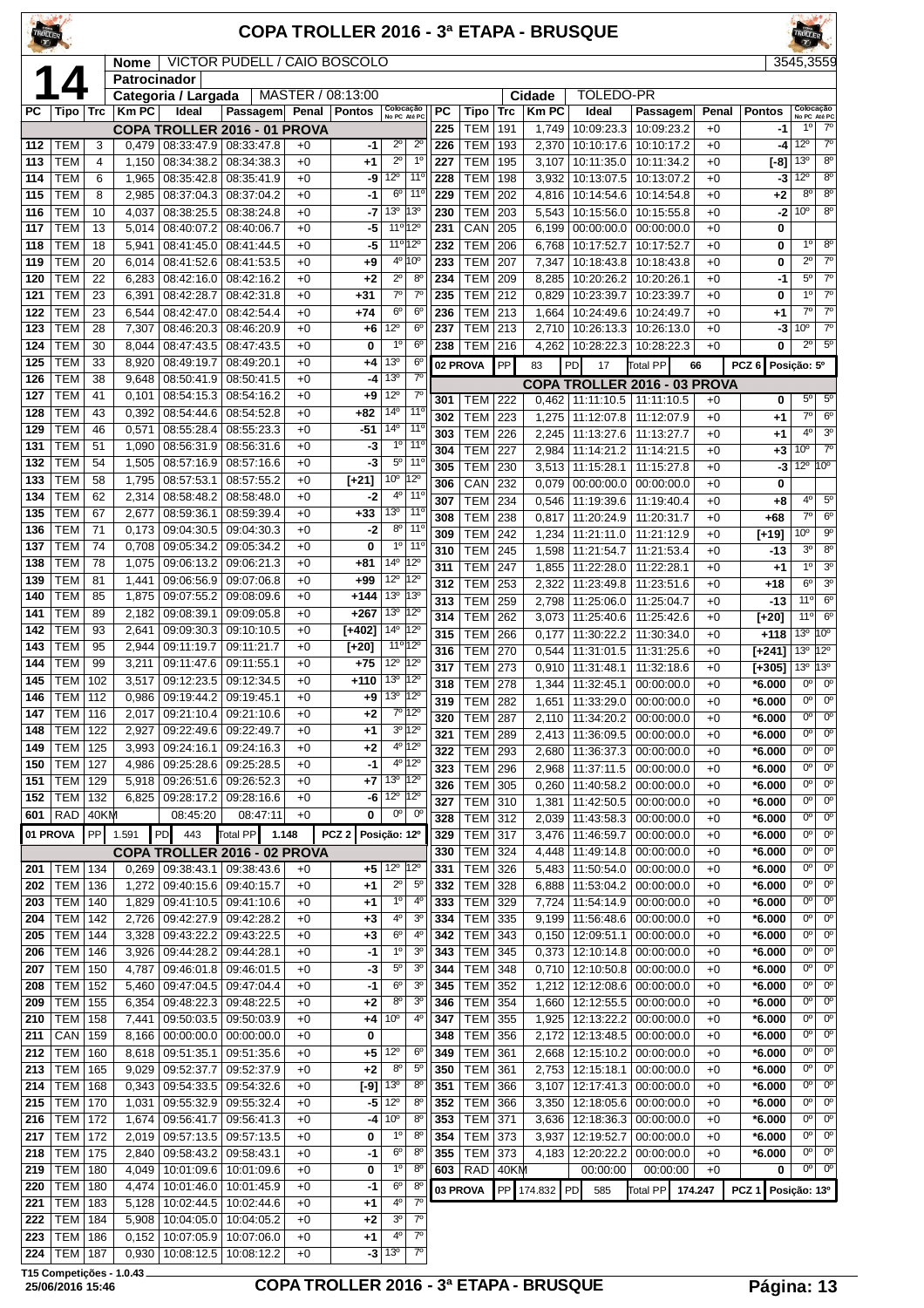# COPA TROLLER 2016 - 3ª ETAPA - BRUSQUE

**14**

| Nome | VICTOR PUDELL / CAIO BOSCOLO | | 3545,3559 |
|---|---|---|---|
| Patrocinador | | | |
| Categoria / Largada | MASTER / 08:13:00 | Cidade | TOLEDO-PR |

## COPA TROLLER 2016 - 01 PROVA

| PC | Tipo | Trc | Km PC | Ideal | Passagem | Penal | Pontos | Colocação No PC | Colocação Até PC |
|---|---|---|---|---|---|---|---|---|---|
| 112 | TEM | 3 | 0,479 | 08:33:47.9 | 08:33:47.8 | +0 | -1 | 2º | 2º |
| 113 | TEM | 4 | 1,150 | 08:34:38.2 | 08:34:38.3 | +0 | +1 | 2º | 1º |
| 114 | TEM | 6 | 1,965 | 08:35:42.8 | 08:35:41.9 | +0 | -9 | 12º | 11º |
| 115 | TEM | 8 | 2,985 | 08:37:04.3 | 08:37:04.2 | +0 | -1 | 6º | 11º |
| 116 | TEM | 10 | 4,037 | 08:38:25.5 | 08:38:24.8 | +0 | -7 | 13º | 13º |
| 117 | TEM | 13 | 5,014 | 08:40:07.2 | 08:40:06.7 | +0 | -5 | 11º | 12º |
| 118 | TEM | 18 | 5,941 | 08:41:45.0 | 08:41:44.5 | +0 | -5 | 11º | 12º |
| 119 | TEM | 20 | 6,014 | 08:41:52.6 | 08:41:53.5 | +0 | +9 | 4º | 10º |
| 120 | TEM | 22 | 6,283 | 08:42:16.0 | 08:42:16.2 | +0 | +2 | 2º | 8º |
| 121 | TEM | 23 | 6,391 | 08:42:28.7 | 08:42:31.8 | +0 | +31 | 7º | 7º |
| 122 | TEM | 23 | 6,544 | 08:42:47.0 | 08:42:54.4 | +0 | +74 | 6º | 6º |
| 123 | TEM | 28 | 7,307 | 08:46:20.3 | 08:46:20.9 | +0 | +6 | 12º | 6º |
| 124 | TEM | 30 | 8,044 | 08:47:43.5 | 08:47:43.5 | +0 | 0 | 1º | 6º |
| 125 | TEM | 33 | 8,920 | 08:49:19.7 | 08:49:20.1 | +0 | +4 | 13º | 6º |
| 126 | TEM | 38 | 9,648 | 08:50:41.9 | 08:50:41.5 | +0 | -4 | 13º | 7º |
| 127 | TEM | 41 | 0,101 | 08:54:15.3 | 08:54:16.2 | +0 | +9 | 12º | 7º |
| 128 | TEM | 43 | 0,392 | 08:54:44.6 | 08:54:52.8 | +0 | +82 | 14º | 11º |
| 129 | TEM | 46 | 0,571 | 08:55:28.4 | 08:55:23.3 | +0 | -51 | 14º | 11º |
| 131 | TEM | 51 | 1,090 | 08:56:31.9 | 08:56:31.6 | +0 | -3 | 1º | 11º |
| 132 | TEM | 54 | 1,505 | 08:57:16.9 | 08:57:16.6 | +0 | -3 | 5º | 11º |
| 133 | TEM | 58 | 1,795 | 08:57:53.1 | 08:57:55.2 | +0 | [+21] | 10º | 12º |
| 134 | TEM | 62 | 2,314 | 08:58:48.2 | 08:58:48.0 | +0 | -2 | 4º | 11º |
| 135 | TEM | 67 | 2,677 | 08:59:36.1 | 08:59:39.4 | +0 | +33 | 13º | 11º |
| 136 | TEM | 71 | 0,173 | 09:04:30.5 | 09:04:30.3 | +0 | -2 | 8º | 11º |
| 137 | TEM | 74 | 0,708 | 09:05:34.2 | 09:05:34.2 | +0 | 0 | 1º | 11º |
| 138 | TEM | 78 | 1,075 | 09:06:13.2 | 09:06:21.3 | +0 | +81 | 14º | 12º |
| 139 | TEM | 81 | 1,441 | 09:06:56.9 | 09:07:06.8 | +0 | +99 | 12º | 12º |
| 140 | TEM | 85 | 1,875 | 09:07:55.2 | 09:08:09.6 | +0 | +144 | 13º | 13º |
| 141 | TEM | 89 | 2,182 | 09:08:39.1 | 09:09:05.8 | +0 | +267 | 13º | 12º |
| 142 | TEM | 93 | 2,641 | 09:09:30.3 | 09:10:10.5 | +0 | [+402] | 14º | 12º |
| 143 | TEM | 95 | 2,944 | 09:11:19.7 | 09:11:21.7 | +0 | [+20] | 11º | 12º |
| 144 | TEM | 99 | 3,211 | 09:11:47.6 | 09:11:55.1 | +0 | +75 | 12º | 12º |
| 145 | TEM | 102 | 3,517 | 09:12:23.5 | 09:12:34.5 | +0 | +110 | 13º | 12º |
| 146 | TEM | 112 | 0,986 | 09:19:44.2 | 09:19:45.1 | +0 | +9 | 13º | 12º |
| 147 | TEM | 116 | 2,017 | 09:21:10.4 | 09:21:10.6 | +0 | +2 | 7º | 12º |
| 148 | TEM | 122 | 2,927 | 09:22:49.6 | 09:22:49.7 | +0 | +1 | 3º | 12º |
| 149 | TEM | 125 | 3,993 | 09:24:16.1 | 09:24:16.3 | +0 | +2 | 4º | 12º |
| 150 | TEM | 127 | 4,986 | 09:25:28.6 | 09:25:28.5 | +0 | -1 | 4º | 12º |
| 151 | TEM | 129 | 5,918 | 09:26:51.6 | 09:26:52.3 | +0 | +7 | 13º | 12º |
| 152 | TEM | 132 | 6,825 | 09:28:17.2 | 09:28:16.6 | +0 | -6 | 12º | 12º |
| 601 | RAD | 40KM | | 08:45:20 | 08:47:11 | +0 | 0 | 0º | 0º |

01 PROVA | PP 1.591 | PD 443 | Total PP 1.148 | PCZ 2 | Posição: 12º

## COPA TROLLER 2016 - 02 PROVA

| PC | Tipo | Trc | Km PC | Ideal | Passagem | Penal | Pontos | Colocação No PC | Colocação Até PC |
|---|---|---|---|---|---|---|---|---|---|
| 201 | TEM | 134 | 0,269 | 09:38:43.1 | 09:38:43.6 | +0 | +5 | 12º | 12º |
| 202 | TEM | 136 | 1,272 | 09:40:15.6 | 09:40:15.7 | +0 | +1 | 2º | 5º |
| 203 | TEM | 140 | 1,829 | 09:41:10.5 | 09:41:10.6 | +0 | +1 | 1º | 4º |
| 204 | TEM | 142 | 2,726 | 09:42:27.9 | 09:42:28.2 | +0 | +3 | 4º | 3º |
| 205 | TEM | 144 | 3,328 | 09:43:22.2 | 09:43:22.5 | +0 | +3 | 6º | 4º |
| 206 | TEM | 146 | 3,926 | 09:44:28.2 | 09:44:28.1 | +0 | -1 | 1º | 3º |
| 207 | TEM | 150 | 4,787 | 09:46:01.8 | 09:46:01.5 | +0 | -3 | 5º | 3º |
| 208 | TEM | 152 | 5,460 | 09:47:04.5 | 09:47:04.4 | +0 | -1 | 6º | 3º |
| 209 | TEM | 155 | 6,354 | 09:48:22.3 | 09:48:22.5 | +0 | +2 | 8º | 3º |
| 210 | TEM | 158 | 7,441 | 09:50:03.5 | 09:50:03.9 | +0 | +4 | 10º | 4º |
| 211 | CAN | 159 | 8,166 | 00:00:00.0 | 00:00:00.0 | +0 | 0 | | |
| 212 | TEM | 160 | 8,618 | 09:51:35.1 | 09:51:35.6 | +0 | +5 | 12º | 6º |
| 213 | TEM | 165 | 9,029 | 09:52:37.7 | 09:52:37.9 | +0 | +2 | 8º | 5º |
| 214 | TEM | 168 | 0,343 | 09:54:33.5 | 09:54:32.6 | +0 | [-9] | 13º | 8º |
| 215 | TEM | 170 | 1,031 | 09:55:32.9 | 09:55:32.4 | +0 | -5 | 12º | 8º |
| 216 | TEM | 172 | 1,674 | 09:56:41.7 | 09:56:41.3 | +0 | -4 | 10º | 8º |
| 217 | TEM | 172 | 2,019 | 09:57:13.5 | 09:57:13.5 | +0 | 0 | 1º | 8º |
| 218 | TEM | 175 | 2,840 | 09:58:43.2 | 09:58:43.1 | +0 | -1 | 6º | 8º |
| 219 | TEM | 180 | 4,049 | 10:01:09.6 | 10:01:09.6 | +0 | 0 | 1º | 8º |
| 220 | TEM | 180 | 4,474 | 10:01:46.0 | 10:01:45.9 | +0 | -1 | 6º | 8º |
| 221 | TEM | 183 | 5,128 | 10:02:44.5 | 10:02:44.6 | +0 | +1 | 4º | 7º |
| 222 | TEM | 184 | 5,908 | 10:04:05.0 | 10:04:05.2 | +0 | +2 | 3º | 7º |
| 223 | TEM | 186 | 0,152 | 10:07:05.9 | 10:07:06.0 | +0 | +1 | 4º | 7º |
| 224 | TEM | 187 | 0,930 | 10:08:12.5 | 10:08:12.2 | +0 | -3 | 13º | 7º |
| 225 | TEM | 191 | 1,749 | 10:09:23.3 | 10:09:23.2 | +0 | -1 | 1º | 7º |
| 226 | TEM | 193 | 2,370 | 10:10:17.6 | 10:10:17.2 | +0 | -4 | 12º | 7º |
| 227 | TEM | 195 | 3,107 | 10:11:35.0 | 10:11:34.2 | +0 | [-8] | 13º | 8º |
| 228 | TEM | 198 | 3,932 | 10:13:07.5 | 10:13:07.2 | +0 | -3 | 12º | 8º |
| 229 | TEM | 202 | 4,816 | 10:14:54.6 | 10:14:54.8 | +0 | +2 | 8º | 8º |
| 230 | TEM | 203 | 5,543 | 10:15:56.0 | 10:15:55.8 | +0 | -2 | 10º | 8º |
| 231 | CAN | 205 | 6,199 | 00:00:00.0 | 00:00:00.0 | +0 | 0 | | |
| 232 | TEM | 206 | 6,768 | 10:17:52.7 | 10:17:52.7 | +0 | 0 | 1º | 8º |
| 233 | TEM | 207 | 7,347 | 10:18:43.8 | 10:18:43.8 | +0 | 0 | 2º | 7º |
| 234 | TEM | 209 | 8,285 | 10:20:26.2 | 10:20:26.1 | +0 | -1 | 5º | 7º |
| 235 | TEM | 212 | 0,829 | 10:23:39.7 | 10:23:39.7 | +0 | 0 | 1º | 7º |
| 236 | TEM | 213 | 1,664 | 10:24:49.6 | 10:24:49.7 | +0 | +1 | 7º | 7º |
| 237 | TEM | 213 | 2,710 | 10:26:13.3 | 10:26:13.0 | +0 | -3 | 10º | 7º |
| 238 | TEM | 216 | 4,262 | 10:28:22.3 | 10:28:22.3 | +0 | 0 | 2º | 5º |

02 PROVA | PP 83 | PD 17 | Total PP 66 | PCZ 6 | Posição: 5º

## COPA TROLLER 2016 - 03 PROVA

| PC | Tipo | Trc | Km PC | Ideal | Passagem | Penal | Pontos | Colocação No PC | Colocação Até PC |
|---|---|---|---|---|---|---|---|---|---|
| 301 | TEM | 222 | 0,462 | 11:11:10.5 | 11:11:10.5 | +0 | 0 | 5º | 5º |
| 302 | TEM | 223 | 1,275 | 11:12:07.8 | 11:12:07.9 | +0 | +1 | 7º | 6º |
| 303 | TEM | 226 | 2,245 | 11:13:27.6 | 11:13:27.7 | +0 | +1 | 4º | 3º |
| 304 | TEM | 227 | 2,984 | 11:14:21.2 | 11:14:21.5 | +0 | +3 | 10º | 7º |
| 305 | TEM | 230 | 3,513 | 11:15:28.1 | 11:15:27.8 | +0 | -3 | 12º | 10º |
| 306 | CAN | 232 | 0,079 | 00:00:00.0 | 00:00:00.0 | +0 | 0 | | |
| 307 | TEM | 234 | 0,546 | 11:19:39.6 | 11:19:40.4 | +0 | +8 | 4º | 5º |
| 308 | TEM | 238 | 0,817 | 11:20:24.9 | 11:20:31.7 | +0 | +68 | 7º | 6º |
| 309 | TEM | 242 | 1,234 | 11:21:11.0 | 11:21:12.9 | +0 | [+19] | 10º | 9º |
| 310 | TEM | 245 | 1,598 | 11:21:54.7 | 11:21:53.4 | +0 | -13 | 3º | 8º |
| 311 | TEM | 247 | 1,855 | 11:22:28.0 | 11:22:28.1 | +0 | +1 | 1º | 3º |
| 312 | TEM | 253 | 2,322 | 11:23:49.8 | 11:23:51.6 | +0 | +18 | 6º | 3º |
| 313 | TEM | 259 | 2,798 | 11:25:06.0 | 11:25:04.7 | +0 | -13 | 11º | 6º |
| 314 | TEM | 262 | 3,073 | 11:25:40.6 | 11:25:42.6 | +0 | [+20] | 11º | 6º |
| 315 | TEM | 266 | 0,177 | 11:30:22.2 | 11:30:34.0 | +0 | +118 | 13º | 10º |
| 316 | TEM | 270 | 0,544 | 11:31:01.5 | 11:31:25.6 | +0 | [+241] | 13º | 12º |
| 317 | TEM | 273 | 0,910 | 11:31:48.1 | 11:32:18.6 | +0 | [+305] | 13º | 13º |
| 318 | TEM | 278 | 1,344 | 11:32:45.1 | 00:00:00.0 | +0 | *6.000 | 0º | 0º |
| 319 | TEM | 282 | 1,651 | 11:33:29.0 | 00:00:00.0 | +0 | *6.000 | 0º | 0º |
| 320 | TEM | 287 | 2,110 | 11:34:20.2 | 00:00:00.0 | +0 | *6.000 | 0º | 0º |
| 321 | TEM | 289 | 2,413 | 11:36:09.5 | 00:00:00.0 | +0 | *6.000 | 0º | 0º |
| 322 | TEM | 293 | 2,680 | 11:36:37.3 | 00:00:00.0 | +0 | *6.000 | 0º | 0º |
| 323 | TEM | 296 | 2,968 | 11:37:11.5 | 00:00:00.0 | +0 | *6.000 | 0º | 0º |
| 326 | TEM | 305 | 0,260 | 11:40:58.2 | 00:00:00.0 | +0 | *6.000 | 0º | 0º |
| 327 | TEM | 310 | 1,381 | 11:42:50.5 | 00:00:00.0 | +0 | *6.000 | 0º | 0º |
| 328 | TEM | 312 | 2,039 | 11:43:58.3 | 00:00:00.0 | +0 | *6.000 | 0º | 0º |
| 329 | TEM | 317 | 3,476 | 11:46:59.7 | 00:00:00.0 | +0 | *6.000 | 0º | 0º |
| 330 | TEM | 324 | 4,448 | 11:49:14.8 | 00:00:00.0 | +0 | *6.000 | 0º | 0º |
| 331 | TEM | 326 | 5,483 | 11:50:54.0 | 00:00:00.0 | +0 | *6.000 | 0º | 0º |
| 332 | TEM | 328 | 6,888 | 11:53:04.2 | 00:00:00.0 | +0 | *6.000 | 0º | 0º |
| 333 | TEM | 329 | 7,724 | 11:54:14.9 | 00:00:00.0 | +0 | *6.000 | 0º | 0º |
| 334 | TEM | 335 | 9,199 | 11:56:48.6 | 00:00:00.0 | +0 | *6.000 | 0º | 0º |
| 342 | TEM | 343 | 0,150 | 12:09:51.1 | 00:00:00.0 | +0 | *6.000 | 0º | 0º |
| 343 | TEM | 345 | 0,373 | 12:10:14.8 | 00:00:00.0 | +0 | *6.000 | 0º | 0º |
| 344 | TEM | 348 | 0,710 | 12:10:50.8 | 00:00:00.0 | +0 | *6.000 | 0º | 0º |
| 345 | TEM | 352 | 1,212 | 12:12:08.6 | 00:00:00.0 | +0 | *6.000 | 0º | 0º |
| 346 | TEM | 354 | 1,660 | 12:12:55.5 | 00:00:00.0 | +0 | *6.000 | 0º | 0º |
| 347 | TEM | 355 | 1,925 | 12:13:22.2 | 00:00:00.0 | +0 | *6.000 | 0º | 0º |
| 348 | TEM | 356 | 2,172 | 12:13:48.5 | 00:00:00.0 | +0 | *6.000 | 0º | 0º |
| 349 | TEM | 361 | 2,668 | 12:15:10.2 | 00:00:00.0 | +0 | *6.000 | 0º | 0º |
| 350 | TEM | 361 | 2,753 | 12:15:18.1 | 00:00:00.0 | +0 | *6.000 | 0º | 0º |
| 351 | TEM | 366 | 3,107 | 12:17:41.3 | 00:00:00.0 | +0 | *6.000 | 0º | 0º |
| 352 | TEM | 366 | 3,350 | 12:18:05.6 | 00:00:00.0 | +0 | *6.000 | 0º | 0º |
| 353 | TEM | 371 | 3,636 | 12:18:36.3 | 00:00:00.0 | +0 | *6.000 | 0º | 0º |
| 354 | TEM | 373 | 3,937 | 12:19:52.7 | 00:00:00.0 | +0 | *6.000 | 0º | 0º |
| 355 | TEM | 373 | 4,183 | 12:20:22.2 | 00:00:00.0 | +0 | *6.000 | 0º | 0º |
| 603 | RAD | 40KM | | 00:00:00 | 00:00:00 | +0 | 0 | 0º | 0º |

03 PROVA | PP 174.832 | PD 585 | Total PP 174.247 | PCZ 1 | Posição: 13º

T15 Competições - 1.0.43
25/06/2016 15:46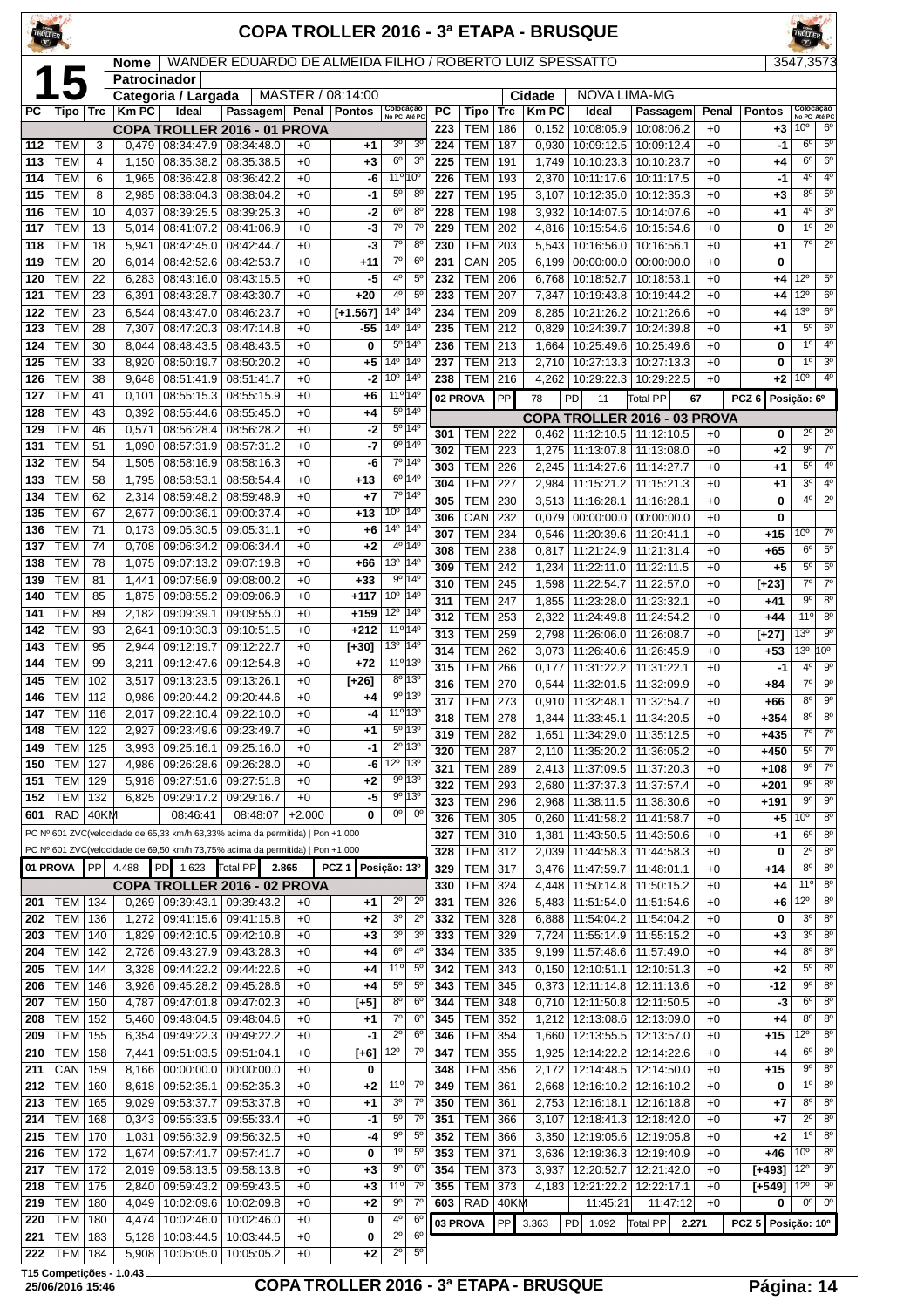# COPA TROLLER 2016 - 3ª ETAPA - BRUSQUE

**15**

| | |
|---|---|
| Nome | WANDER EDUARDO DE ALMEIDA FILHO / ROBERTO LUIZ SPESSATTO — 3547,3573 |
| Patrocinador | |
| Categoria / Largada | MASTER / 08:14:00 |
| Cidade | NOVA LIMA-MG |

## COPA TROLLER 2016 - 01 PROVA

| PC | Tipo | Trc | Km PC | Ideal | Passagem | Penal | Pontos | Colocação No PC | Colocação Até PC |
|---|---|---|---|---|---|---|---|---|---|
| 112 | TEM | 3 | 0,479 | 08:34:47.9 | 08:34:48.0 | +0 | +1 | 3º | 3º |
| 113 | TEM | 4 | 1,150 | 08:35:38.2 | 08:35:38.5 | +0 | +3 | 6º | 3º |
| 114 | TEM | 6 | 1,965 | 08:36:42.8 | 08:36:42.2 | +0 | -6 | 11º | 10º |
| 115 | TEM | 8 | 2,985 | 08:38:04.3 | 08:38:04.2 | +0 | -1 | 5º | 8º |
| 116 | TEM | 10 | 4,037 | 08:39:25.5 | 08:39:25.3 | +0 | -2 | 6º | 8º |
| 117 | TEM | 13 | 5,014 | 08:41:07.2 | 08:41:06.9 | +0 | -3 | 7º | 7º |
| 118 | TEM | 18 | 5,941 | 08:42:45.0 | 08:42:44.7 | +0 | -3 | 7º | 8º |
| 119 | TEM | 20 | 6,014 | 08:42:52.6 | 08:42:53.7 | +0 | +11 | 7º | 6º |
| 120 | TEM | 22 | 6,283 | 08:43:16.0 | 08:43:15.5 | +0 | -5 | 4º | 5º |
| 121 | TEM | 23 | 6,391 | 08:43:28.7 | 08:43:30.7 | +0 | +20 | 4º | 5º |
| 122 | TEM | 23 | 6,544 | 08:43:47.0 | 08:46:23.7 | +0 | [+1.567] | 14º | 14º |
| 123 | TEM | 28 | 7,307 | 08:47:20.3 | 08:47:14.8 | +0 | -55 | 14º | 14º |
| 124 | TEM | 30 | 8,044 | 08:48:43.5 | 08:48:43.5 | +0 | 0 | 5º | 14º |
| 125 | TEM | 33 | 8,920 | 08:50:19.7 | 08:50:20.2 | +0 | +5 | 14º | 14º |
| 126 | TEM | 38 | 9,648 | 08:51:41.9 | 08:51:41.7 | +0 | -2 | 10º | 14º |
| 127 | TEM | 41 | 0,101 | 08:55:15.3 | 08:55:15.9 | +0 | +6 | 11º | 14º |
| 128 | TEM | 43 | 0,392 | 08:55:44.6 | 08:55:45.0 | +0 | +4 | 5º | 14º |
| 129 | TEM | 46 | 0,571 | 08:56:28.4 | 08:56:28.2 | +0 | -2 | 5º | 14º |
| 131 | TEM | 51 | 1,090 | 08:57:31.9 | 08:57:31.2 | +0 | -7 | 9º | 14º |
| 132 | TEM | 54 | 1,505 | 08:58:16.9 | 08:58:16.3 | +0 | -6 | 7º | 14º |
| 133 | TEM | 58 | 1,795 | 08:58:53.1 | 08:58:54.4 | +0 | +13 | 6º | 14º |
| 134 | TEM | 62 | 2,314 | 08:59:48.2 | 08:59:48.9 | +0 | +7 | 7º | 14º |
| 135 | TEM | 67 | 2,677 | 09:00:36.1 | 09:00:37.4 | +0 | +13 | 10º | 14º |
| 136 | TEM | 71 | 0,173 | 09:05:30.5 | 09:05:31.1 | +0 | +6 | 14º | 14º |
| 137 | TEM | 74 | 0,708 | 09:06:34.2 | 09:06:34.4 | +0 | +2 | 4º | 14º |
| 138 | TEM | 78 | 1,075 | 09:07:13.2 | 09:07:19.8 | +0 | +66 | 13º | 14º |
| 139 | TEM | 81 | 1,441 | 09:07:56.9 | 09:08:00.2 | +0 | +33 | 9º | 14º |
| 140 | TEM | 85 | 1,875 | 09:08:55.2 | 09:09:06.9 | +0 | +117 | 10º | 14º |
| 141 | TEM | 89 | 2,182 | 09:09:39.1 | 09:09:55.0 | +0 | +159 | 12º | 14º |
| 142 | TEM | 93 | 2,641 | 09:10:30.3 | 09:10:51.5 | +0 | +212 | 11º | 14º |
| 143 | TEM | 95 | 2,944 | 09:12:19.7 | 09:12:22.7 | +0 | [+30] | 13º | 14º |
| 144 | TEM | 99 | 3,211 | 09:12:47.6 | 09:12:54.8 | +0 | +72 | 11º | 13º |
| 145 | TEM | 102 | 3,517 | 09:13:23.5 | 09:13:26.1 | +0 | [+26] | 8º | 13º |
| 146 | TEM | 112 | 0,986 | 09:20:44.2 | 09:20:44.6 | +0 | +4 | 9º | 13º |
| 147 | TEM | 116 | 2,017 | 09:22:10.4 | 09:22:10.0 | +0 | -4 | 11º | 13º |
| 148 | TEM | 122 | 2,927 | 09:23:49.6 | 09:23:49.7 | +0 | +1 | 5º | 13º |
| 149 | TEM | 125 | 3,993 | 09:25:16.1 | 09:25:16.0 | +0 | -1 | 2º | 13º |
| 150 | TEM | 127 | 4,986 | 09:26:28.6 | 09:26:28.0 | +0 | -6 | 12º | 13º |
| 151 | TEM | 129 | 5,918 | 09:27:51.6 | 09:27:51.8 | +0 | +2 | 9º | 13º |
| 152 | TEM | 132 | 6,825 | 09:29:17.2 | 09:29:16.7 | +0 | -5 | 9º | 13º |
| 601 | RAD | 40KM | | 08:46:41 | 08:48:07 | +2.000 | 0 | 0º | 0º |

PC Nº 601 ZVC(velocidade de 65,33 km/h 63,33% acima da permitida) | Pon +1.000

PC Nº 601 ZVC(velocidade de 69,50 km/h 73,75% acima da permitida) | Pon +1.000

01 PROVA | PP 4.488 | PD 1.623 | Total PP 2.865 | PCZ 1 | Posição: 13º

## COPA TROLLER 2016 - 02 PROVA

| PC | Tipo | Trc | Km PC | Ideal | Passagem | Penal | Pontos | Colocação No PC | Colocação Até PC |
|---|---|---|---|---|---|---|---|---|---|
| 201 | TEM | 134 | 0,269 | 09:39:43.1 | 09:39:43.2 | +0 | +1 | 2º | 2º |
| 202 | TEM | 136 | 1,272 | 09:41:15.6 | 09:41:15.8 | +0 | +2 | 3º | 2º |
| 203 | TEM | 140 | 1,829 | 09:42:10.5 | 09:42:10.8 | +0 | +3 | 3º | 3º |
| 204 | TEM | 142 | 2,726 | 09:43:27.9 | 09:43:28.3 | +0 | +4 | 6º | 4º |
| 205 | TEM | 144 | 3,328 | 09:44:22.2 | 09:44:22.6 | +0 | +4 | 11º | 5º |
| 206 | TEM | 146 | 3,926 | 09:45:28.2 | 09:45:28.6 | +0 | +4 | 5º | 5º |
| 207 | TEM | 150 | 4,787 | 09:47:01.8 | 09:47:02.3 | +0 | [+5] | 8º | 6º |
| 208 | TEM | 152 | 5,460 | 09:48:04.5 | 09:48:04.6 | +0 | +1 | 7º | 6º |
| 209 | TEM | 155 | 6,354 | 09:49:22.3 | 09:49:22.2 | +0 | -1 | 2º | 6º |
| 210 | TEM | 158 | 7,441 | 09:51:03.5 | 09:51:04.1 | +0 | [+6] | 12º | 7º |
| 211 | CAN | 159 | 8,166 | 00:00:00.0 | 00:00:00.0 | +0 | 0 | | |
| 212 | TEM | 160 | 8,618 | 09:52:35.1 | 09:52:35.3 | +0 | +2 | 11º | 7º |
| 213 | TEM | 165 | 9,029 | 09:53:37.7 | 09:53:37.8 | +0 | +1 | 3º | 7º |
| 214 | TEM | 168 | 0,343 | 09:55:33.5 | 09:55:33.4 | +0 | -1 | 5º | 7º |
| 215 | TEM | 170 | 1,031 | 09:56:32.9 | 09:56:32.5 | +0 | -4 | 9º | 5º |
| 216 | TEM | 172 | 1,674 | 09:57:41.7 | 09:57:41.7 | +0 | 0 | 1º | 5º |
| 217 | TEM | 172 | 2,019 | 09:58:13.5 | 09:58:13.8 | +0 | +3 | 9º | 6º |
| 218 | TEM | 175 | 2,840 | 09:59:43.2 | 09:59:43.5 | +0 | +3 | 11º | 7º |
| 219 | TEM | 180 | 4,049 | 10:02:09.6 | 10:02:09.8 | +0 | +2 | 9º | 7º |
| 220 | TEM | 180 | 4,474 | 10:02:46.0 | 10:02:46.0 | +0 | 0 | 4º | 6º |
| 221 | TEM | 183 | 5,128 | 10:03:44.5 | 10:03:44.5 | +0 | 0 | 2º | 6º |
| 222 | TEM | 184 | 5,908 | 10:05:05.0 | 10:05:05.2 | +0 | +2 | 2º | 5º |
| 223 | TEM | 186 | 0,152 | 10:08:05.9 | 10:08:06.2 | +0 | +3 | 10º | 6º |
| 224 | TEM | 187 | 0,930 | 10:09:12.5 | 10:09:12.4 | +0 | -1 | 6º | 5º |
| 225 | TEM | 191 | 1,749 | 10:10:23.3 | 10:10:23.7 | +0 | +4 | 6º | 6º |
| 226 | TEM | 193 | 2,370 | 10:11:17.6 | 10:11:17.5 | +0 | -1 | 4º | 4º |
| 227 | TEM | 195 | 3,107 | 10:12:35.0 | 10:12:35.3 | +0 | +3 | 8º | 5º |
| 228 | TEM | 198 | 3,932 | 10:14:07.5 | 10:14:07.6 | +0 | +1 | 4º | 3º |
| 229 | TEM | 202 | 4,816 | 10:15:54.6 | 10:15:54.6 | +0 | 0 | 1º | 2º |
| 230 | TEM | 203 | 5,543 | 10:16:56.0 | 10:16:56.1 | +0 | +1 | 7º | 2º |
| 231 | CAN | 205 | 6,199 | 00:00:00.0 | 00:00:00.0 | +0 | 0 | | |
| 232 | TEM | 206 | 6,768 | 10:18:52.7 | 10:18:53.1 | +0 | +4 | 12º | 5º |
| 233 | TEM | 207 | 7,347 | 10:19:43.8 | 10:19:44.2 | +0 | +4 | 12º | 6º |
| 234 | TEM | 209 | 8,285 | 10:21:26.2 | 10:21:26.6 | +0 | +4 | 13º | 6º |
| 235 | TEM | 212 | 0,829 | 10:24:39.7 | 10:24:39.8 | +0 | +1 | 5º | 6º |
| 236 | TEM | 213 | 1,664 | 10:25:49.6 | 10:25:49.6 | +0 | 0 | 1º | 4º |
| 237 | TEM | 213 | 2,710 | 10:27:13.3 | 10:27:13.3 | +0 | 0 | 1º | 3º |
| 238 | TEM | 216 | 4,262 | 10:29:22.3 | 10:29:22.5 | +0 | +2 | 10º | 4º |

02 PROVA | PP 78 | PD 11 | Total PP 67 | PCZ 6 | Posição: 6º

## COPA TROLLER 2016 - 03 PROVA

| PC | Tipo | Trc | Km PC | Ideal | Passagem | Penal | Pontos | Colocação No PC | Colocação Até PC |
|---|---|---|---|---|---|---|---|---|---|
| 301 | TEM | 222 | 0,462 | 11:12:10.5 | 11:12:10.5 | +0 | 0 | 2º | 2º |
| 302 | TEM | 223 | 1,275 | 11:13:07.8 | 11:13:08.0 | +0 | +2 | 9º | 7º |
| 303 | TEM | 226 | 2,245 | 11:14:27.6 | 11:14:27.7 | +0 | +1 | 5º | 4º |
| 304 | TEM | 227 | 2,984 | 11:15:21.2 | 11:15:21.3 | +0 | +1 | 3º | 4º |
| 305 | TEM | 230 | 3,513 | 11:16:28.1 | 11:16:28.1 | +0 | 0 | 4º | 2º |
| 306 | CAN | 232 | 0,079 | 00:00:00.0 | 00:00:00.0 | +0 | 0 | | |
| 307 | TEM | 234 | 0,546 | 11:20:39.6 | 11:20:41.1 | +0 | +15 | 10º | 7º |
| 308 | TEM | 238 | 0,817 | 11:21:24.9 | 11:21:31.4 | +0 | +65 | 6º | 5º |
| 309 | TEM | 242 | 1,234 | 11:22:11.0 | 11:22:11.5 | +0 | +5 | 5º | 5º |
| 310 | TEM | 245 | 1,598 | 11:22:54.7 | 11:22:57.0 | +0 | [+23] | 7º | 7º |
| 311 | TEM | 247 | 1,855 | 11:23:28.0 | 11:23:32.1 | +0 | +41 | 9º | 8º |
| 312 | TEM | 253 | 2,322 | 11:24:49.8 | 11:24:54.2 | +0 | +44 | 11º | 8º |
| 313 | TEM | 259 | 2,798 | 11:26:06.0 | 11:26:08.7 | +0 | [+27] | 13º | 9º |
| 314 | TEM | 262 | 3,073 | 11:26:40.6 | 11:26:45.9 | +0 | +53 | 13º | 10º |
| 315 | TEM | 266 | 0,177 | 11:31:22.2 | 11:31:22.1 | +0 | -1 | 4º | 9º |
| 316 | TEM | 270 | 0,544 | 11:32:01.5 | 11:32:09.9 | +0 | +84 | 7º | 9º |
| 317 | TEM | 273 | 0,910 | 11:32:48.1 | 11:32:54.7 | +0 | +66 | 8º | 9º |
| 318 | TEM | 278 | 1,344 | 11:33:45.1 | 11:34:20.5 | +0 | +354 | 8º | 8º |
| 319 | TEM | 282 | 1,651 | 11:34:29.0 | 11:35:12.5 | +0 | +435 | 7º | 7º |
| 320 | TEM | 287 | 2,110 | 11:35:20.2 | 11:36:05.2 | +0 | +450 | 5º | 7º |
| 321 | TEM | 289 | 2,413 | 11:37:09.5 | 11:37:20.3 | +0 | +108 | 9º | 7º |
| 322 | TEM | 293 | 2,680 | 11:37:37.3 | 11:37:57.4 | +0 | +201 | 9º | 8º |
| 323 | TEM | 296 | 2,968 | 11:38:11.5 | 11:38:30.6 | +0 | +191 | 9º | 9º |
| 326 | TEM | 305 | 0,260 | 11:41:58.2 | 11:41:58.7 | +0 | +5 | 10º | 8º |
| 327 | TEM | 310 | 1,381 | 11:43:50.5 | 11:43:50.6 | +0 | +1 | 6º | 8º |
| 328 | TEM | 312 | 2,039 | 11:44:58.3 | 11:44:58.3 | +0 | 0 | 2º | 8º |
| 329 | TEM | 317 | 3,476 | 11:47:59.7 | 11:48:01.1 | +0 | +14 | 8º | 8º |
| 330 | TEM | 324 | 4,448 | 11:50:14.8 | 11:50:15.2 | +0 | +4 | 11º | 8º |
| 331 | TEM | 326 | 5,483 | 11:51:54.0 | 11:51:54.6 | +0 | +6 | 12º | 8º |
| 332 | TEM | 328 | 6,888 | 11:54:04.2 | 11:54:04.2 | +0 | 0 | 3º | 8º |
| 333 | TEM | 329 | 7,724 | 11:55:14.9 | 11:55:15.2 | +0 | +3 | 3º | 8º |
| 334 | TEM | 335 | 9,199 | 11:57:48.6 | 11:57:49.0 | +0 | +4 | 8º | 8º |
| 342 | TEM | 343 | 0,150 | 12:10:51.1 | 12:10:51.3 | +0 | +2 | 5º | 8º |
| 343 | TEM | 345 | 0,373 | 12:11:14.8 | 12:11:13.6 | +0 | -12 | 9º | 8º |
| 344 | TEM | 348 | 0,710 | 12:11:50.8 | 12:11:50.5 | +0 | -3 | 6º | 8º |
| 345 | TEM | 352 | 1,212 | 12:13:08.6 | 12:13:09.0 | +0 | +4 | 8º | 8º |
| 346 | TEM | 354 | 1,660 | 12:13:55.5 | 12:13:57.0 | +0 | +15 | 12º | 8º |
| 347 | TEM | 355 | 1,925 | 12:14:22.2 | 12:14:22.6 | +0 | +4 | 6º | 8º |
| 348 | TEM | 356 | 2,172 | 12:14:48.5 | 12:14:50.0 | +0 | +15 | 9º | 8º |
| 349 | TEM | 361 | 2,668 | 12:16:10.2 | 12:16:10.2 | +0 | 0 | 1º | 8º |
| 350 | TEM | 361 | 2,753 | 12:16:18.1 | 12:16:18.8 | +0 | +7 | 8º | 8º |
| 351 | TEM | 366 | 3,107 | 12:18:41.3 | 12:18:42.0 | +0 | +7 | 2º | 8º |
| 352 | TEM | 366 | 3,350 | 12:19:05.6 | 12:19:05.8 | +0 | +2 | 1º | 8º |
| 353 | TEM | 371 | 3,636 | 12:19:36.3 | 12:19:40.9 | +0 | +46 | 10º | 8º |
| 354 | TEM | 373 | 3,937 | 12:20:52.7 | 12:21:42.0 | +0 | [+493] | 12º | 9º |
| 355 | TEM | 373 | 4,183 | 12:21:22.2 | 12:22:17.1 | +0 | [+549] | 12º | 9º |
| 603 | RAD | 40KM | | 11:45:21 | 11:47:12 | +0 | 0 | 0º | 0º |

03 PROVA | PP 3.363 | PD 1.092 | Total PP 2.271 | PCZ 5 | Posição: 10º

T15 Competições - 1.0.43
25/06/2016 15:46